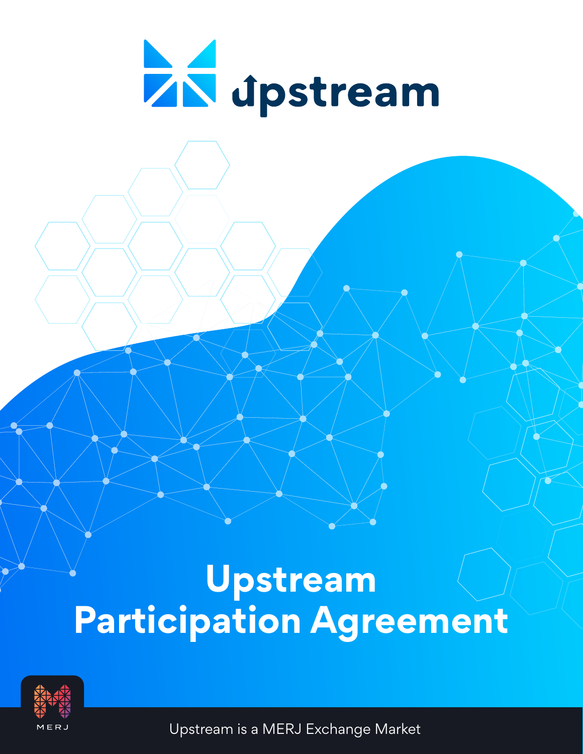upstream

# Upstream Participation Agreement

MERJ

Upstream is a MERJ Exchange Market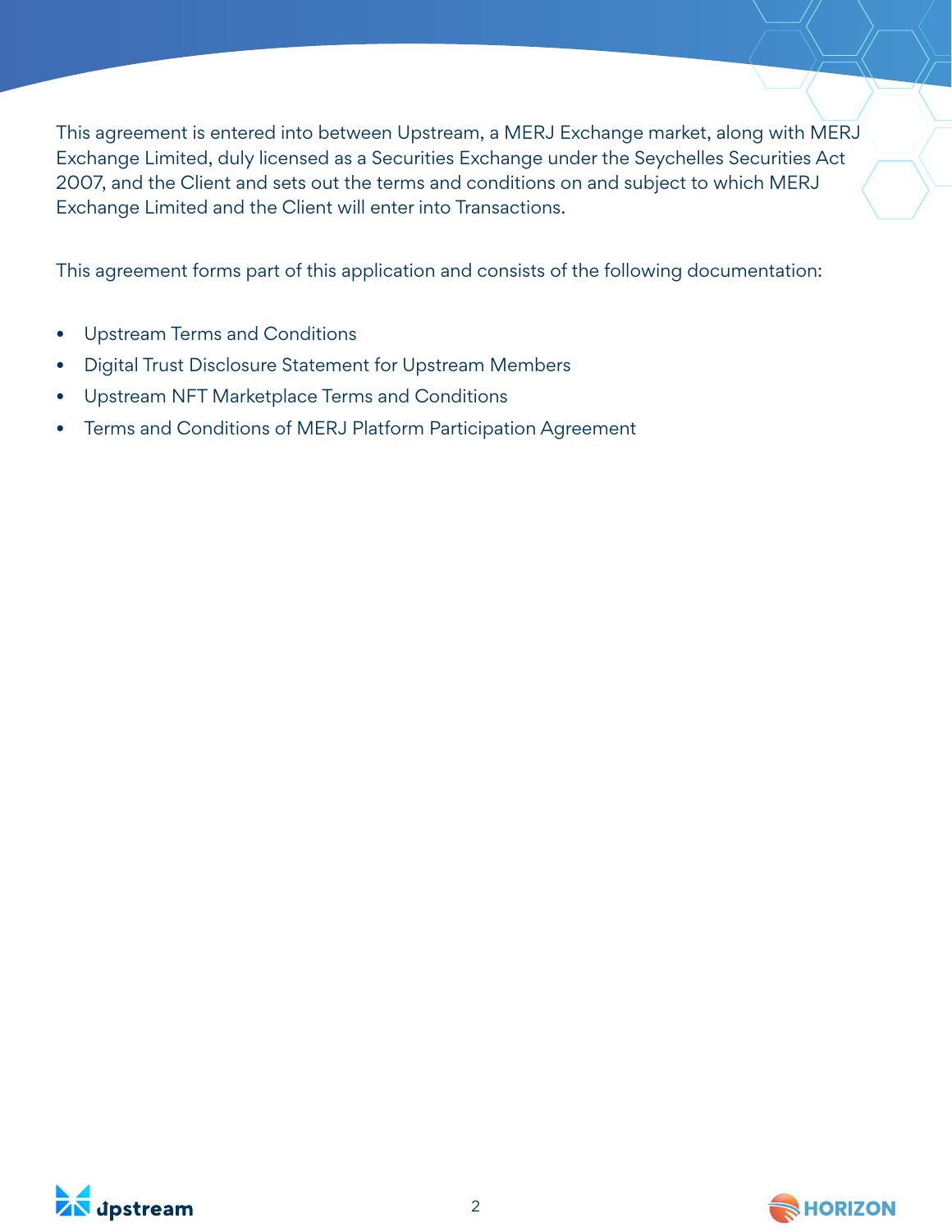This agreement is entered into between Upstream, a MERJ Exchange market, along with MERJ Exchange Limited, duly licensed as a Securities Exchange under the Seychelles Securities Act 2007, and the Client and sets out the terms and conditions on and subject to which MERJ Exchange Limited and the Client will enter into Transactions.

This agreement forms part of this application and consists of the following documentation:

- Upstream Terms and Conditions
- Digital Trust Disclosure Statement for Upstream Members
- Upstream NFT Marketplace Terms and Conditions
- Terms and Conditions of MERJ Platform Participation Agreement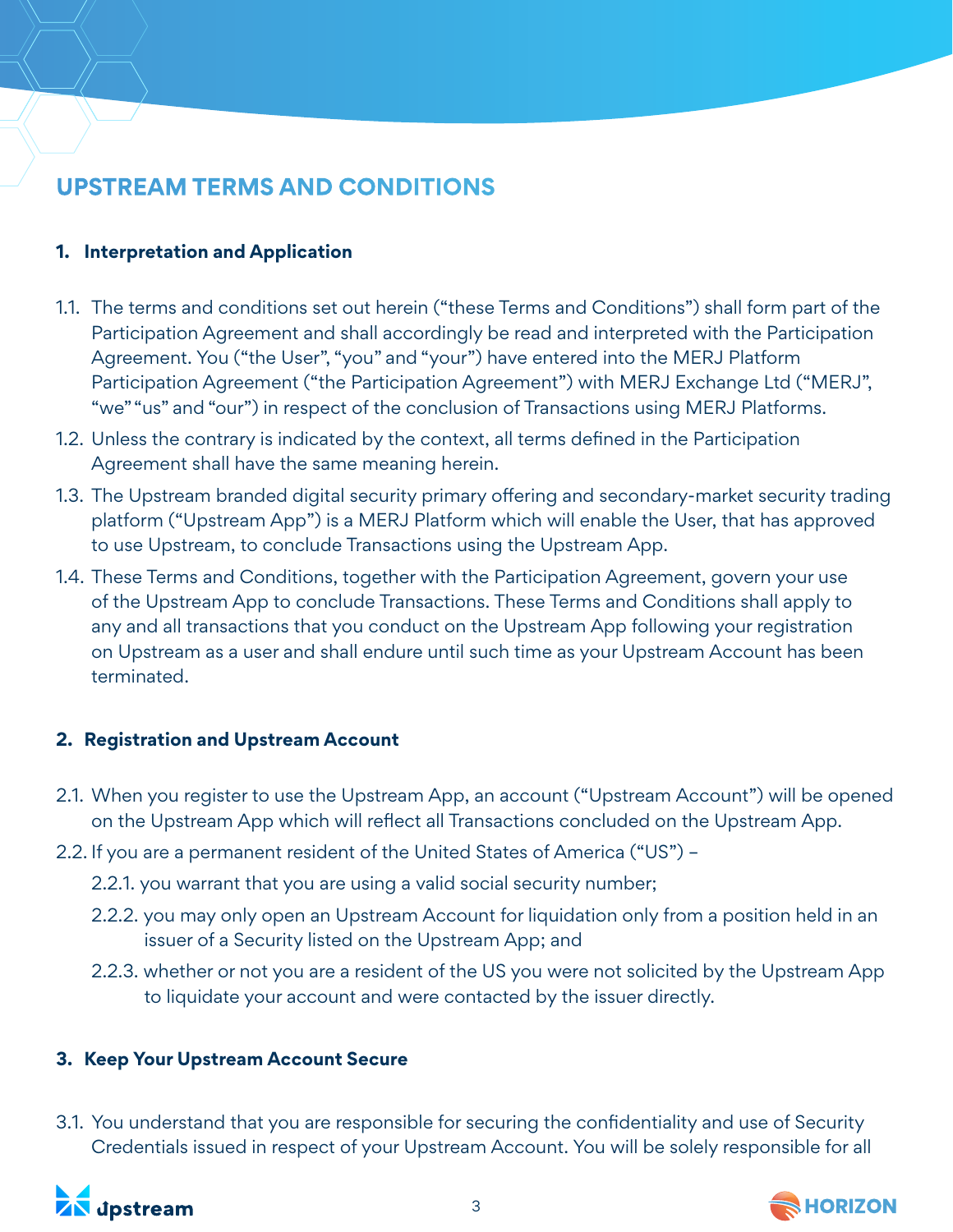# UPSTREAM TERMS AND CONDITIONS

## 1. Interpretation and Application

1.1. The terms and conditions set out herein ("these Terms and Conditions") shall form part of the Participation Agreement and shall accordingly be read and interpreted with the Participation Agreement. You ("the User", "you" and "your") have entered into the MERJ Platform Participation Agreement ("the Participation Agreement") with MERJ Exchange Ltd ("MERJ", "we" "us" and "our") in respect of the conclusion of Transactions using MERJ Platforms.

1.2. Unless the contrary is indicated by the context, all terms defined in the Participation Agreement shall have the same meaning herein.

1.3. The Upstream branded digital security primary offering and secondary-market security trading platform ("Upstream App") is a MERJ Platform which will enable the User, that has approved to use Upstream, to conclude Transactions using the Upstream App.

1.4. These Terms and Conditions, together with the Participation Agreement, govern your use of the Upstream App to conclude Transactions. These Terms and Conditions shall apply to any and all transactions that you conduct on the Upstream App following your registration on Upstream as a user and shall endure until such time as your Upstream Account has been terminated.

## 2. Registration and Upstream Account

2.1. When you register to use the Upstream App, an account ("Upstream Account") will be opened on the Upstream App which will reflect all Transactions concluded on the Upstream App.

2.2. If you are a permanent resident of the United States of America ("US") –

2.2.1. you warrant that you are using a valid social security number;

2.2.2. you may only open an Upstream Account for liquidation only from a position held in an issuer of a Security listed on the Upstream App; and

2.2.3. whether or not you are a resident of the US you were not solicited by the Upstream App to liquidate your account and were contacted by the issuer directly.

## 3. Keep Your Upstream Account Secure

3.1. You understand that you are responsible for securing the confidentiality and use of Security Credentials issued in respect of your Upstream Account. You will be solely responsible for all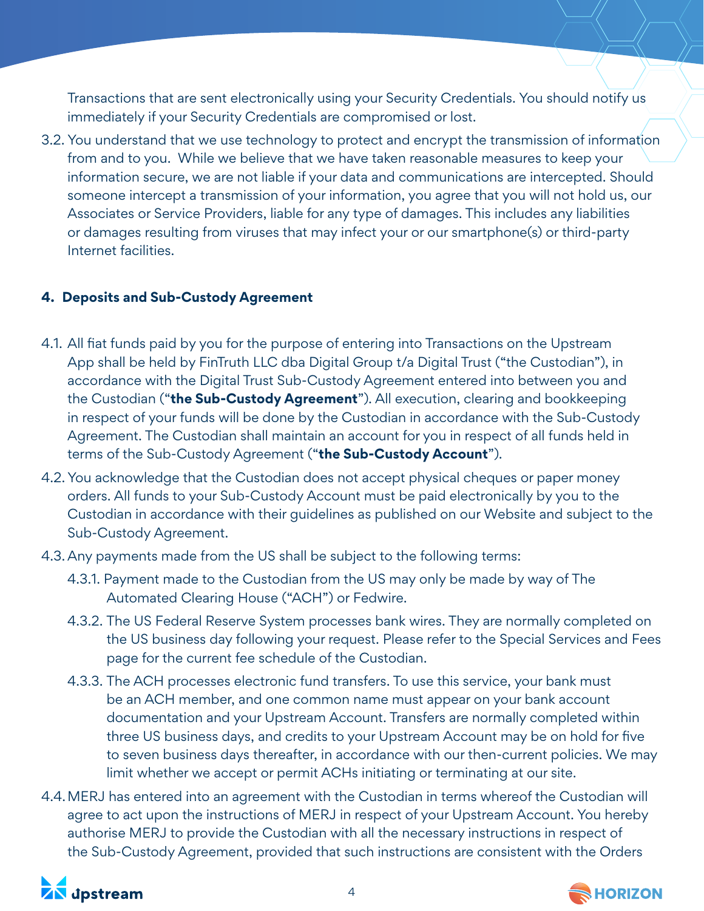Transactions that are sent electronically using your Security Credentials. You should notify us immediately if your Security Credentials are compromised or lost.

3.2. You understand that we use technology to protect and encrypt the transmission of information from and to you. While we believe that we have taken reasonable measures to keep your information secure, we are not liable if your data and communications are intercepted. Should someone intercept a transmission of your information, you agree that you will not hold us, our Associates or Service Providers, liable for any type of damages. This includes any liabilities or damages resulting from viruses that may infect your or our smartphone(s) or third-party Internet facilities.

## 4. Deposits and Sub-Custody Agreement

4.1. All fiat funds paid by you for the purpose of entering into Transactions on the Upstream App shall be held by FinTruth LLC dba Digital Group t/a Digital Trust ("the Custodian"), in accordance with the Digital Trust Sub-Custody Agreement entered into between you and the Custodian ("**the Sub-Custody Agreement**"). All execution, clearing and bookkeeping in respect of your funds will be done by the Custodian in accordance with the Sub-Custody Agreement. The Custodian shall maintain an account for you in respect of all funds held in terms of the Sub-Custody Agreement ("**the Sub-Custody Account**").

4.2. You acknowledge that the Custodian does not accept physical cheques or paper money orders. All funds to your Sub-Custody Account must be paid electronically by you to the Custodian in accordance with their guidelines as published on our Website and subject to the Sub-Custody Agreement.

4.3. Any payments made from the US shall be subject to the following terms:

4.3.1. Payment made to the Custodian from the US may only be made by way of The Automated Clearing House ("ACH") or Fedwire.

4.3.2. The US Federal Reserve System processes bank wires. They are normally completed on the US business day following your request. Please refer to the Special Services and Fees page for the current fee schedule of the Custodian.

4.3.3. The ACH processes electronic fund transfers. To use this service, your bank must be an ACH member, and one common name must appear on your bank account documentation and your Upstream Account. Transfers are normally completed within three US business days, and credits to your Upstream Account may be on hold for five to seven business days thereafter, in accordance with our then-current policies. We may limit whether we accept or permit ACHs initiating or terminating at our site.

4.4. MERJ has entered into an agreement with the Custodian in terms whereof the Custodian will agree to act upon the instructions of MERJ in respect of your Upstream Account. You hereby authorise MERJ to provide the Custodian with all the necessary instructions in respect of the Sub-Custody Agreement, provided that such instructions are consistent with the Orders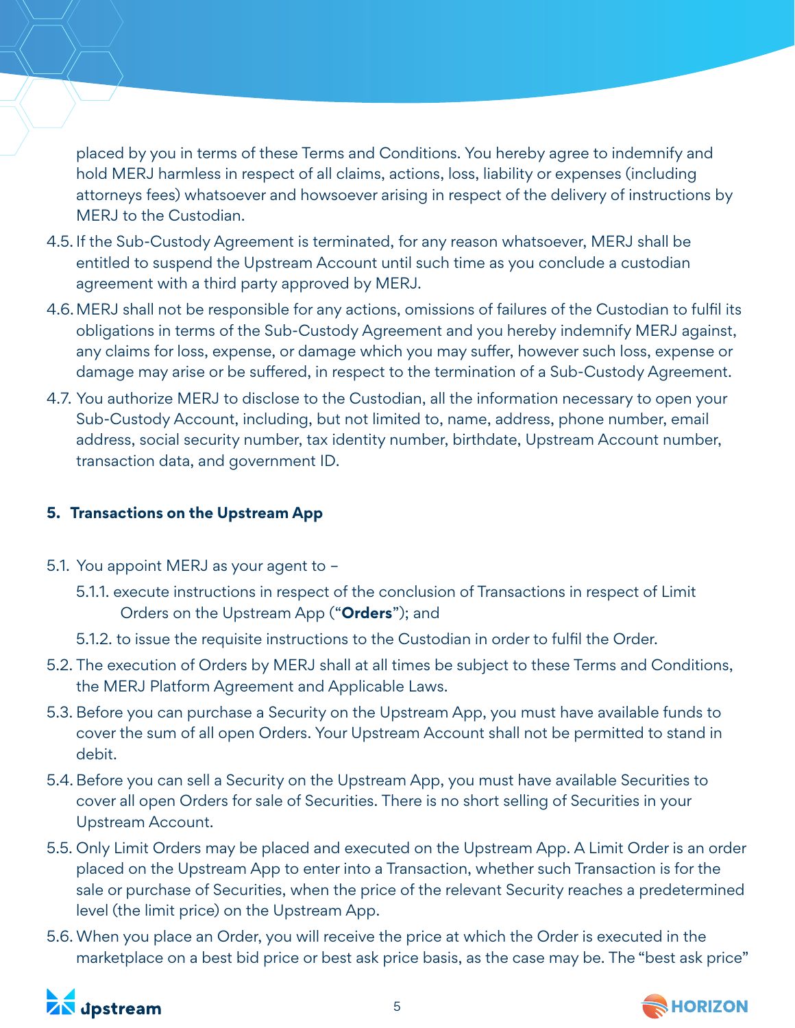placed by you in terms of these Terms and Conditions. You hereby agree to indemnify and hold MERJ harmless in respect of all claims, actions, loss, liability or expenses (including attorneys fees) whatsoever and howsoever arising in respect of the delivery of instructions by MERJ to the Custodian.

4.5. If the Sub-Custody Agreement is terminated, for any reason whatsoever, MERJ shall be entitled to suspend the Upstream Account until such time as you conclude a custodian agreement with a third party approved by MERJ.

4.6. MERJ shall not be responsible for any actions, omissions of failures of the Custodian to fulfil its obligations in terms of the Sub-Custody Agreement and you hereby indemnify MERJ against, any claims for loss, expense, or damage which you may suffer, however such loss, expense or damage may arise or be suffered, in respect to the termination of a Sub-Custody Agreement.

4.7. You authorize MERJ to disclose to the Custodian, all the information necessary to open your Sub-Custody Account, including, but not limited to, name, address, phone number, email address, social security number, tax identity number, birthdate, Upstream Account number, transaction data, and government ID.

## 5. Transactions on the Upstream App

5.1. You appoint MERJ as your agent to –

5.1.1. execute instructions in respect of the conclusion of Transactions in respect of Limit Orders on the Upstream App ("**Orders**"); and

5.1.2. to issue the requisite instructions to the Custodian in order to fulfil the Order.

5.2. The execution of Orders by MERJ shall at all times be subject to these Terms and Conditions, the MERJ Platform Agreement and Applicable Laws.

5.3. Before you can purchase a Security on the Upstream App, you must have available funds to cover the sum of all open Orders. Your Upstream Account shall not be permitted to stand in debit.

5.4. Before you can sell a Security on the Upstream App, you must have available Securities to cover all open Orders for sale of Securities. There is no short selling of Securities in your Upstream Account.

5.5. Only Limit Orders may be placed and executed on the Upstream App. A Limit Order is an order placed on the Upstream App to enter into a Transaction, whether such Transaction is for the sale or purchase of Securities, when the price of the relevant Security reaches a predetermined level (the limit price) on the Upstream App.

5.6. When you place an Order, you will receive the price at which the Order is executed in the marketplace on a best bid price or best ask price basis, as the case may be. The "best ask price"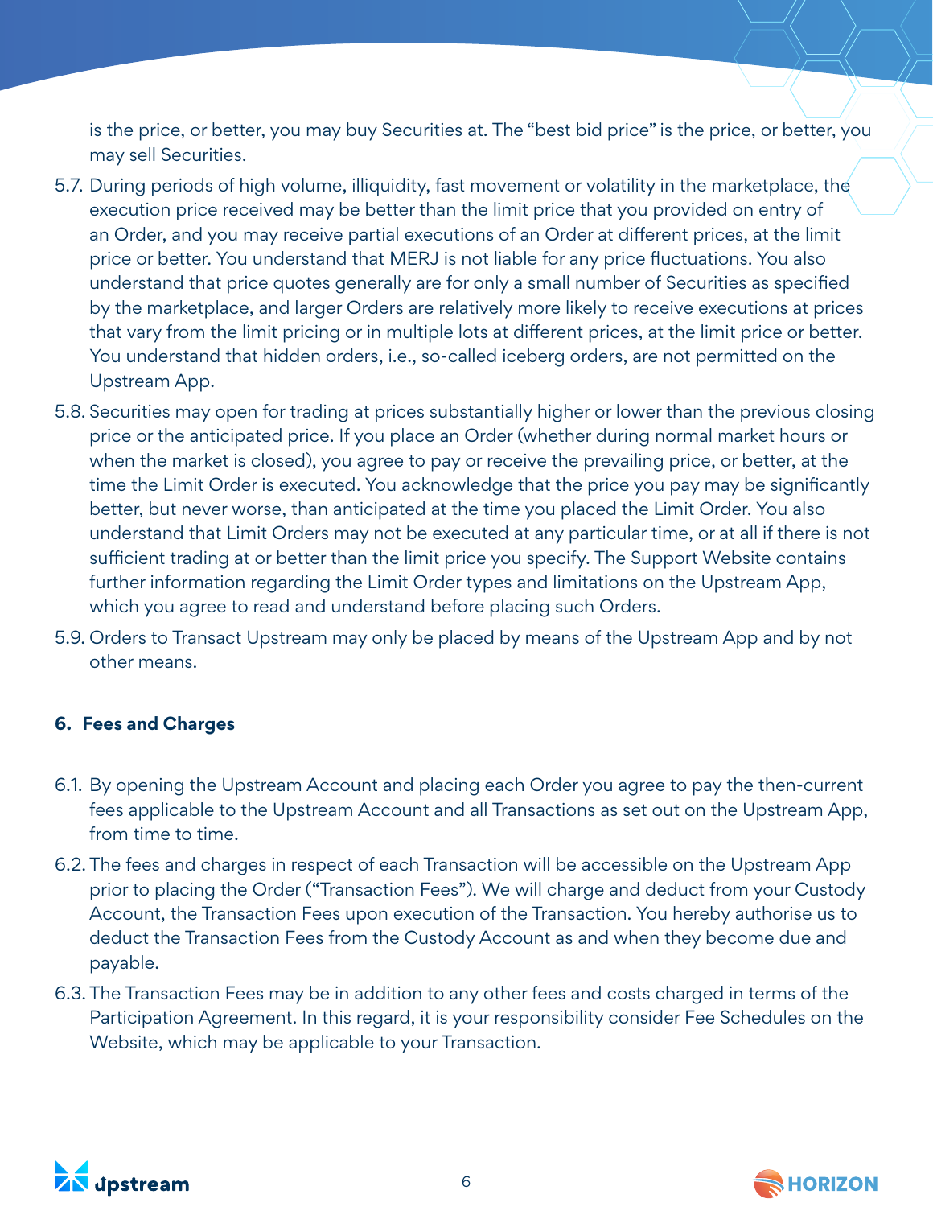is the price, or better, you may buy Securities at. The "best bid price" is the price, or better, you may sell Securities.

5.7. During periods of high volume, illiquidity, fast movement or volatility in the marketplace, the execution price received may be better than the limit price that you provided on entry of an Order, and you may receive partial executions of an Order at different prices, at the limit price or better. You understand that MERJ is not liable for any price fluctuations. You also understand that price quotes generally are for only a small number of Securities as specified by the marketplace, and larger Orders are relatively more likely to receive executions at prices that vary from the limit pricing or in multiple lots at different prices, at the limit price or better. You understand that hidden orders, i.e., so-called iceberg orders, are not permitted on the Upstream App.

5.8. Securities may open for trading at prices substantially higher or lower than the previous closing price or the anticipated price. If you place an Order (whether during normal market hours or when the market is closed), you agree to pay or receive the prevailing price, or better, at the time the Limit Order is executed. You acknowledge that the price you pay may be significantly better, but never worse, than anticipated at the time you placed the Limit Order. You also understand that Limit Orders may not be executed at any particular time, or at all if there is not sufficient trading at or better than the limit price you specify. The Support Website contains further information regarding the Limit Order types and limitations on the Upstream App, which you agree to read and understand before placing such Orders.

5.9. Orders to Transact Upstream may only be placed by means of the Upstream App and by not other means.

## 6. Fees and Charges

6.1. By opening the Upstream Account and placing each Order you agree to pay the then-current fees applicable to the Upstream Account and all Transactions as set out on the Upstream App, from time to time.

6.2. The fees and charges in respect of each Transaction will be accessible on the Upstream App prior to placing the Order ("Transaction Fees"). We will charge and deduct from your Custody Account, the Transaction Fees upon execution of the Transaction. You hereby authorise us to deduct the Transaction Fees from the Custody Account as and when they become due and payable.

6.3. The Transaction Fees may be in addition to any other fees and costs charged in terms of the Participation Agreement. In this regard, it is your responsibility consider Fee Schedules on the Website, which may be applicable to your Transaction.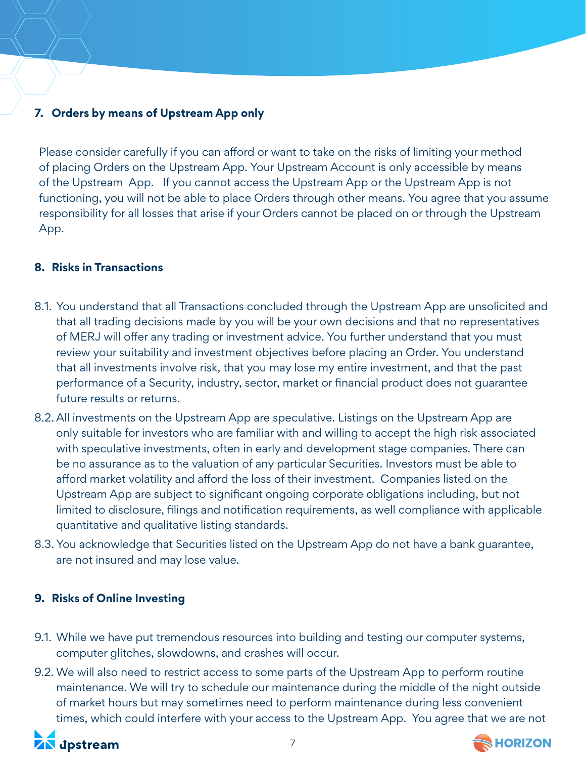## 7. Orders by means of Upstream App only

Please consider carefully if you can afford or want to take on the risks of limiting your method of placing Orders on the Upstream App. Your Upstream Account is only accessible by means of the Upstream App. If you cannot access the Upstream App or the Upstream App is not functioning, you will not be able to place Orders through other means. You agree that you assume responsibility for all losses that arise if your Orders cannot be placed on or through the Upstream App.

## 8. Risks in Transactions

8.1. You understand that all Transactions concluded through the Upstream App are unsolicited and that all trading decisions made by you will be your own decisions and that no representatives of MERJ will offer any trading or investment advice. You further understand that you must review your suitability and investment objectives before placing an Order. You understand that all investments involve risk, that you may lose my entire investment, and that the past performance of a Security, industry, sector, market or financial product does not guarantee future results or returns.

8.2. All investments on the Upstream App are speculative. Listings on the Upstream App are only suitable for investors who are familiar with and willing to accept the high risk associated with speculative investments, often in early and development stage companies. There can be no assurance as to the valuation of any particular Securities. Investors must be able to afford market volatility and afford the loss of their investment. Companies listed on the Upstream App are subject to significant ongoing corporate obligations including, but not limited to disclosure, filings and notification requirements, as well compliance with applicable quantitative and qualitative listing standards.

8.3. You acknowledge that Securities listed on the Upstream App do not have a bank guarantee, are not insured and may lose value.

## 9. Risks of Online Investing

9.1. While we have put tremendous resources into building and testing our computer systems, computer glitches, slowdowns, and crashes will occur.

9.2. We will also need to restrict access to some parts of the Upstream App to perform routine maintenance. We will try to schedule our maintenance during the middle of the night outside of market hours but may sometimes need to perform maintenance during less convenient times, which could interfere with your access to the Upstream App. You agree that we are not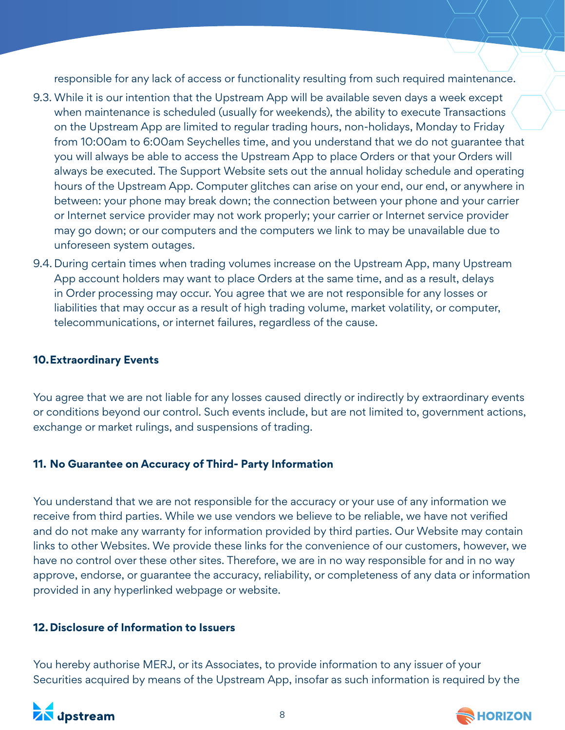responsible for any lack of access or functionality resulting from such required maintenance.

9.3. While it is our intention that the Upstream App will be available seven days a week except when maintenance is scheduled (usually for weekends), the ability to execute Transactions on the Upstream App are limited to regular trading hours, non-holidays, Monday to Friday from 10:00am to 6:00am Seychelles time, and you understand that we do not guarantee that you will always be able to access the Upstream App to place Orders or that your Orders will always be executed. The Support Website sets out the annual holiday schedule and operating hours of the Upstream App. Computer glitches can arise on your end, our end, or anywhere in between: your phone may break down; the connection between your phone and your carrier or Internet service provider may not work properly; your carrier or Internet service provider may go down; or our computers and the computers we link to may be unavailable due to unforeseen system outages.

9.4. During certain times when trading volumes increase on the Upstream App, many Upstream App account holders may want to place Orders at the same time, and as a result, delays in Order processing may occur. You agree that we are not responsible for any losses or liabilities that may occur as a result of high trading volume, market volatility, or computer, telecommunications, or internet failures, regardless of the cause.

**10. Extraordinary Events**

You agree that we are not liable for any losses caused directly or indirectly by extraordinary events or conditions beyond our control. Such events include, but are not limited to, government actions, exchange or market rulings, and suspensions of trading.

**11. No Guarantee on Accuracy of Third- Party Information**

You understand that we are not responsible for the accuracy or your use of any information we receive from third parties. While we use vendors we believe to be reliable, we have not verified and do not make any warranty for information provided by third parties. Our Website may contain links to other Websites. We provide these links for the convenience of our customers, however, we have no control over these other sites. Therefore, we are in no way responsible for and in no way approve, endorse, or guarantee the accuracy, reliability, or completeness of any data or information provided in any hyperlinked webpage or website.

**12. Disclosure of Information to Issuers**

You hereby authorise MERJ, or its Associates, to provide information to any issuer of your Securities acquired by means of the Upstream App, insofar as such information is required by the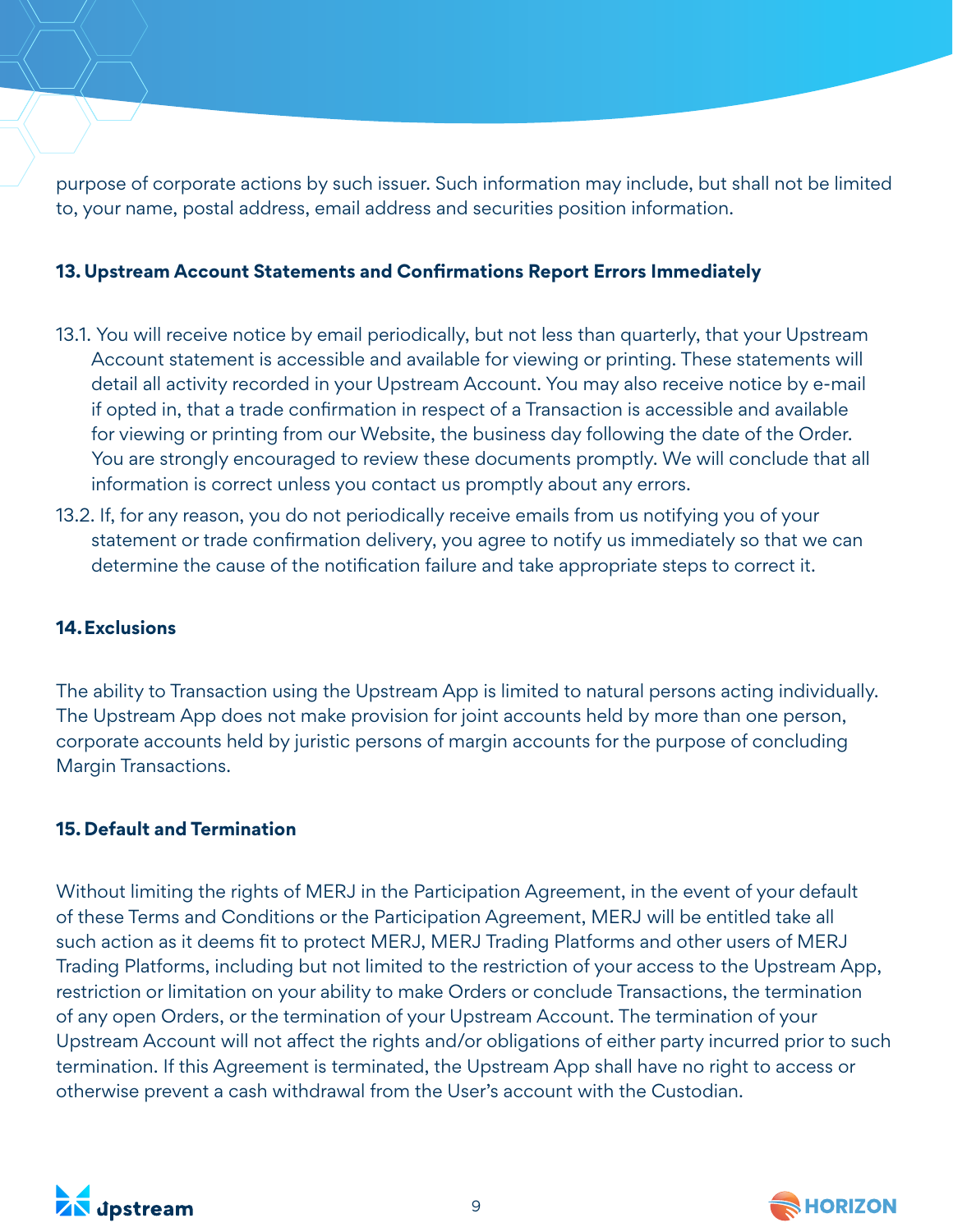purpose of corporate actions by such issuer. Such information may include, but shall not be limited to, your name, postal address, email address and securities position information.

### 13. Upstream Account Statements and Confirmations Report Errors Immediately

13.1. You will receive notice by email periodically, but not less than quarterly, that your Upstream Account statement is accessible and available for viewing or printing. These statements will detail all activity recorded in your Upstream Account. You may also receive notice by e-mail if opted in, that a trade confirmation in respect of a Transaction is accessible and available for viewing or printing from our Website, the business day following the date of the Order. You are strongly encouraged to review these documents promptly. We will conclude that all information is correct unless you contact us promptly about any errors.

13.2. If, for any reason, you do not periodically receive emails from us notifying you of your statement or trade confirmation delivery, you agree to notify us immediately so that we can determine the cause of the notification failure and take appropriate steps to correct it.

### 14. Exclusions

The ability to Transaction using the Upstream App is limited to natural persons acting individually. The Upstream App does not make provision for joint accounts held by more than one person, corporate accounts held by juristic persons of margin accounts for the purpose of concluding Margin Transactions.

### 15. Default and Termination

Without limiting the rights of MERJ in the Participation Agreement, in the event of your default of these Terms and Conditions or the Participation Agreement, MERJ will be entitled take all such action as it deems fit to protect MERJ, MERJ Trading Platforms and other users of MERJ Trading Platforms, including but not limited to the restriction of your access to the Upstream App, restriction or limitation on your ability to make Orders or conclude Transactions, the termination of any open Orders, or the termination of your Upstream Account. The termination of your Upstream Account will not affect the rights and/or obligations of either party incurred prior to such termination. If this Agreement is terminated, the Upstream App shall have no right to access or otherwise prevent a cash withdrawal from the User's account with the Custodian.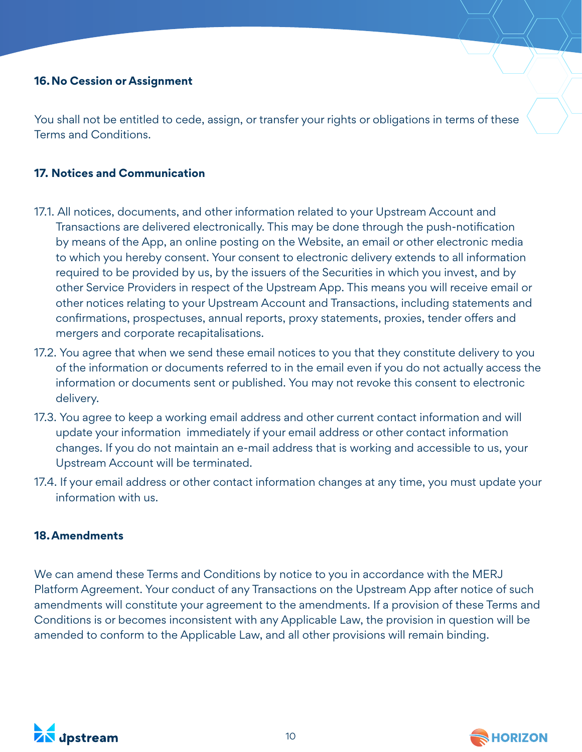### 16. No Cession or Assignment

You shall not be entitled to cede, assign, or transfer your rights or obligations in terms of these Terms and Conditions.

### 17. Notices and Communication

17.1. All notices, documents, and other information related to your Upstream Account and Transactions are delivered electronically. This may be done through the push-notification by means of the App, an online posting on the Website, an email or other electronic media to which you hereby consent. Your consent to electronic delivery extends to all information required to be provided by us, by the issuers of the Securities in which you invest, and by other Service Providers in respect of the Upstream App. This means you will receive email or other notices relating to your Upstream Account and Transactions, including statements and confirmations, prospectuses, annual reports, proxy statements, proxies, tender offers and mergers and corporate recapitalisations.

17.2. You agree that when we send these email notices to you that they constitute delivery to you of the information or documents referred to in the email even if you do not actually access the information or documents sent or published. You may not revoke this consent to electronic delivery.

17.3. You agree to keep a working email address and other current contact information and will update your information immediately if your email address or other contact information changes. If you do not maintain an e-mail address that is working and accessible to us, your Upstream Account will be terminated.

17.4. If your email address or other contact information changes at any time, you must update your information with us.

### 18. Amendments

We can amend these Terms and Conditions by notice to you in accordance with the MERJ Platform Agreement. Your conduct of any Transactions on the Upstream App after notice of such amendments will constitute your agreement to the amendments. If a provision of these Terms and Conditions is or becomes inconsistent with any Applicable Law, the provision in question will be amended to conform to the Applicable Law, and all other provisions will remain binding.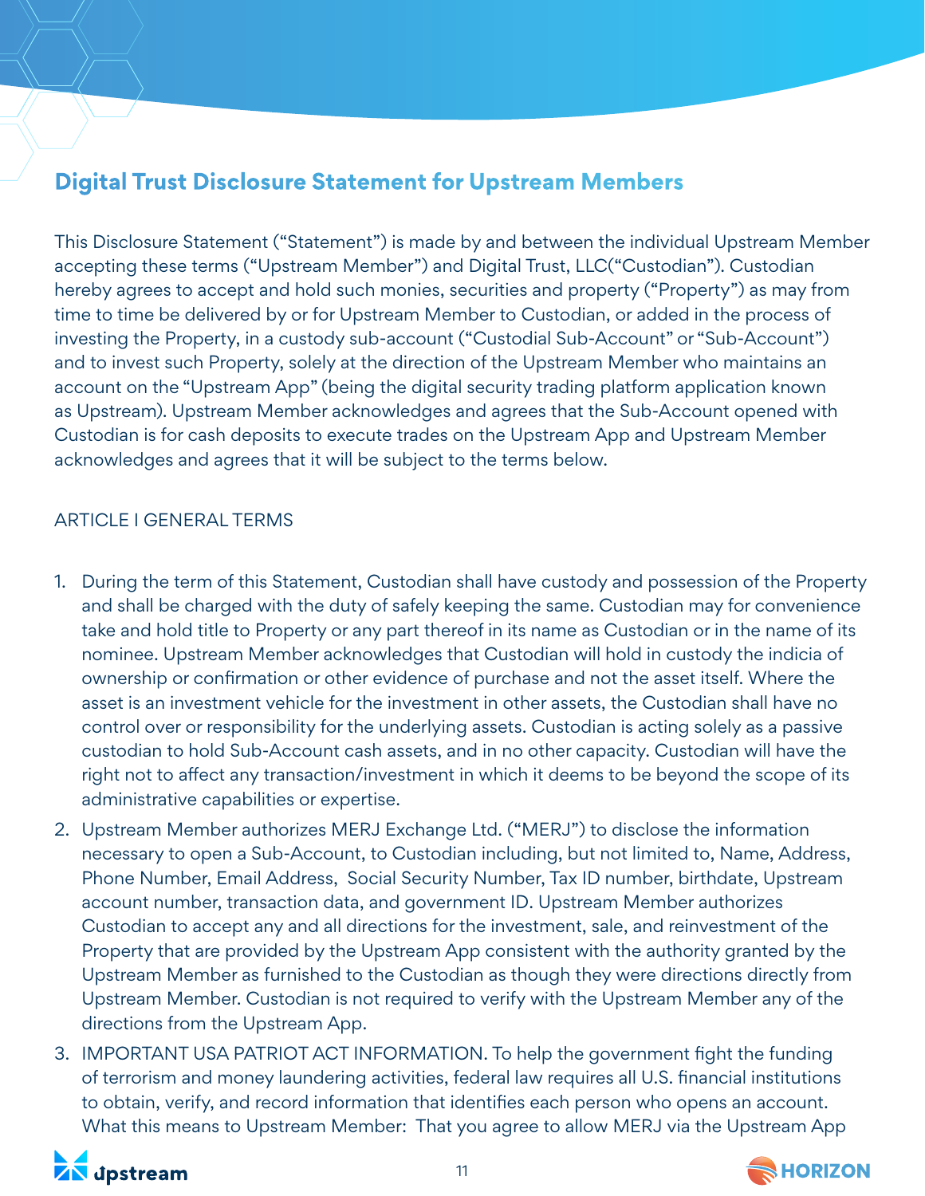## Digital Trust Disclosure Statement for Upstream Members

This Disclosure Statement ("Statement") is made by and between the individual Upstream Member accepting these terms ("Upstream Member") and Digital Trust, LLC("Custodian"). Custodian hereby agrees to accept and hold such monies, securities and property ("Property") as may from time to time be delivered by or for Upstream Member to Custodian, or added in the process of investing the Property, in a custody sub-account ("Custodial Sub-Account" or "Sub-Account") and to invest such Property, solely at the direction of the Upstream Member who maintains an account on the "Upstream App" (being the digital security trading platform application known as Upstream). Upstream Member acknowledges and agrees that the Sub-Account opened with Custodian is for cash deposits to execute trades on the Upstream App and Upstream Member acknowledges and agrees that it will be subject to the terms below.

ARTICLE I GENERAL TERMS

1. During the term of this Statement, Custodian shall have custody and possession of the Property and shall be charged with the duty of safely keeping the same. Custodian may for convenience take and hold title to Property or any part thereof in its name as Custodian or in the name of its nominee. Upstream Member acknowledges that Custodian will hold in custody the indicia of ownership or confirmation or other evidence of purchase and not the asset itself. Where the asset is an investment vehicle for the investment in other assets, the Custodian shall have no control over or responsibility for the underlying assets. Custodian is acting solely as a passive custodian to hold Sub-Account cash assets, and in no other capacity. Custodian will have the right not to affect any transaction/investment in which it deems to be beyond the scope of its administrative capabilities or expertise.
2. Upstream Member authorizes MERJ Exchange Ltd. ("MERJ") to disclose the information necessary to open a Sub-Account, to Custodian including, but not limited to, Name, Address, Phone Number, Email Address, Social Security Number, Tax ID number, birthdate, Upstream account number, transaction data, and government ID. Upstream Member authorizes Custodian to accept any and all directions for the investment, sale, and reinvestment of the Property that are provided by the Upstream App consistent with the authority granted by the Upstream Member as furnished to the Custodian as though they were directions directly from Upstream Member. Custodian is not required to verify with the Upstream Member any of the directions from the Upstream App.
3. IMPORTANT USA PATRIOT ACT INFORMATION. To help the government fight the funding of terrorism and money laundering activities, federal law requires all U.S. financial institutions to obtain, verify, and record information that identifies each person who opens an account. What this means to Upstream Member: That you agree to allow MERJ via the Upstream App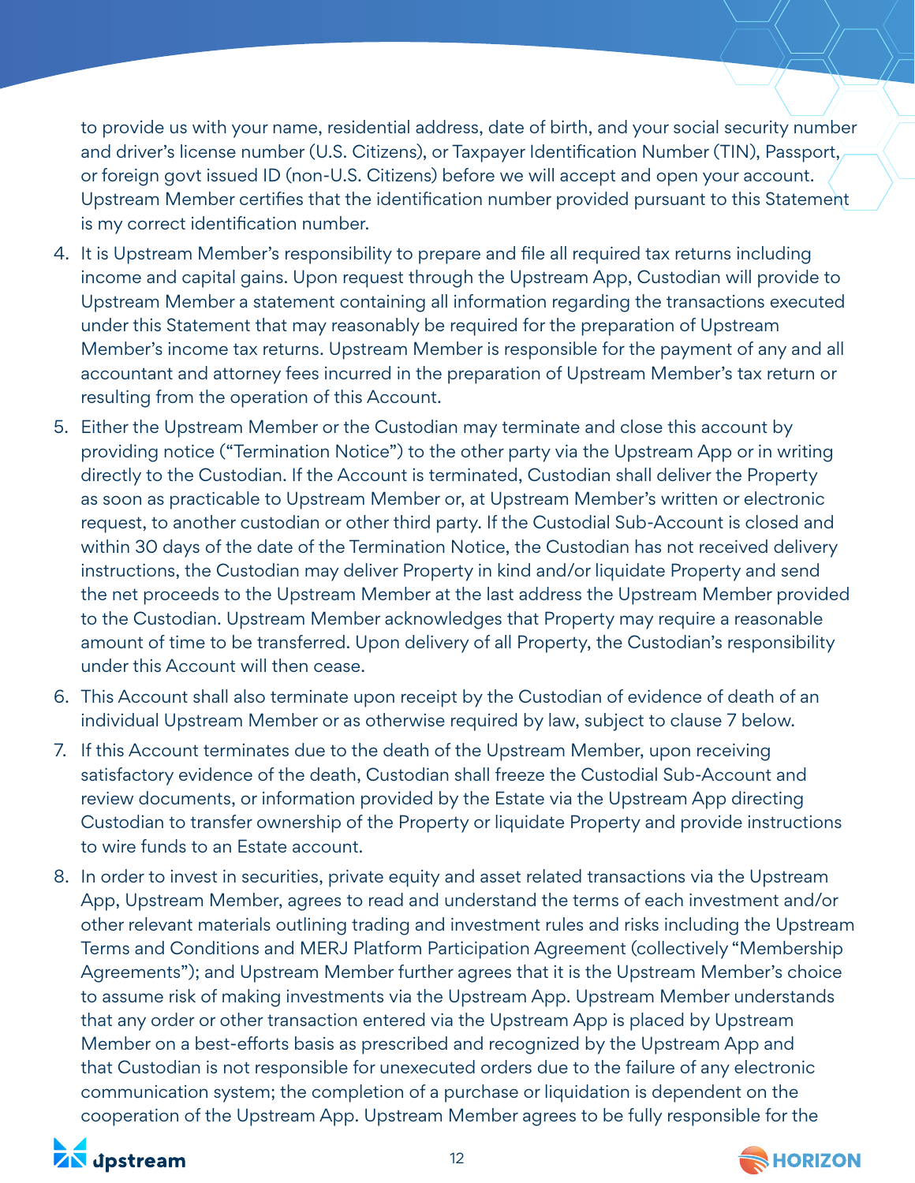to provide us with your name, residential address, date of birth, and your social security number and driver's license number (U.S. Citizens), or Taxpayer Identification Number (TIN), Passport, or foreign govt issued ID (non-U.S. Citizens) before we will accept and open your account. Upstream Member certifies that the identification number provided pursuant to this Statement is my correct identification number.

4. It is Upstream Member's responsibility to prepare and file all required tax returns including income and capital gains. Upon request through the Upstream App, Custodian will provide to Upstream Member a statement containing all information regarding the transactions executed under this Statement that may reasonably be required for the preparation of Upstream Member's income tax returns. Upstream Member is responsible for the payment of any and all accountant and attorney fees incurred in the preparation of Upstream Member's tax return or resulting from the operation of this Account.
5. Either the Upstream Member or the Custodian may terminate and close this account by providing notice ("Termination Notice") to the other party via the Upstream App or in writing directly to the Custodian. If the Account is terminated, Custodian shall deliver the Property as soon as practicable to Upstream Member or, at Upstream Member's written or electronic request, to another custodian or other third party. If the Custodial Sub-Account is closed and within 30 days of the date of the Termination Notice, the Custodian has not received delivery instructions, the Custodian may deliver Property in kind and/or liquidate Property and send the net proceeds to the Upstream Member at the last address the Upstream Member provided to the Custodian. Upstream Member acknowledges that Property may require a reasonable amount of time to be transferred. Upon delivery of all Property, the Custodian's responsibility under this Account will then cease.
6. This Account shall also terminate upon receipt by the Custodian of evidence of death of an individual Upstream Member or as otherwise required by law, subject to clause 7 below.
7. If this Account terminates due to the death of the Upstream Member, upon receiving satisfactory evidence of the death, Custodian shall freeze the Custodial Sub-Account and review documents, or information provided by the Estate via the Upstream App directing Custodian to transfer ownership of the Property or liquidate Property and provide instructions to wire funds to an Estate account.
8. In order to invest in securities, private equity and asset related transactions via the Upstream App, Upstream Member, agrees to read and understand the terms of each investment and/or other relevant materials outlining trading and investment rules and risks including the Upstream Terms and Conditions and MERJ Platform Participation Agreement (collectively "Membership Agreements"); and Upstream Member further agrees that it is the Upstream Member's choice to assume risk of making investments via the Upstream App. Upstream Member understands that any order or other transaction entered via the Upstream App is placed by Upstream Member on a best-efforts basis as prescribed and recognized by the Upstream App and that Custodian is not responsible for unexecuted orders due to the failure of any electronic communication system; the completion of a purchase or liquidation is dependent on the cooperation of the Upstream App. Upstream Member agrees to be fully responsible for the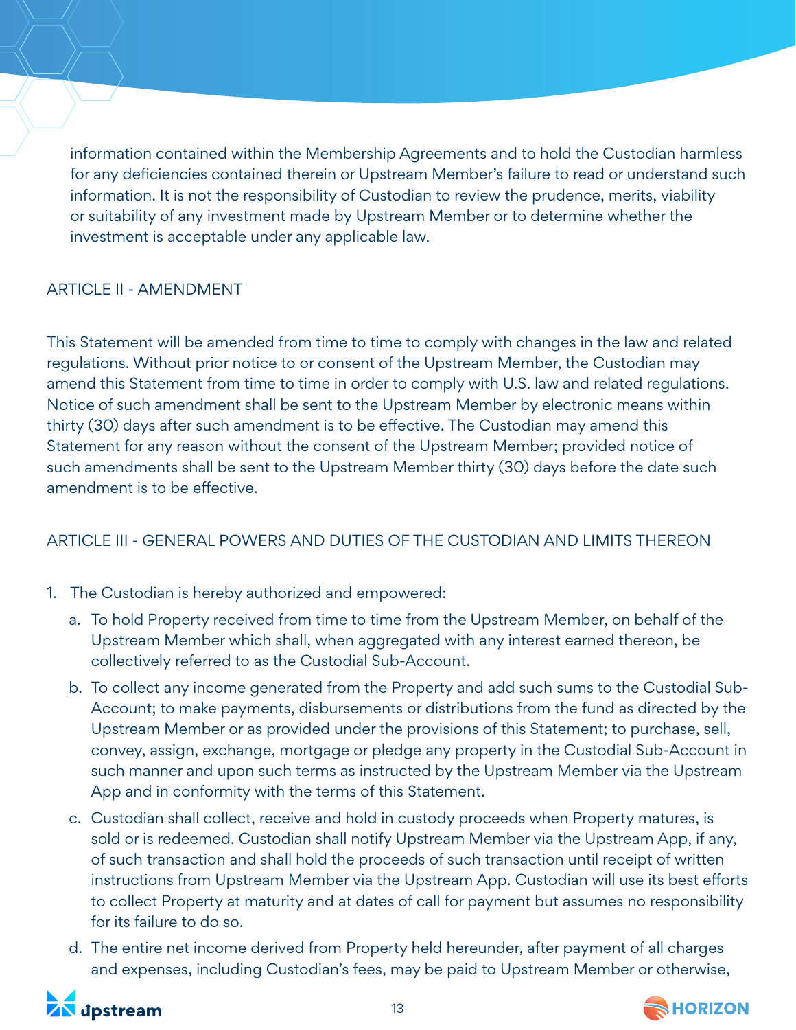information contained within the Membership Agreements and to hold the Custodian harmless for any deficiencies contained therein or Upstream Member's failure to read or understand such information. It is not the responsibility of Custodian to review the prudence, merits, viability or suitability of any investment made by Upstream Member or to determine whether the investment is acceptable under any applicable law.

## ARTICLE II - AMENDMENT

This Statement will be amended from time to time to comply with changes in the law and related regulations. Without prior notice to or consent of the Upstream Member, the Custodian may amend this Statement from time to time in order to comply with U.S. law and related regulations. Notice of such amendment shall be sent to the Upstream Member by electronic means within thirty (30) days after such amendment is to be effective. The Custodian may amend this Statement for any reason without the consent of the Upstream Member; provided notice of such amendments shall be sent to the Upstream Member thirty (30) days before the date such amendment is to be effective.

## ARTICLE III - GENERAL POWERS AND DUTIES OF THE CUSTODIAN AND LIMITS THEREON

1. The Custodian is hereby authorized and empowered:
   a. To hold Property received from time to time from the Upstream Member, on behalf of the Upstream Member which shall, when aggregated with any interest earned thereon, be collectively referred to as the Custodial Sub-Account.
   b. To collect any income generated from the Property and add such sums to the Custodial Sub-Account; to make payments, disbursements or distributions from the fund as directed by the Upstream Member or as provided under the provisions of this Statement; to purchase, sell, convey, assign, exchange, mortgage or pledge any property in the Custodial Sub-Account in such manner and upon such terms as instructed by the Upstream Member via the Upstream App and in conformity with the terms of this Statement.
   c. Custodian shall collect, receive and hold in custody proceeds when Property matures, is sold or is redeemed. Custodian shall notify Upstream Member via the Upstream App, if any, of such transaction and shall hold the proceeds of such transaction until receipt of written instructions from Upstream Member via the Upstream App. Custodian will use its best efforts to collect Property at maturity and at dates of call for payment but assumes no responsibility for its failure to do so.
   d. The entire net income derived from Property held hereunder, after payment of all charges and expenses, including Custodian's fees, may be paid to Upstream Member or otherwise,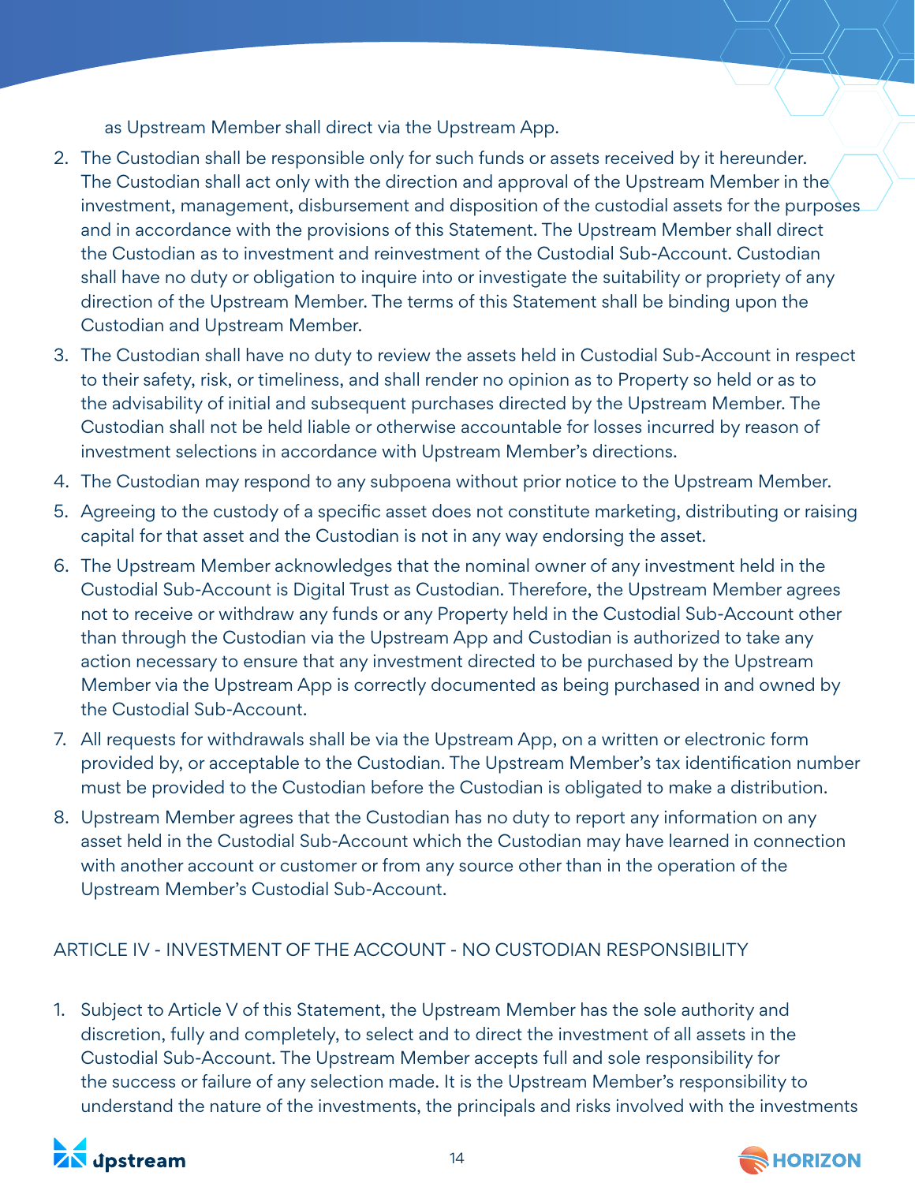as Upstream Member shall direct via the Upstream App.

2. The Custodian shall be responsible only for such funds or assets received by it hereunder. The Custodian shall act only with the direction and approval of the Upstream Member in the investment, management, disbursement and disposition of the custodial assets for the purposes and in accordance with the provisions of this Statement. The Upstream Member shall direct the Custodian as to investment and reinvestment of the Custodial Sub-Account. Custodian shall have no duty or obligation to inquire into or investigate the suitability or propriety of any direction of the Upstream Member. The terms of this Statement shall be binding upon the Custodian and Upstream Member.
3. The Custodian shall have no duty to review the assets held in Custodial Sub-Account in respect to their safety, risk, or timeliness, and shall render no opinion as to Property so held or as to the advisability of initial and subsequent purchases directed by the Upstream Member. The Custodian shall not be held liable or otherwise accountable for losses incurred by reason of investment selections in accordance with Upstream Member's directions.
4. The Custodian may respond to any subpoena without prior notice to the Upstream Member.
5. Agreeing to the custody of a specific asset does not constitute marketing, distributing or raising capital for that asset and the Custodian is not in any way endorsing the asset.
6. The Upstream Member acknowledges that the nominal owner of any investment held in the Custodial Sub-Account is Digital Trust as Custodian. Therefore, the Upstream Member agrees not to receive or withdraw any funds or any Property held in the Custodial Sub-Account other than through the Custodian via the Upstream App and Custodian is authorized to take any action necessary to ensure that any investment directed to be purchased by the Upstream Member via the Upstream App is correctly documented as being purchased in and owned by the Custodial Sub-Account.
7. All requests for withdrawals shall be via the Upstream App, on a written or electronic form provided by, or acceptable to the Custodian. The Upstream Member's tax identification number must be provided to the Custodian before the Custodian is obligated to make a distribution.
8. Upstream Member agrees that the Custodian has no duty to report any information on any asset held in the Custodial Sub-Account which the Custodian may have learned in connection with another account or customer or from any source other than in the operation of the Upstream Member's Custodial Sub-Account.

## ARTICLE IV - INVESTMENT OF THE ACCOUNT - NO CUSTODIAN RESPONSIBILITY

1. Subject to Article V of this Statement, the Upstream Member has the sole authority and discretion, fully and completely, to select and to direct the investment of all assets in the Custodial Sub-Account. The Upstream Member accepts full and sole responsibility for the success or failure of any selection made. It is the Upstream Member's responsibility to understand the nature of the investments, the principals and risks involved with the investments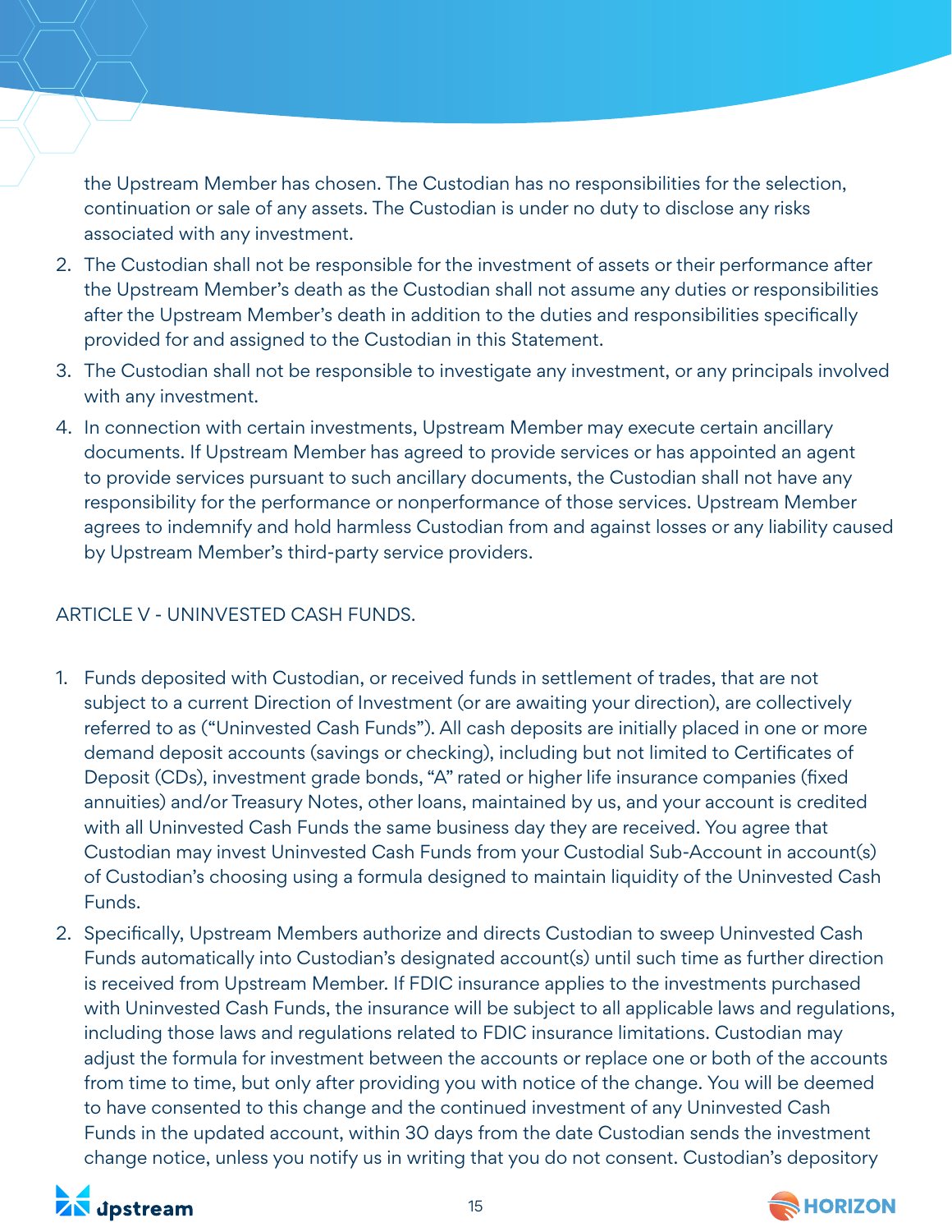the Upstream Member has chosen. The Custodian has no responsibilities for the selection, continuation or sale of any assets. The Custodian is under no duty to disclose any risks associated with any investment.

2. The Custodian shall not be responsible for the investment of assets or their performance after the Upstream Member's death as the Custodian shall not assume any duties or responsibilities after the Upstream Member's death in addition to the duties and responsibilities specifically provided for and assigned to the Custodian in this Statement.
3. The Custodian shall not be responsible to investigate any investment, or any principals involved with any investment.
4. In connection with certain investments, Upstream Member may execute certain ancillary documents. If Upstream Member has agreed to provide services or has appointed an agent to provide services pursuant to such ancillary documents, the Custodian shall not have any responsibility for the performance or nonperformance of those services. Upstream Member agrees to indemnify and hold harmless Custodian from and against losses or any liability caused by Upstream Member's third-party service providers.

## ARTICLE V - UNINVESTED CASH FUNDS.

1. Funds deposited with Custodian, or received funds in settlement of trades, that are not subject to a current Direction of Investment (or are awaiting your direction), are collectively referred to as ("Uninvested Cash Funds"). All cash deposits are initially placed in one or more demand deposit accounts (savings or checking), including but not limited to Certificates of Deposit (CDs), investment grade bonds, "A" rated or higher life insurance companies (fixed annuities) and/or Treasury Notes, other loans, maintained by us, and your account is credited with all Uninvested Cash Funds the same business day they are received. You agree that Custodian may invest Uninvested Cash Funds from your Custodial Sub-Account in account(s) of Custodian's choosing using a formula designed to maintain liquidity of the Uninvested Cash Funds.
2. Specifically, Upstream Members authorize and directs Custodian to sweep Uninvested Cash Funds automatically into Custodian's designated account(s) until such time as further direction is received from Upstream Member. If FDIC insurance applies to the investments purchased with Uninvested Cash Funds, the insurance will be subject to all applicable laws and regulations, including those laws and regulations related to FDIC insurance limitations. Custodian may adjust the formula for investment between the accounts or replace one or both of the accounts from time to time, but only after providing you with notice of the change. You will be deemed to have consented to this change and the continued investment of any Uninvested Cash Funds in the updated account, within 30 days from the date Custodian sends the investment change notice, unless you notify us in writing that you do not consent. Custodian's depository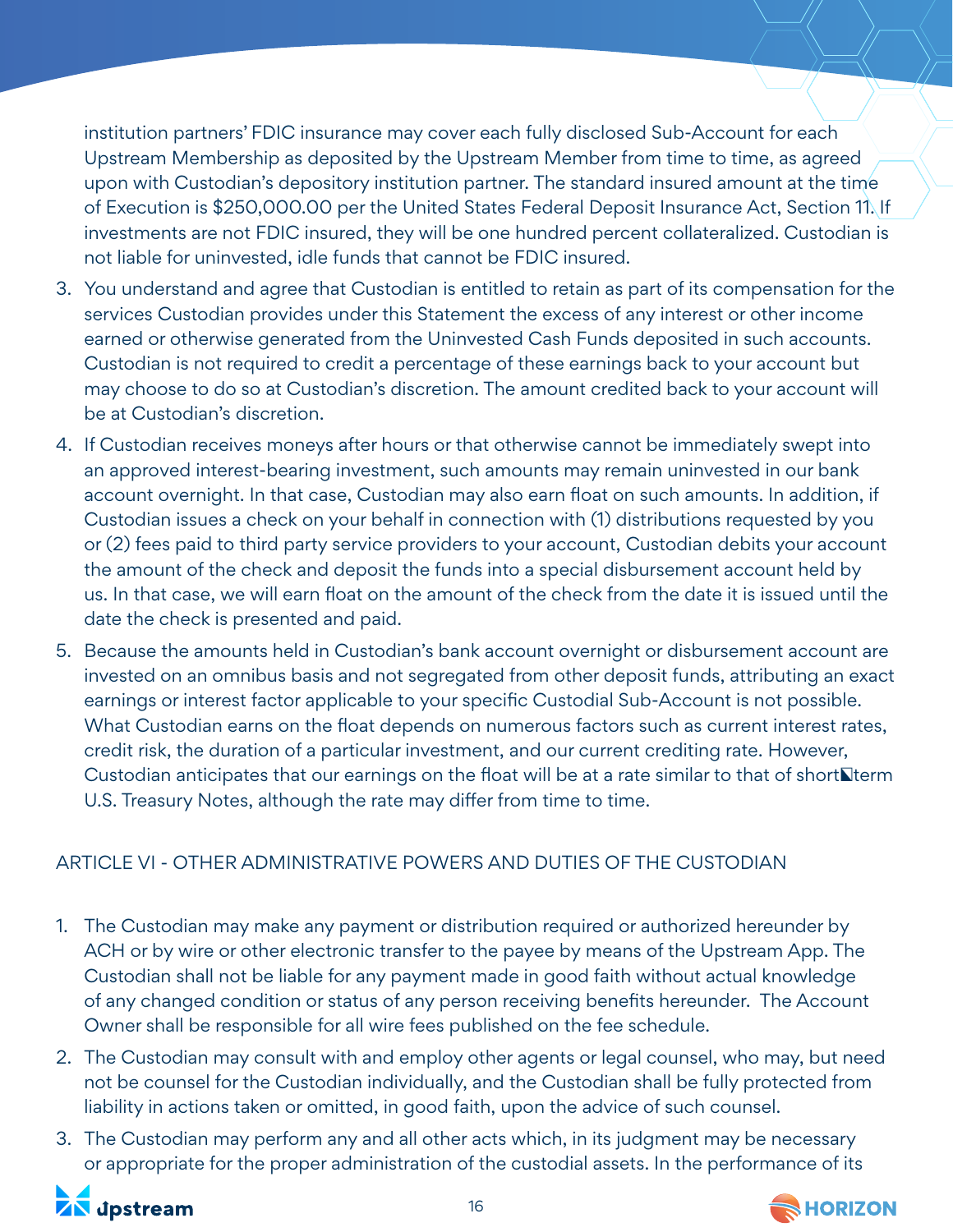institution partners' FDIC insurance may cover each fully disclosed Sub-Account for each Upstream Membership as deposited by the Upstream Member from time to time, as agreed upon with Custodian's depository institution partner. The standard insured amount at the time of Execution is $250,000.00 per the United States Federal Deposit Insurance Act, Section 11. If investments are not FDIC insured, they will be one hundred percent collateralized. Custodian is not liable for uninvested, idle funds that cannot be FDIC insured.

3. You understand and agree that Custodian is entitled to retain as part of its compensation for the services Custodian provides under this Statement the excess of any interest or other income earned or otherwise generated from the Uninvested Cash Funds deposited in such accounts. Custodian is not required to credit a percentage of these earnings back to your account but may choose to do so at Custodian's discretion. The amount credited back to your account will be at Custodian's discretion.
4. If Custodian receives moneys after hours or that otherwise cannot be immediately swept into an approved interest-bearing investment, such amounts may remain uninvested in our bank account overnight. In that case, Custodian may also earn float on such amounts. In addition, if Custodian issues a check on your behalf in connection with (1) distributions requested by you or (2) fees paid to third party service providers to your account, Custodian debits your account the amount of the check and deposit the funds into a special disbursement account held by us. In that case, we will earn float on the amount of the check from the date it is issued until the date the check is presented and paid.
5. Because the amounts held in Custodian's bank account overnight or disbursement account are invested on an omnibus basis and not segregated from other deposit funds, attributing an exact earnings or interest factor applicable to your specific Custodial Sub-Account is not possible. What Custodian earns on the float depends on numerous factors such as current interest rates, credit risk, the duration of a particular investment, and our current crediting rate. However, Custodian anticipates that our earnings on the float will be at a rate similar to that of short-term U.S. Treasury Notes, although the rate may differ from time to time.

## ARTICLE VI - OTHER ADMINISTRATIVE POWERS AND DUTIES OF THE CUSTODIAN

1. The Custodian may make any payment or distribution required or authorized hereunder by ACH or by wire or other electronic transfer to the payee by means of the Upstream App. The Custodian shall not be liable for any payment made in good faith without actual knowledge of any changed condition or status of any person receiving benefits hereunder. The Account Owner shall be responsible for all wire fees published on the fee schedule.
2. The Custodian may consult with and employ other agents or legal counsel, who may, but need not be counsel for the Custodian individually, and the Custodian shall be fully protected from liability in actions taken or omitted, in good faith, upon the advice of such counsel.
3. The Custodian may perform any and all other acts which, in its judgment may be necessary or appropriate for the proper administration of the custodial assets. In the performance of its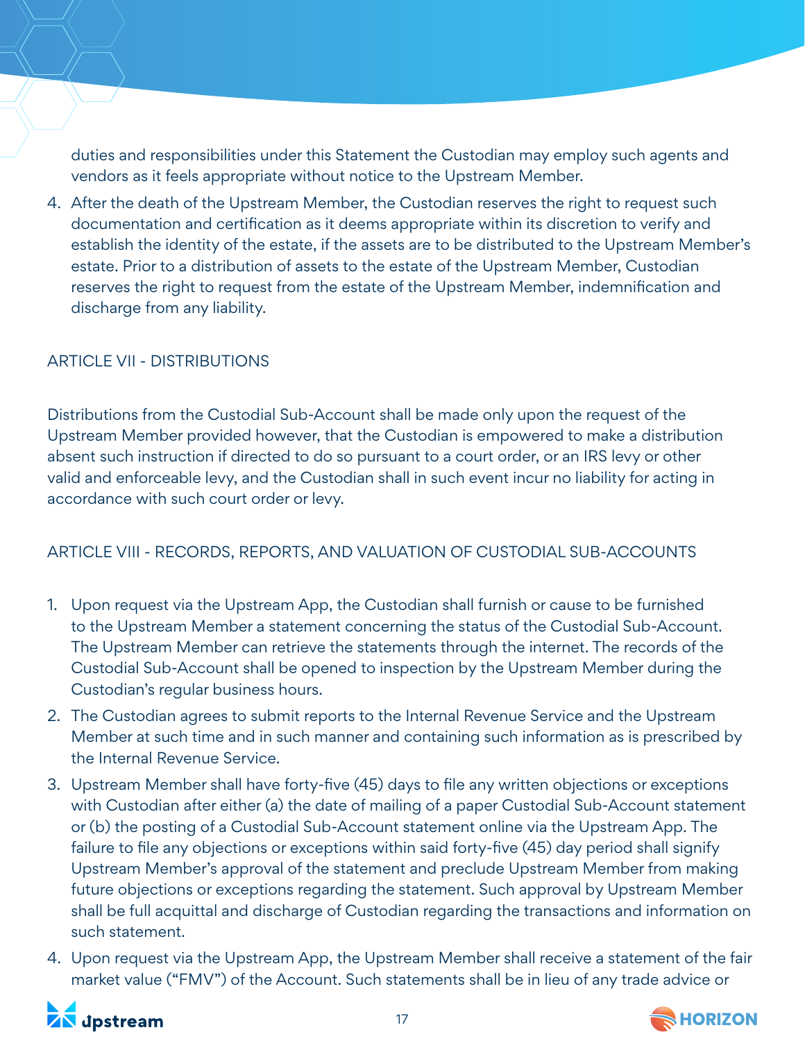duties and responsibilities under this Statement the Custodian may employ such agents and vendors as it feels appropriate without notice to the Upstream Member.

4. After the death of the Upstream Member, the Custodian reserves the right to request such documentation and certification as it deems appropriate within its discretion to verify and establish the identity of the estate, if the assets are to be distributed to the Upstream Member's estate. Prior to a distribution of assets to the estate of the Upstream Member, Custodian reserves the right to request from the estate of the Upstream Member, indemnification and discharge from any liability.

## ARTICLE VII - DISTRIBUTIONS

Distributions from the Custodial Sub-Account shall be made only upon the request of the Upstream Member provided however, that the Custodian is empowered to make a distribution absent such instruction if directed to do so pursuant to a court order, or an IRS levy or other valid and enforceable levy, and the Custodian shall in such event incur no liability for acting in accordance with such court order or levy.

## ARTICLE VIII - RECORDS, REPORTS, AND VALUATION OF CUSTODIAL SUB-ACCOUNTS

1. Upon request via the Upstream App, the Custodian shall furnish or cause to be furnished to the Upstream Member a statement concerning the status of the Custodial Sub-Account. The Upstream Member can retrieve the statements through the internet. The records of the Custodial Sub-Account shall be opened to inspection by the Upstream Member during the Custodian's regular business hours.
2. The Custodian agrees to submit reports to the Internal Revenue Service and the Upstream Member at such time and in such manner and containing such information as is prescribed by the Internal Revenue Service.
3. Upstream Member shall have forty-five (45) days to file any written objections or exceptions with Custodian after either (a) the date of mailing of a paper Custodial Sub-Account statement or (b) the posting of a Custodial Sub-Account statement online via the Upstream App. The failure to file any objections or exceptions within said forty-five (45) day period shall signify Upstream Member's approval of the statement and preclude Upstream Member from making future objections or exceptions regarding the statement. Such approval by Upstream Member shall be full acquittal and discharge of Custodian regarding the transactions and information on such statement.
4. Upon request via the Upstream App, the Upstream Member shall receive a statement of the fair market value ("FMV") of the Account. Such statements shall be in lieu of any trade advice or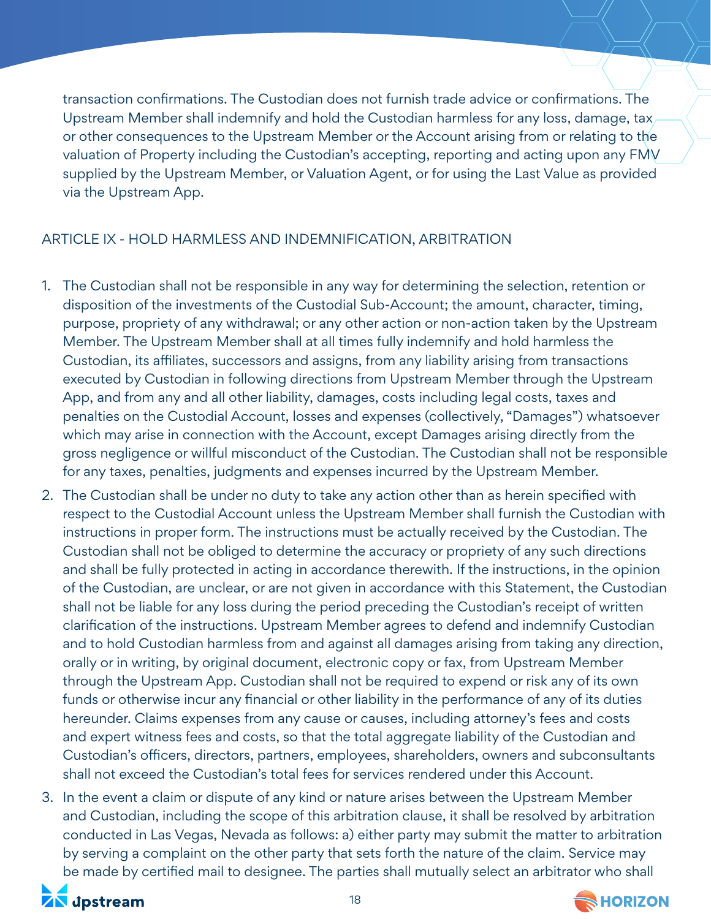transaction confirmations. The Custodian does not furnish trade advice or confirmations. The Upstream Member shall indemnify and hold the Custodian harmless for any loss, damage, tax or other consequences to the Upstream Member or the Account arising from or relating to the valuation of Property including the Custodian's accepting, reporting and acting upon any FMV supplied by the Upstream Member, or Valuation Agent, or for using the Last Value as provided via the Upstream App.

## ARTICLE IX - HOLD HARMLESS AND INDEMNIFICATION, ARBITRATION

1. The Custodian shall not be responsible in any way for determining the selection, retention or disposition of the investments of the Custodial Sub-Account; the amount, character, timing, purpose, propriety of any withdrawal; or any other action or non-action taken by the Upstream Member. The Upstream Member shall at all times fully indemnify and hold harmless the Custodian, its affiliates, successors and assigns, from any liability arising from transactions executed by Custodian in following directions from Upstream Member through the Upstream App, and from any and all other liability, damages, costs including legal costs, taxes and penalties on the Custodial Account, losses and expenses (collectively, "Damages") whatsoever which may arise in connection with the Account, except Damages arising directly from the gross negligence or willful misconduct of the Custodian. The Custodian shall not be responsible for any taxes, penalties, judgments and expenses incurred by the Upstream Member.
2. The Custodian shall be under no duty to take any action other than as herein specified with respect to the Custodial Account unless the Upstream Member shall furnish the Custodian with instructions in proper form. The instructions must be actually received by the Custodian. The Custodian shall not be obliged to determine the accuracy or propriety of any such directions and shall be fully protected in acting in accordance therewith. If the instructions, in the opinion of the Custodian, are unclear, or are not given in accordance with this Statement, the Custodian shall not be liable for any loss during the period preceding the Custodian's receipt of written clarification of the instructions. Upstream Member agrees to defend and indemnify Custodian and to hold Custodian harmless from and against all damages arising from taking any direction, orally or in writing, by original document, electronic copy or fax, from Upstream Member through the Upstream App. Custodian shall not be required to expend or risk any of its own funds or otherwise incur any financial or other liability in the performance of any of its duties hereunder. Claims expenses from any cause or causes, including attorney's fees and costs and expert witness fees and costs, so that the total aggregate liability of the Custodian and Custodian's officers, directors, partners, employees, shareholders, owners and subconsultants shall not exceed the Custodian's total fees for services rendered under this Account.
3. In the event a claim or dispute of any kind or nature arises between the Upstream Member and Custodian, including the scope of this arbitration clause, it shall be resolved by arbitration conducted in Las Vegas, Nevada as follows: a) either party may submit the matter to arbitration by serving a complaint on the other party that sets forth the nature of the claim. Service may be made by certified mail to designee. The parties shall mutually select an arbitrator who shall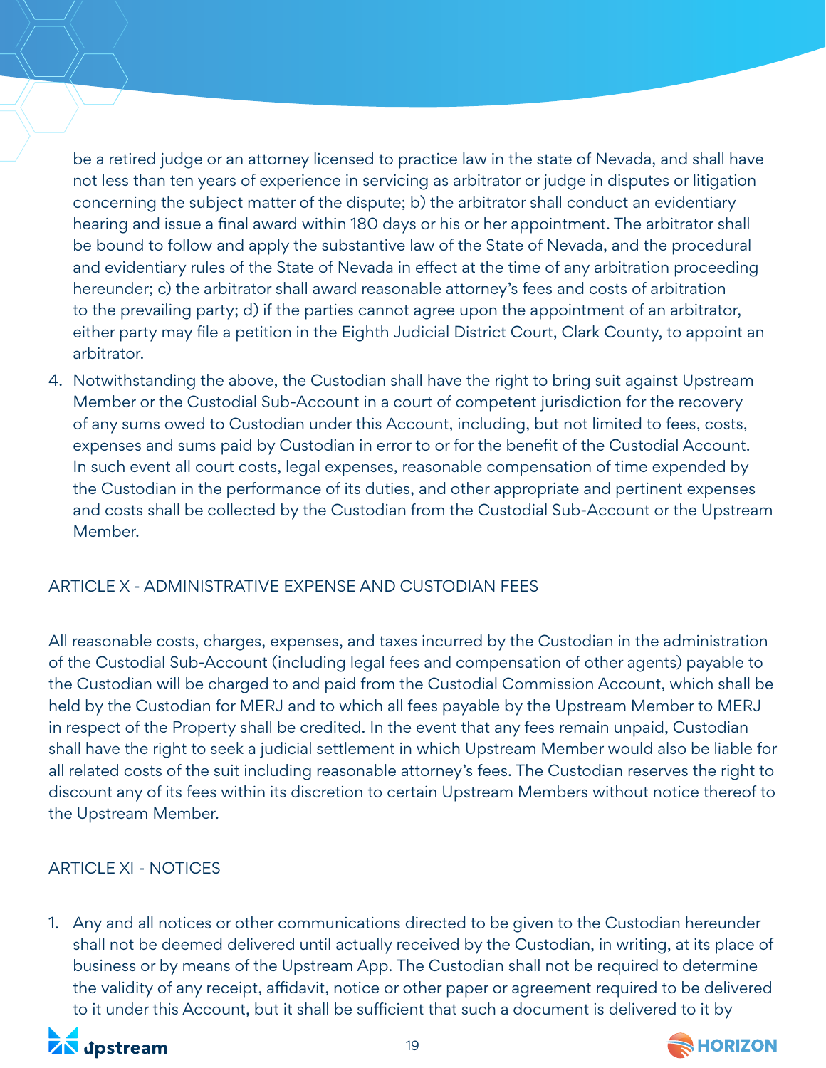be a retired judge or an attorney licensed to practice law in the state of Nevada, and shall have not less than ten years of experience in servicing as arbitrator or judge in disputes or litigation concerning the subject matter of the dispute; b) the arbitrator shall conduct an evidentiary hearing and issue a final award within 180 days or his or her appointment. The arbitrator shall be bound to follow and apply the substantive law of the State of Nevada, and the procedural and evidentiary rules of the State of Nevada in effect at the time of any arbitration proceeding hereunder; c) the arbitrator shall award reasonable attorney's fees and costs of arbitration to the prevailing party; d) if the parties cannot agree upon the appointment of an arbitrator, either party may file a petition in the Eighth Judicial District Court, Clark County, to appoint an arbitrator.

4. Notwithstanding the above, the Custodian shall have the right to bring suit against Upstream Member or the Custodial Sub-Account in a court of competent jurisdiction for the recovery of any sums owed to Custodian under this Account, including, but not limited to fees, costs, expenses and sums paid by Custodian in error to or for the benefit of the Custodial Account. In such event all court costs, legal expenses, reasonable compensation of time expended by the Custodian in the performance of its duties, and other appropriate and pertinent expenses and costs shall be collected by the Custodian from the Custodial Sub-Account or the Upstream Member.

## ARTICLE X - ADMINISTRATIVE EXPENSE AND CUSTODIAN FEES

All reasonable costs, charges, expenses, and taxes incurred by the Custodian in the administration of the Custodial Sub-Account (including legal fees and compensation of other agents) payable to the Custodian will be charged to and paid from the Custodial Commission Account, which shall be held by the Custodian for MERJ and to which all fees payable by the Upstream Member to MERJ in respect of the Property shall be credited. In the event that any fees remain unpaid, Custodian shall have the right to seek a judicial settlement in which Upstream Member would also be liable for all related costs of the suit including reasonable attorney's fees. The Custodian reserves the right to discount any of its fees within its discretion to certain Upstream Members without notice thereof to the Upstream Member.

## ARTICLE XI - NOTICES

1. Any and all notices or other communications directed to be given to the Custodian hereunder shall not be deemed delivered until actually received by the Custodian, in writing, at its place of business or by means of the Upstream App. The Custodian shall not be required to determine the validity of any receipt, affidavit, notice or other paper or agreement required to be delivered to it under this Account, but it shall be sufficient that such a document is delivered to it by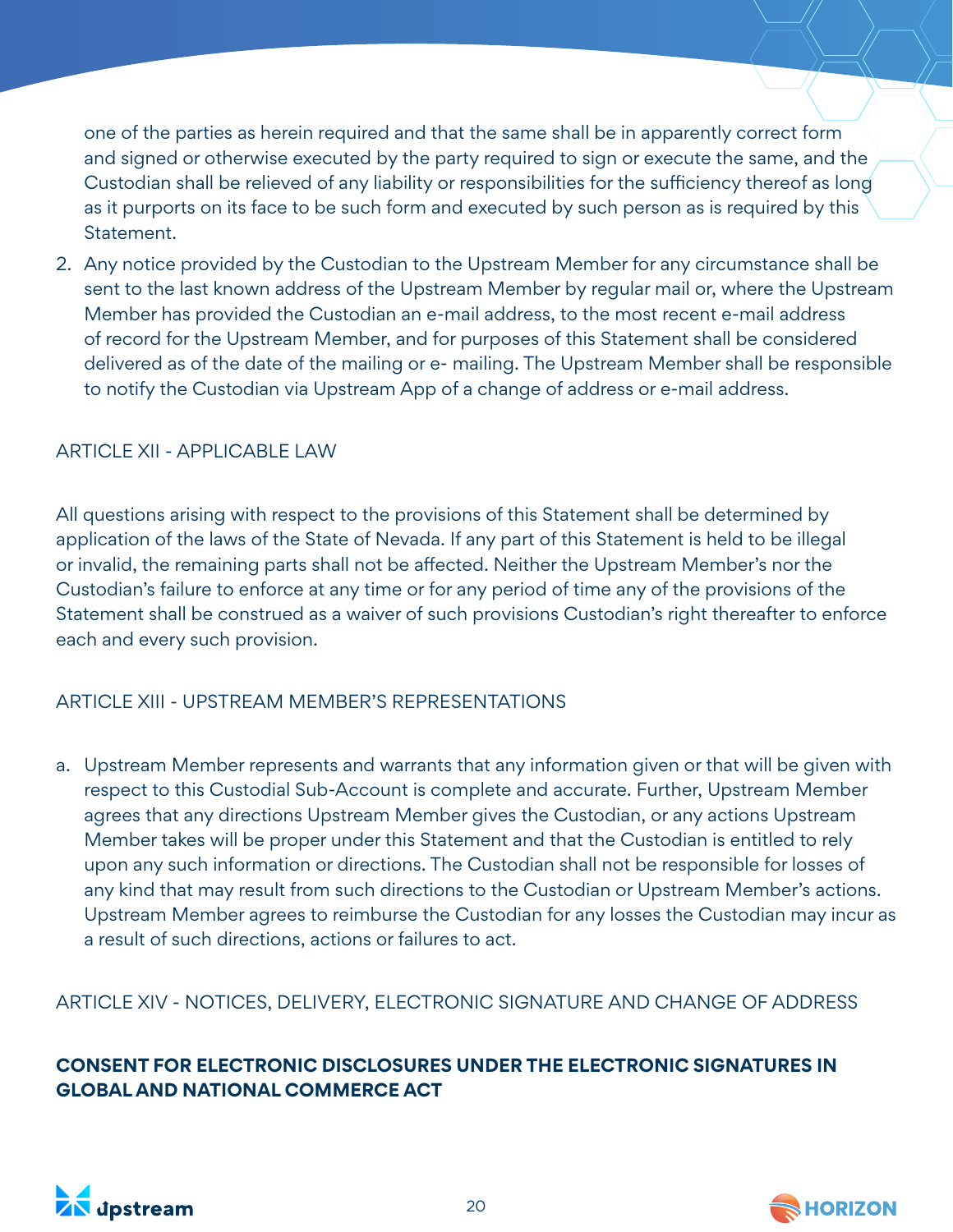one of the parties as herein required and that the same shall be in apparently correct form and signed or otherwise executed by the party required to sign or execute the same, and the Custodian shall be relieved of any liability or responsibilities for the sufficiency thereof as long as it purports on its face to be such form and executed by such person as is required by this Statement.

2. Any notice provided by the Custodian to the Upstream Member for any circumstance shall be sent to the last known address of the Upstream Member by regular mail or, where the Upstream Member has provided the Custodian an e-mail address, to the most recent e-mail address of record for the Upstream Member, and for purposes of this Statement shall be considered delivered as of the date of the mailing or e- mailing. The Upstream Member shall be responsible to notify the Custodian via Upstream App of a change of address or e-mail address.

## ARTICLE XII - APPLICABLE LAW

All questions arising with respect to the provisions of this Statement shall be determined by application of the laws of the State of Nevada. If any part of this Statement is held to be illegal or invalid, the remaining parts shall not be affected. Neither the Upstream Member's nor the Custodian's failure to enforce at any time or for any period of time any of the provisions of the Statement shall be construed as a waiver of such provisions Custodian's right thereafter to enforce each and every such provision.

## ARTICLE XIII - UPSTREAM MEMBER'S REPRESENTATIONS

a. Upstream Member represents and warrants that any information given or that will be given with respect to this Custodial Sub-Account is complete and accurate. Further, Upstream Member agrees that any directions Upstream Member gives the Custodian, or any actions Upstream Member takes will be proper under this Statement and that the Custodian is entitled to rely upon any such information or directions. The Custodian shall not be responsible for losses of any kind that may result from such directions to the Custodian or Upstream Member's actions. Upstream Member agrees to reimburse the Custodian for any losses the Custodian may incur as a result of such directions, actions or failures to act.

## ARTICLE XIV - NOTICES, DELIVERY, ELECTRONIC SIGNATURE AND CHANGE OF ADDRESS

**CONSENT FOR ELECTRONIC DISCLOSURES UNDER THE ELECTRONIC SIGNATURES IN GLOBAL AND NATIONAL COMMERCE ACT**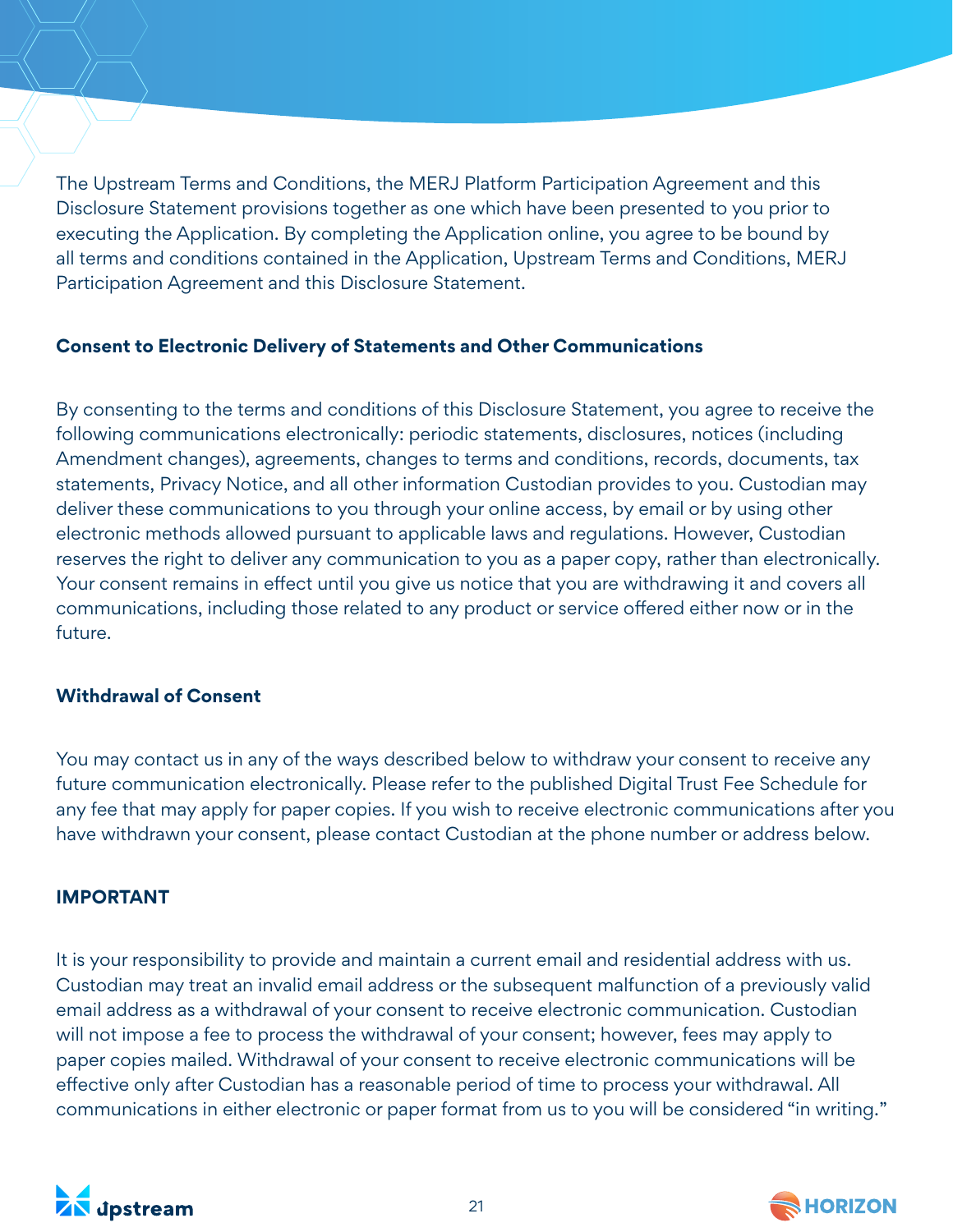The Upstream Terms and Conditions, the MERJ Platform Participation Agreement and this Disclosure Statement provisions together as one which have been presented to you prior to executing the Application. By completing the Application online, you agree to be bound by all terms and conditions contained in the Application, Upstream Terms and Conditions, MERJ Participation Agreement and this Disclosure Statement.

**Consent to Electronic Delivery of Statements and Other Communications**

By consenting to the terms and conditions of this Disclosure Statement, you agree to receive the following communications electronically: periodic statements, disclosures, notices (including Amendment changes), agreements, changes to terms and conditions, records, documents, tax statements, Privacy Notice, and all other information Custodian provides to you. Custodian may deliver these communications to you through your online access, by email or by using other electronic methods allowed pursuant to applicable laws and regulations. However, Custodian reserves the right to deliver any communication to you as a paper copy, rather than electronically. Your consent remains in effect until you give us notice that you are withdrawing it and covers all communications, including those related to any product or service offered either now or in the future.

**Withdrawal of Consent**

You may contact us in any of the ways described below to withdraw your consent to receive any future communication electronically. Please refer to the published Digital Trust Fee Schedule for any fee that may apply for paper copies. If you wish to receive electronic communications after you have withdrawn your consent, please contact Custodian at the phone number or address below.

**IMPORTANT**

It is your responsibility to provide and maintain a current email and residential address with us. Custodian may treat an invalid email address or the subsequent malfunction of a previously valid email address as a withdrawal of your consent to receive electronic communication. Custodian will not impose a fee to process the withdrawal of your consent; however, fees may apply to paper copies mailed. Withdrawal of your consent to receive electronic communications will be effective only after Custodian has a reasonable period of time to process your withdrawal. All communications in either electronic or paper format from us to you will be considered "in writing."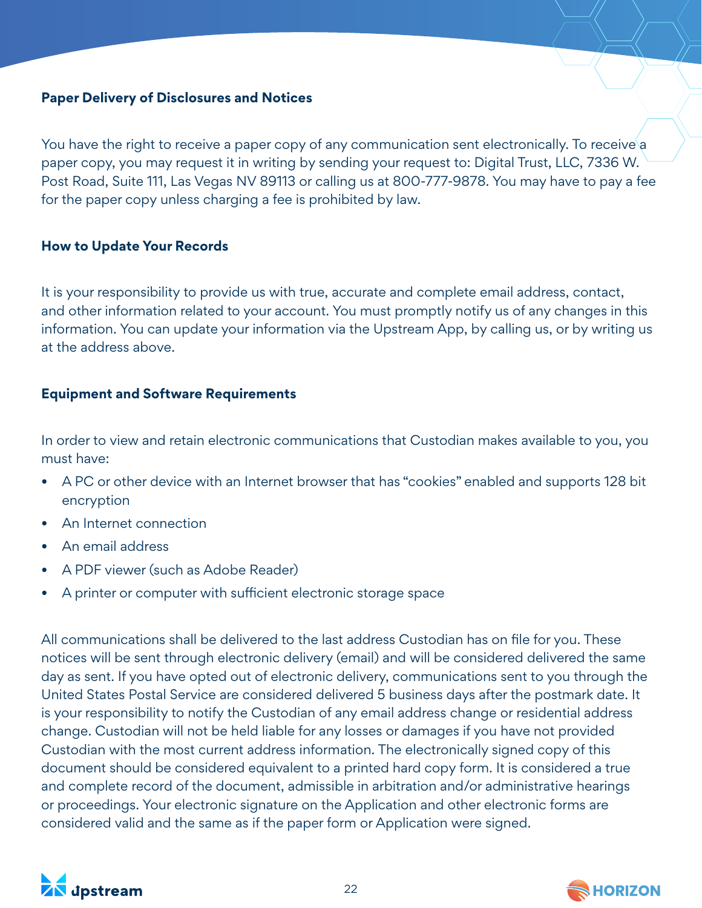### Paper Delivery of Disclosures and Notices

You have the right to receive a paper copy of any communication sent electronically. To receive a paper copy, you may request it in writing by sending your request to: Digital Trust, LLC, 7336 W. Post Road, Suite 111, Las Vegas NV 89113 or calling us at 800-777-9878. You may have to pay a fee for the paper copy unless charging a fee is prohibited by law.

### How to Update Your Records

It is your responsibility to provide us with true, accurate and complete email address, contact, and other information related to your account. You must promptly notify us of any changes in this information. You can update your information via the Upstream App, by calling us, or by writing us at the address above.

### Equipment and Software Requirements

In order to view and retain electronic communications that Custodian makes available to you, you must have:

- A PC or other device with an Internet browser that has "cookies" enabled and supports 128 bit encryption
- An Internet connection
- An email address
- A PDF viewer (such as Adobe Reader)
- A printer or computer with sufficient electronic storage space

All communications shall be delivered to the last address Custodian has on file for you. These notices will be sent through electronic delivery (email) and will be considered delivered the same day as sent. If you have opted out of electronic delivery, communications sent to you through the United States Postal Service are considered delivered 5 business days after the postmark date. It is your responsibility to notify the Custodian of any email address change or residential address change. Custodian will not be held liable for any losses or damages if you have not provided Custodian with the most current address information. The electronically signed copy of this document should be considered equivalent to a printed hard copy form. It is considered a true and complete record of the document, admissible in arbitration and/or administrative hearings or proceedings. Your electronic signature on the Application and other electronic forms are considered valid and the same as if the paper form or Application were signed.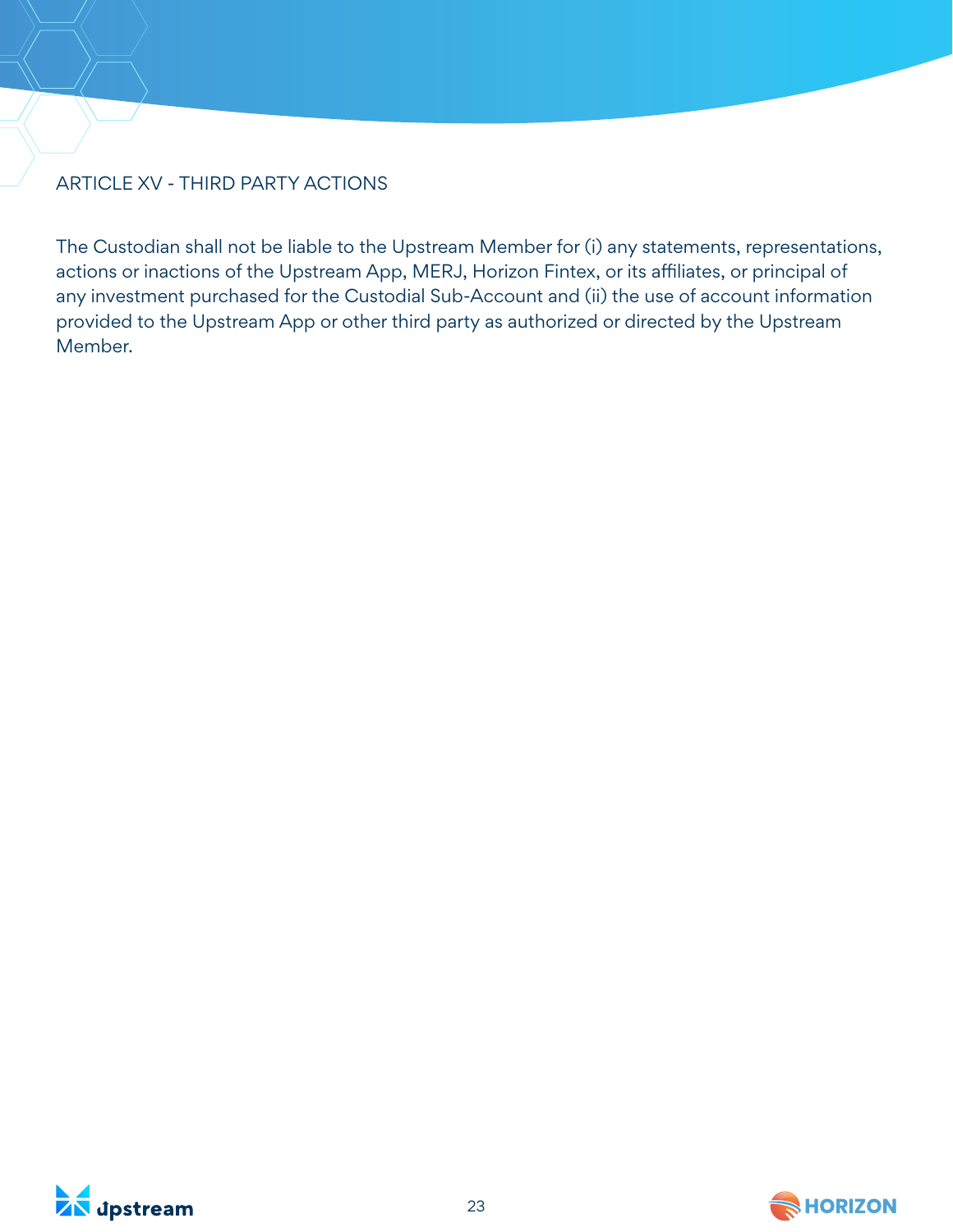## ARTICLE XV - THIRD PARTY ACTIONS

The Custodian shall not be liable to the Upstream Member for (i) any statements, representations, actions or inactions of the Upstream App, MERJ, Horizon Fintex, or its affiliates, or principal of any investment purchased for the Custodial Sub-Account and (ii) the use of account information provided to the Upstream App or other third party as authorized or directed by the Upstream Member.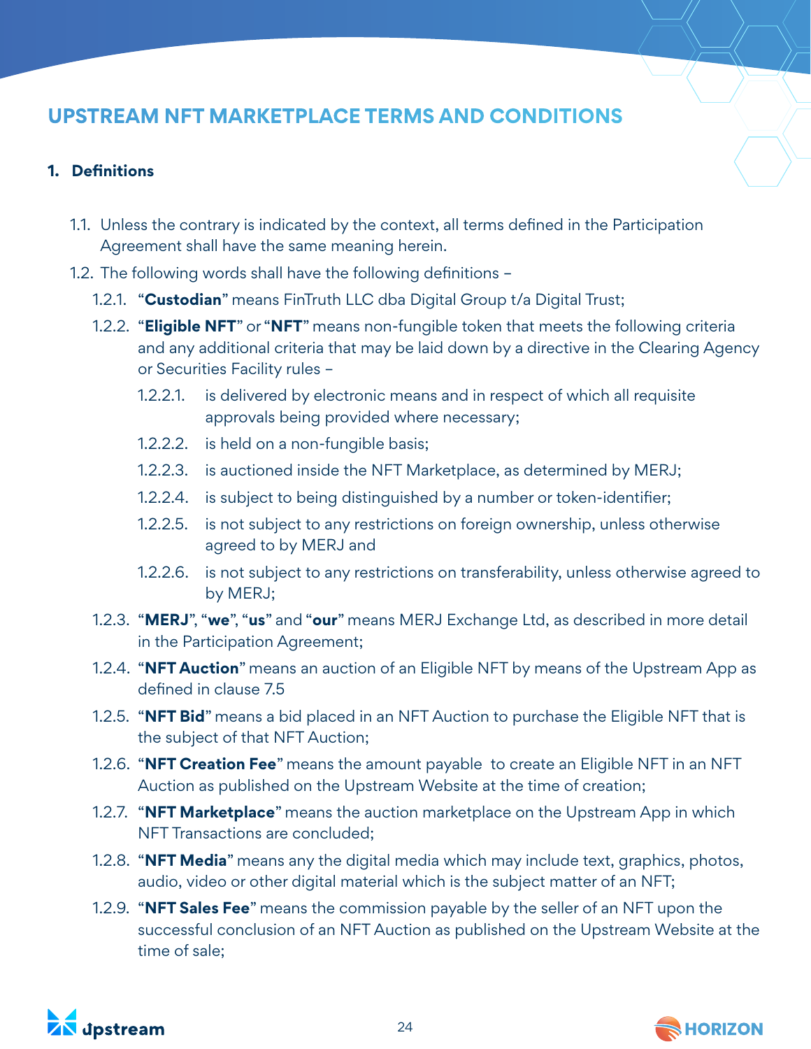# UPSTREAM NFT MARKETPLACE TERMS AND CONDITIONS

## 1. Definitions

1.1. Unless the contrary is indicated by the context, all terms defined in the Participation Agreement shall have the same meaning herein.

1.2. The following words shall have the following definitions –

1.2.1. "**Custodian**" means FinTruth LLC dba Digital Group t/a Digital Trust;

1.2.2. "**Eligible NFT**" or "**NFT**" means non-fungible token that meets the following criteria and any additional criteria that may be laid down by a directive in the Clearing Agency or Securities Facility rules –

1.2.2.1. is delivered by electronic means and in respect of which all requisite approvals being provided where necessary;

1.2.2.2. is held on a non-fungible basis;

1.2.2.3. is auctioned inside the NFT Marketplace, as determined by MERJ;

1.2.2.4. is subject to being distinguished by a number or token-identifier;

1.2.2.5. is not subject to any restrictions on foreign ownership, unless otherwise agreed to by MERJ and

1.2.2.6. is not subject to any restrictions on transferability, unless otherwise agreed to by MERJ;

1.2.3. "**MERJ**", "**we**", "**us**" and "**our**" means MERJ Exchange Ltd, as described in more detail in the Participation Agreement;

1.2.4. "**NFT Auction**" means an auction of an Eligible NFT by means of the Upstream App as defined in clause 7.5

1.2.5. "**NFT Bid**" means a bid placed in an NFT Auction to purchase the Eligible NFT that is the subject of that NFT Auction;

1.2.6. "**NFT Creation Fee**" means the amount payable to create an Eligible NFT in an NFT Auction as published on the Upstream Website at the time of creation;

1.2.7. "**NFT Marketplace**" means the auction marketplace on the Upstream App in which NFT Transactions are concluded;

1.2.8. "**NFT Media**" means any the digital media which may include text, graphics, photos, audio, video or other digital material which is the subject matter of an NFT;

1.2.9. "**NFT Sales Fee**" means the commission payable by the seller of an NFT upon the successful conclusion of an NFT Auction as published on the Upstream Website at the time of sale;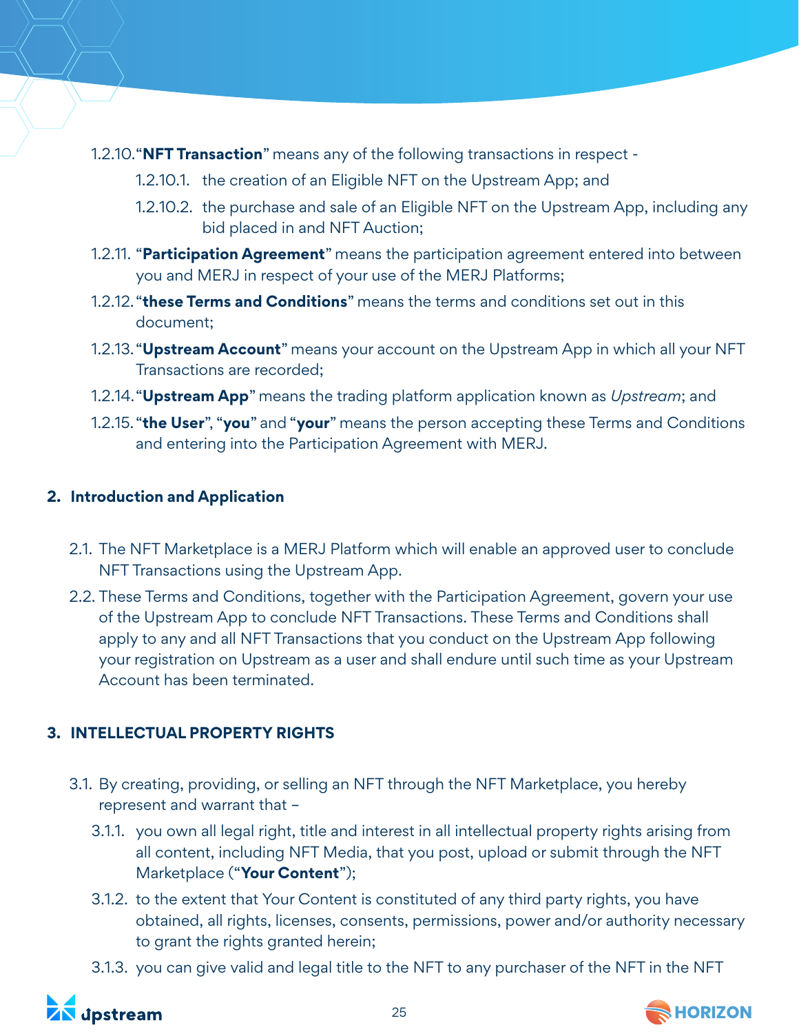1.2.10. "**NFT Transaction**" means any of the following transactions in respect -

1.2.10.1. the creation of an Eligible NFT on the Upstream App; and

1.2.10.2. the purchase and sale of an Eligible NFT on the Upstream App, including any bid placed in and NFT Auction;

1.2.11. "**Participation Agreement**" means the participation agreement entered into between you and MERJ in respect of your use of the MERJ Platforms;

1.2.12. "**these Terms and Conditions**" means the terms and conditions set out in this document;

1.2.13. "**Upstream Account**" means your account on the Upstream App in which all your NFT Transactions are recorded;

1.2.14. "**Upstream App**" means the trading platform application known as *Upstream*; and

1.2.15. "**the User**", "**you**" and "**your**" means the person accepting these Terms and Conditions and entering into the Participation Agreement with MERJ.

## 2. Introduction and Application

2.1. The NFT Marketplace is a MERJ Platform which will enable an approved user to conclude NFT Transactions using the Upstream App.

2.2. These Terms and Conditions, together with the Participation Agreement, govern your use of the Upstream App to conclude NFT Transactions. These Terms and Conditions shall apply to any and all NFT Transactions that you conduct on the Upstream App following your registration on Upstream as a user and shall endure until such time as your Upstream Account has been terminated.

## 3. INTELLECTUAL PROPERTY RIGHTS

3.1. By creating, providing, or selling an NFT through the NFT Marketplace, you hereby represent and warrant that –

3.1.1. you own all legal right, title and interest in all intellectual property rights arising from all content, including NFT Media, that you post, upload or submit through the NFT Marketplace ("**Your Content**");

3.1.2. to the extent that Your Content is constituted of any third party rights, you have obtained, all rights, licenses, consents, permissions, power and/or authority necessary to grant the rights granted herein;

3.1.3. you can give valid and legal title to the NFT to any purchaser of the NFT in the NFT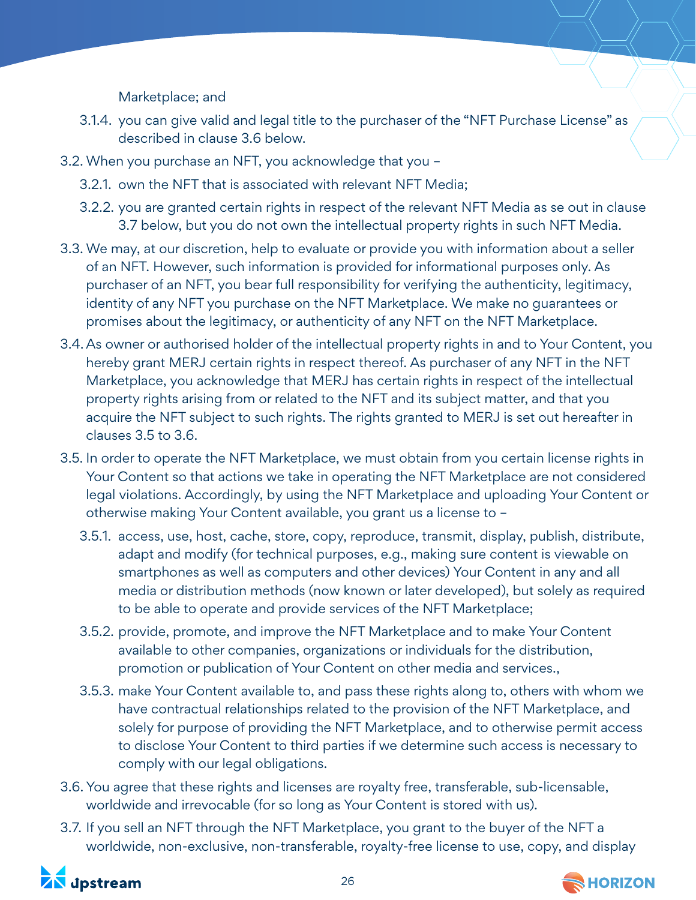Marketplace; and

3.1.4. you can give valid and legal title to the purchaser of the "NFT Purchase License" as described in clause 3.6 below.

3.2. When you purchase an NFT, you acknowledge that you –

3.2.1. own the NFT that is associated with relevant NFT Media;

3.2.2. you are granted certain rights in respect of the relevant NFT Media as se out in clause 3.7 below, but you do not own the intellectual property rights in such NFT Media.

3.3. We may, at our discretion, help to evaluate or provide you with information about a seller of an NFT. However, such information is provided for informational purposes only. As purchaser of an NFT, you bear full responsibility for verifying the authenticity, legitimacy, identity of any NFT you purchase on the NFT Marketplace. We make no guarantees or promises about the legitimacy, or authenticity of any NFT on the NFT Marketplace.

3.4. As owner or authorised holder of the intellectual property rights in and to Your Content, you hereby grant MERJ certain rights in respect thereof. As purchaser of any NFT in the NFT Marketplace, you acknowledge that MERJ has certain rights in respect of the intellectual property rights arising from or related to the NFT and its subject matter, and that you acquire the NFT subject to such rights. The rights granted to MERJ is set out hereafter in clauses 3.5 to 3.6.

3.5. In order to operate the NFT Marketplace, we must obtain from you certain license rights in Your Content so that actions we take in operating the NFT Marketplace are not considered legal violations. Accordingly, by using the NFT Marketplace and uploading Your Content or otherwise making Your Content available, you grant us a license to –

3.5.1. access, use, host, cache, store, copy, reproduce, transmit, display, publish, distribute, adapt and modify (for technical purposes, e.g., making sure content is viewable on smartphones as well as computers and other devices) Your Content in any and all media or distribution methods (now known or later developed), but solely as required to be able to operate and provide services of the NFT Marketplace;

3.5.2. provide, promote, and improve the NFT Marketplace and to make Your Content available to other companies, organizations or individuals for the distribution, promotion or publication of Your Content on other media and services.,

3.5.3. make Your Content available to, and pass these rights along to, others with whom we have contractual relationships related to the provision of the NFT Marketplace, and solely for purpose of providing the NFT Marketplace, and to otherwise permit access to disclose Your Content to third parties if we determine such access is necessary to comply with our legal obligations.

3.6. You agree that these rights and licenses are royalty free, transferable, sub-licensable, worldwide and irrevocable (for so long as Your Content is stored with us).

3.7. If you sell an NFT through the NFT Marketplace, you grant to the buyer of the NFT a worldwide, non-exclusive, non-transferable, royalty-free license to use, copy, and display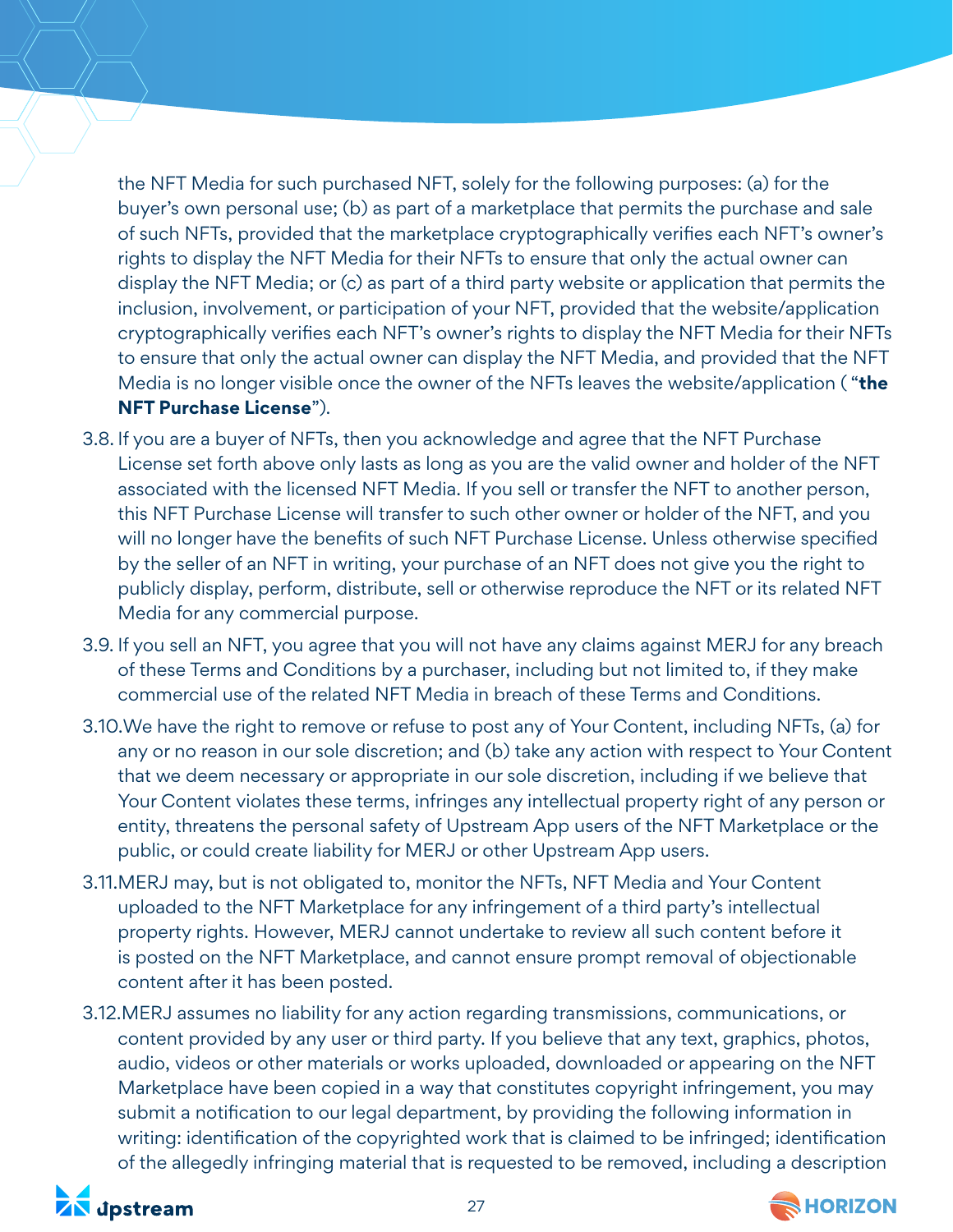the NFT Media for such purchased NFT, solely for the following purposes: (a) for the buyer's own personal use; (b) as part of a marketplace that permits the purchase and sale of such NFTs, provided that the marketplace cryptographically verifies each NFT's owner's rights to display the NFT Media for their NFTs to ensure that only the actual owner can display the NFT Media; or (c) as part of a third party website or application that permits the inclusion, involvement, or participation of your NFT, provided that the website/application cryptographically verifies each NFT's owner's rights to display the NFT Media for their NFTs to ensure that only the actual owner can display the NFT Media, and provided that the NFT Media is no longer visible once the owner of the NFTs leaves the website/application ( "**the NFT Purchase License**").

3.8. If you are a buyer of NFTs, then you acknowledge and agree that the NFT Purchase License set forth above only lasts as long as you are the valid owner and holder of the NFT associated with the licensed NFT Media. If you sell or transfer the NFT to another person, this NFT Purchase License will transfer to such other owner or holder of the NFT, and you will no longer have the benefits of such NFT Purchase License. Unless otherwise specified by the seller of an NFT in writing, your purchase of an NFT does not give you the right to publicly display, perform, distribute, sell or otherwise reproduce the NFT or its related NFT Media for any commercial purpose.

3.9. If you sell an NFT, you agree that you will not have any claims against MERJ for any breach of these Terms and Conditions by a purchaser, including but not limited to, if they make commercial use of the related NFT Media in breach of these Terms and Conditions.

3.10. We have the right to remove or refuse to post any of Your Content, including NFTs, (a) for any or no reason in our sole discretion; and (b) take any action with respect to Your Content that we deem necessary or appropriate in our sole discretion, including if we believe that Your Content violates these terms, infringes any intellectual property right of any person or entity, threatens the personal safety of Upstream App users of the NFT Marketplace or the public, or could create liability for MERJ or other Upstream App users.

3.11. MERJ may, but is not obligated to, monitor the NFTs, NFT Media and Your Content uploaded to the NFT Marketplace for any infringement of a third party's intellectual property rights. However, MERJ cannot undertake to review all such content before it is posted on the NFT Marketplace, and cannot ensure prompt removal of objectionable content after it has been posted.

3.12. MERJ assumes no liability for any action regarding transmissions, communications, or content provided by any user or third party. If you believe that any text, graphics, photos, audio, videos or other materials or works uploaded, downloaded or appearing on the NFT Marketplace have been copied in a way that constitutes copyright infringement, you may submit a notification to our legal department, by providing the following information in writing: identification of the copyrighted work that is claimed to be infringed; identification of the allegedly infringing material that is requested to be removed, including a description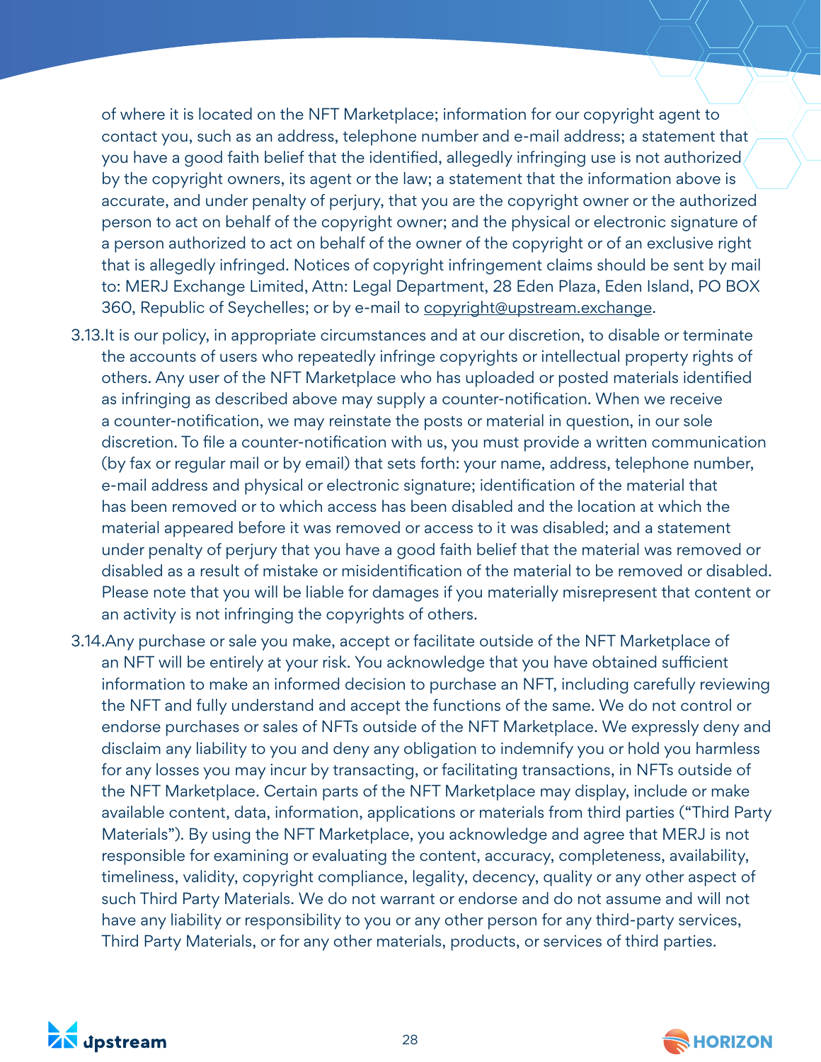of where it is located on the NFT Marketplace; information for our copyright agent to contact you, such as an address, telephone number and e-mail address; a statement that you have a good faith belief that the identified, allegedly infringing use is not authorized by the copyright owners, its agent or the law; a statement that the information above is accurate, and under penalty of perjury, that you are the copyright owner or the authorized person to act on behalf of the copyright owner; and the physical or electronic signature of a person authorized to act on behalf of the owner of the copyright or of an exclusive right that is allegedly infringed. Notices of copyright infringement claims should be sent by mail to: MERJ Exchange Limited, Attn: Legal Department, 28 Eden Plaza, Eden Island, PO BOX 360, Republic of Seychelles; or by e-mail to copyright@upstream.exchange.

3.13. It is our policy, in appropriate circumstances and at our discretion, to disable or terminate the accounts of users who repeatedly infringe copyrights or intellectual property rights of others. Any user of the NFT Marketplace who has uploaded or posted materials identified as infringing as described above may supply a counter-notification. When we receive a counter-notification, we may reinstate the posts or material in question, in our sole discretion. To file a counter-notification with us, you must provide a written communication (by fax or regular mail or by email) that sets forth: your name, address, telephone number, e-mail address and physical or electronic signature; identification of the material that has been removed or to which access has been disabled and the location at which the material appeared before it was removed or access to it was disabled; and a statement under penalty of perjury that you have a good faith belief that the material was removed or disabled as a result of mistake or misidentification of the material to be removed or disabled. Please note that you will be liable for damages if you materially misrepresent that content or an activity is not infringing the copyrights of others.

3.14. Any purchase or sale you make, accept or facilitate outside of the NFT Marketplace of an NFT will be entirely at your risk. You acknowledge that you have obtained sufficient information to make an informed decision to purchase an NFT, including carefully reviewing the NFT and fully understand and accept the functions of the same. We do not control or endorse purchases or sales of NFTs outside of the NFT Marketplace. We expressly deny and disclaim any liability to you and deny any obligation to indemnify you or hold you harmless for any losses you may incur by transacting, or facilitating transactions, in NFTs outside of the NFT Marketplace. Certain parts of the NFT Marketplace may display, include or make available content, data, information, applications or materials from third parties ("Third Party Materials"). By using the NFT Marketplace, you acknowledge and agree that MERJ is not responsible for examining or evaluating the content, accuracy, completeness, availability, timeliness, validity, copyright compliance, legality, decency, quality or any other aspect of such Third Party Materials. We do not warrant or endorse and do not assume and will not have any liability or responsibility to you or any other person for any third-party services, Third Party Materials, or for any other materials, products, or services of third parties.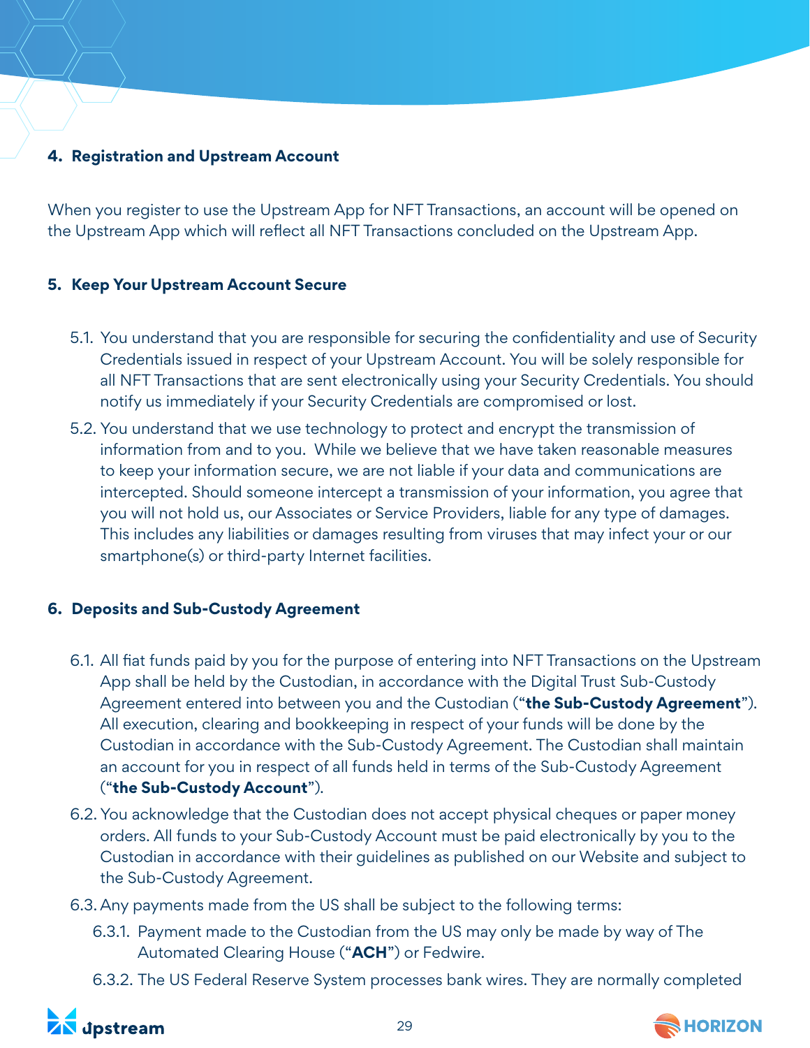## 4. Registration and Upstream Account

When you register to use the Upstream App for NFT Transactions, an account will be opened on the Upstream App which will reflect all NFT Transactions concluded on the Upstream App.

## 5. Keep Your Upstream Account Secure

5.1. You understand that you are responsible for securing the confidentiality and use of Security Credentials issued in respect of your Upstream Account. You will be solely responsible for all NFT Transactions that are sent electronically using your Security Credentials. You should notify us immediately if your Security Credentials are compromised or lost.

5.2. You understand that we use technology to protect and encrypt the transmission of information from and to you. While we believe that we have taken reasonable measures to keep your information secure, we are not liable if your data and communications are intercepted. Should someone intercept a transmission of your information, you agree that you will not hold us, our Associates or Service Providers, liable for any type of damages. This includes any liabilities or damages resulting from viruses that may infect your or our smartphone(s) or third-party Internet facilities.

## 6. Deposits and Sub-Custody Agreement

6.1. All fiat funds paid by you for the purpose of entering into NFT Transactions on the Upstream App shall be held by the Custodian, in accordance with the Digital Trust Sub-Custody Agreement entered into between you and the Custodian ("**the Sub-Custody Agreement**"). All execution, clearing and bookkeeping in respect of your funds will be done by the Custodian in accordance with the Sub-Custody Agreement. The Custodian shall maintain an account for you in respect of all funds held in terms of the Sub-Custody Agreement ("**the Sub-Custody Account**").

6.2. You acknowledge that the Custodian does not accept physical cheques or paper money orders. All funds to your Sub-Custody Account must be paid electronically by you to the Custodian in accordance with their guidelines as published on our Website and subject to the Sub-Custody Agreement.

6.3. Any payments made from the US shall be subject to the following terms:

6.3.1. Payment made to the Custodian from the US may only be made by way of The Automated Clearing House ("**ACH**") or Fedwire.

6.3.2. The US Federal Reserve System processes bank wires. They are normally completed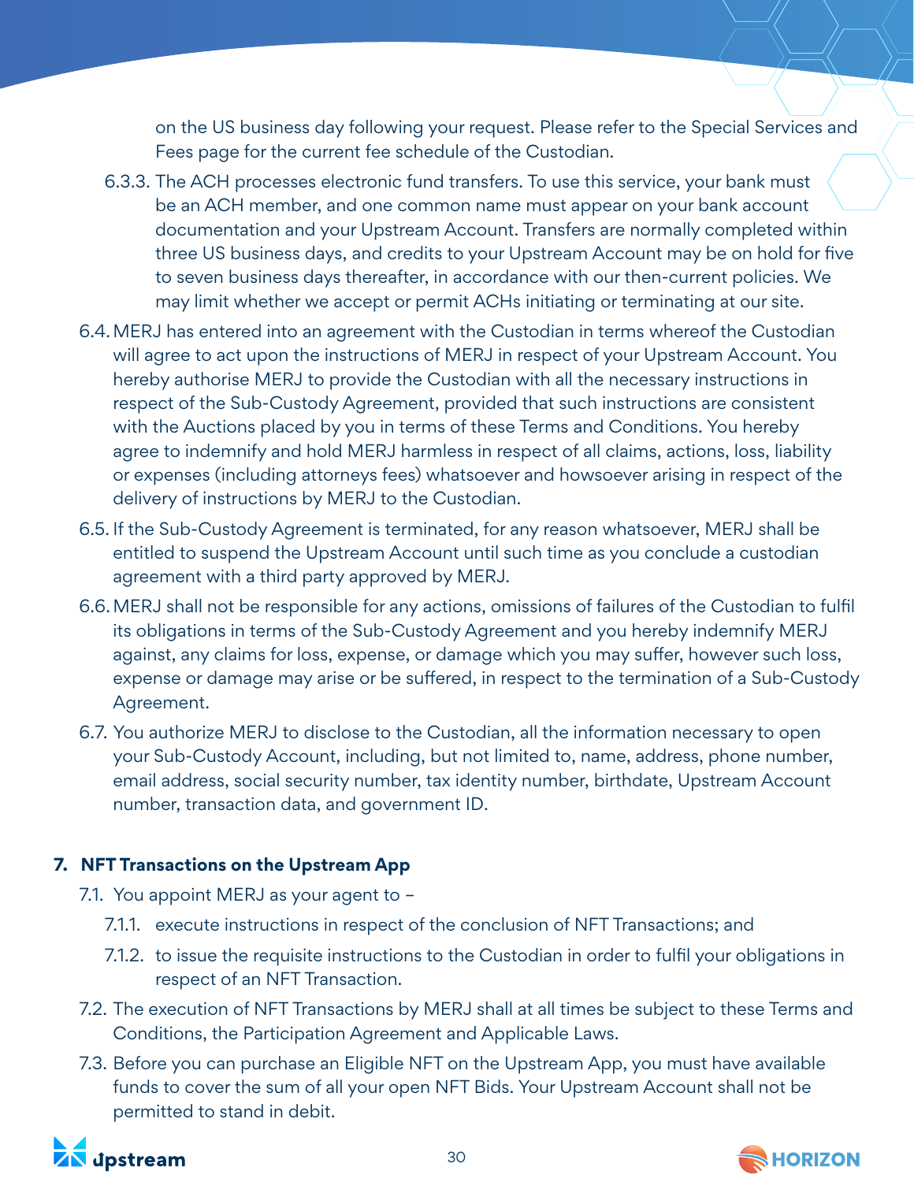on the US business day following your request. Please refer to the Special Services and Fees page for the current fee schedule of the Custodian.

6.3.3. The ACH processes electronic fund transfers. To use this service, your bank must be an ACH member, and one common name must appear on your bank account documentation and your Upstream Account. Transfers are normally completed within three US business days, and credits to your Upstream Account may be on hold for five to seven business days thereafter, in accordance with our then-current policies. We may limit whether we accept or permit ACHs initiating or terminating at our site.

6.4. MERJ has entered into an agreement with the Custodian in terms whereof the Custodian will agree to act upon the instructions of MERJ in respect of your Upstream Account. You hereby authorise MERJ to provide the Custodian with all the necessary instructions in respect of the Sub-Custody Agreement, provided that such instructions are consistent with the Auctions placed by you in terms of these Terms and Conditions. You hereby agree to indemnify and hold MERJ harmless in respect of all claims, actions, loss, liability or expenses (including attorneys fees) whatsoever and howsoever arising in respect of the delivery of instructions by MERJ to the Custodian.

6.5. If the Sub-Custody Agreement is terminated, for any reason whatsoever, MERJ shall be entitled to suspend the Upstream Account until such time as you conclude a custodian agreement with a third party approved by MERJ.

6.6. MERJ shall not be responsible for any actions, omissions of failures of the Custodian to fulfil its obligations in terms of the Sub-Custody Agreement and you hereby indemnify MERJ against, any claims for loss, expense, or damage which you may suffer, however such loss, expense or damage may arise or be suffered, in respect to the termination of a Sub-Custody Agreement.

6.7. You authorize MERJ to disclose to the Custodian, all the information necessary to open your Sub-Custody Account, including, but not limited to, name, address, phone number, email address, social security number, tax identity number, birthdate, Upstream Account number, transaction data, and government ID.

## 7. NFT Transactions on the Upstream App

7.1. You appoint MERJ as your agent to –

7.1.1. execute instructions in respect of the conclusion of NFT Transactions; and

7.1.2. to issue the requisite instructions to the Custodian in order to fulfil your obligations in respect of an NFT Transaction.

7.2. The execution of NFT Transactions by MERJ shall at all times be subject to these Terms and Conditions, the Participation Agreement and Applicable Laws.

7.3. Before you can purchase an Eligible NFT on the Upstream App, you must have available funds to cover the sum of all your open NFT Bids. Your Upstream Account shall not be permitted to stand in debit.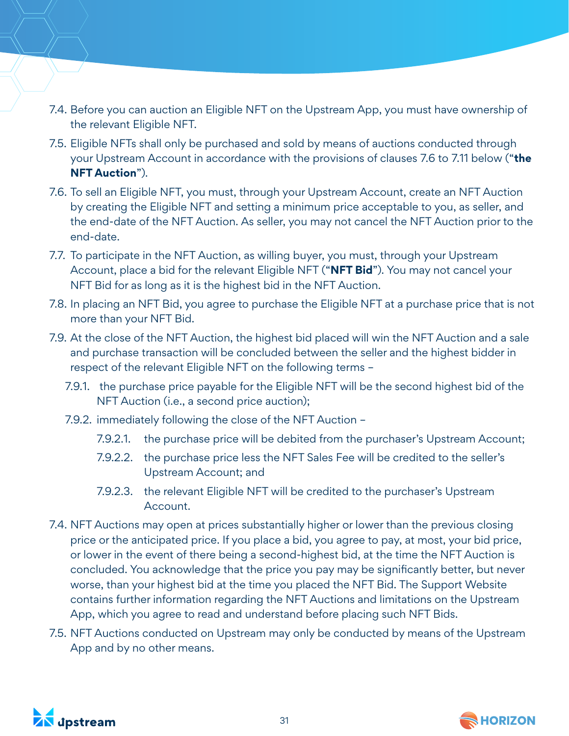7.4. Before you can auction an Eligible NFT on the Upstream App, you must have ownership of the relevant Eligible NFT.

7.5. Eligible NFTs shall only be purchased and sold by means of auctions conducted through your Upstream Account in accordance with the provisions of clauses 7.6 to 7.11 below (“**the NFT Auction**”).

7.6. To sell an Eligible NFT, you must, through your Upstream Account, create an NFT Auction by creating the Eligible NFT and setting a minimum price acceptable to you, as seller, and the end-date of the NFT Auction. As seller, you may not cancel the NFT Auction prior to the end-date.

7.7. To participate in the NFT Auction, as willing buyer, you must, through your Upstream Account, place a bid for the relevant Eligible NFT (“**NFT Bid**”). You may not cancel your NFT Bid for as long as it is the highest bid in the NFT Auction.

7.8. In placing an NFT Bid, you agree to purchase the Eligible NFT at a purchase price that is not more than your NFT Bid.

7.9. At the close of the NFT Auction, the highest bid placed will win the NFT Auction and a sale and purchase transaction will be concluded between the seller and the highest bidder in respect of the relevant Eligible NFT on the following terms –

  7.9.1. the purchase price payable for the Eligible NFT will be the second highest bid of the NFT Auction (i.e., a second price auction);

  7.9.2. immediately following the close of the NFT Auction –

    7.9.2.1. the purchase price will be debited from the purchaser’s Upstream Account;

    7.9.2.2. the purchase price less the NFT Sales Fee will be credited to the seller’s Upstream Account; and

    7.9.2.3. the relevant Eligible NFT will be credited to the purchaser’s Upstream Account.

7.4. NFT Auctions may open at prices substantially higher or lower than the previous closing price or the anticipated price. If you place a bid, you agree to pay, at most, your bid price, or lower in the event of there being a second-highest bid, at the time the NFT Auction is concluded. You acknowledge that the price you pay may be significantly better, but never worse, than your highest bid at the time you placed the NFT Bid. The Support Website contains further information regarding the NFT Auctions and limitations on the Upstream App, which you agree to read and understand before placing such NFT Bids.

7.5. NFT Auctions conducted on Upstream may only be conducted by means of the Upstream App and by no other means.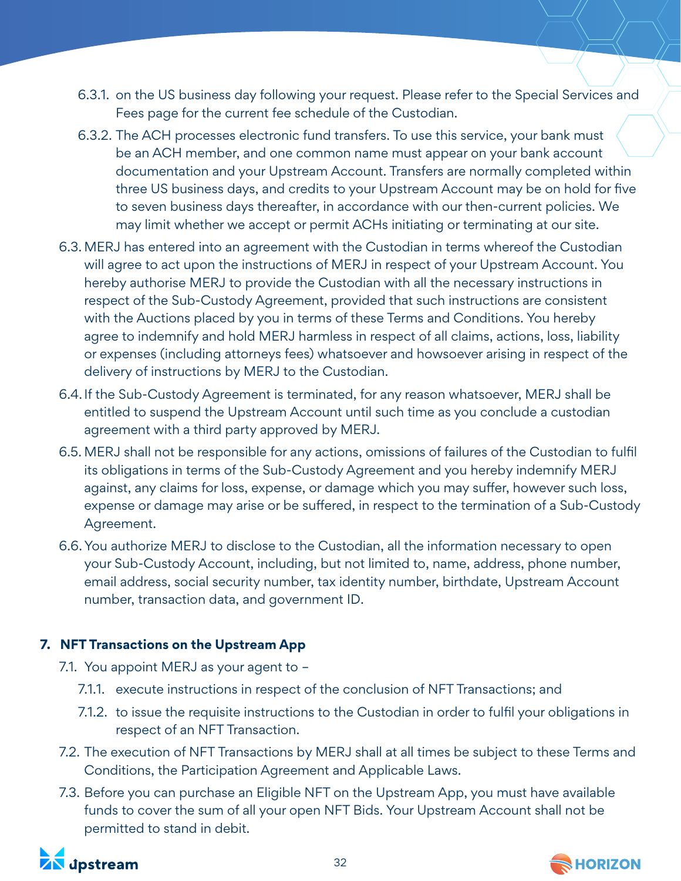6.3.1. on the US business day following your request. Please refer to the Special Services and Fees page for the current fee schedule of the Custodian.

6.3.2. The ACH processes electronic fund transfers. To use this service, your bank must be an ACH member, and one common name must appear on your bank account documentation and your Upstream Account. Transfers are normally completed within three US business days, and credits to your Upstream Account may be on hold for five to seven business days thereafter, in accordance with our then-current policies. We may limit whether we accept or permit ACHs initiating or terminating at our site.

6.3. MERJ has entered into an agreement with the Custodian in terms whereof the Custodian will agree to act upon the instructions of MERJ in respect of your Upstream Account. You hereby authorise MERJ to provide the Custodian with all the necessary instructions in respect of the Sub-Custody Agreement, provided that such instructions are consistent with the Auctions placed by you in terms of these Terms and Conditions. You hereby agree to indemnify and hold MERJ harmless in respect of all claims, actions, loss, liability or expenses (including attorneys fees) whatsoever and howsoever arising in respect of the delivery of instructions by MERJ to the Custodian.

6.4. If the Sub-Custody Agreement is terminated, for any reason whatsoever, MERJ shall be entitled to suspend the Upstream Account until such time as you conclude a custodian agreement with a third party approved by MERJ.

6.5. MERJ shall not be responsible for any actions, omissions of failures of the Custodian to fulfil its obligations in terms of the Sub-Custody Agreement and you hereby indemnify MERJ against, any claims for loss, expense, or damage which you may suffer, however such loss, expense or damage may arise or be suffered, in respect to the termination of a Sub-Custody Agreement.

6.6. You authorize MERJ to disclose to the Custodian, all the information necessary to open your Sub-Custody Account, including, but not limited to, name, address, phone number, email address, social security number, tax identity number, birthdate, Upstream Account number, transaction data, and government ID.

## 7. NFT Transactions on the Upstream App

7.1. You appoint MERJ as your agent to –

7.1.1. execute instructions in respect of the conclusion of NFT Transactions; and

7.1.2. to issue the requisite instructions to the Custodian in order to fulfil your obligations in respect of an NFT Transaction.

7.2. The execution of NFT Transactions by MERJ shall at all times be subject to these Terms and Conditions, the Participation Agreement and Applicable Laws.

7.3. Before you can purchase an Eligible NFT on the Upstream App, you must have available funds to cover the sum of all your open NFT Bids. Your Upstream Account shall not be permitted to stand in debit.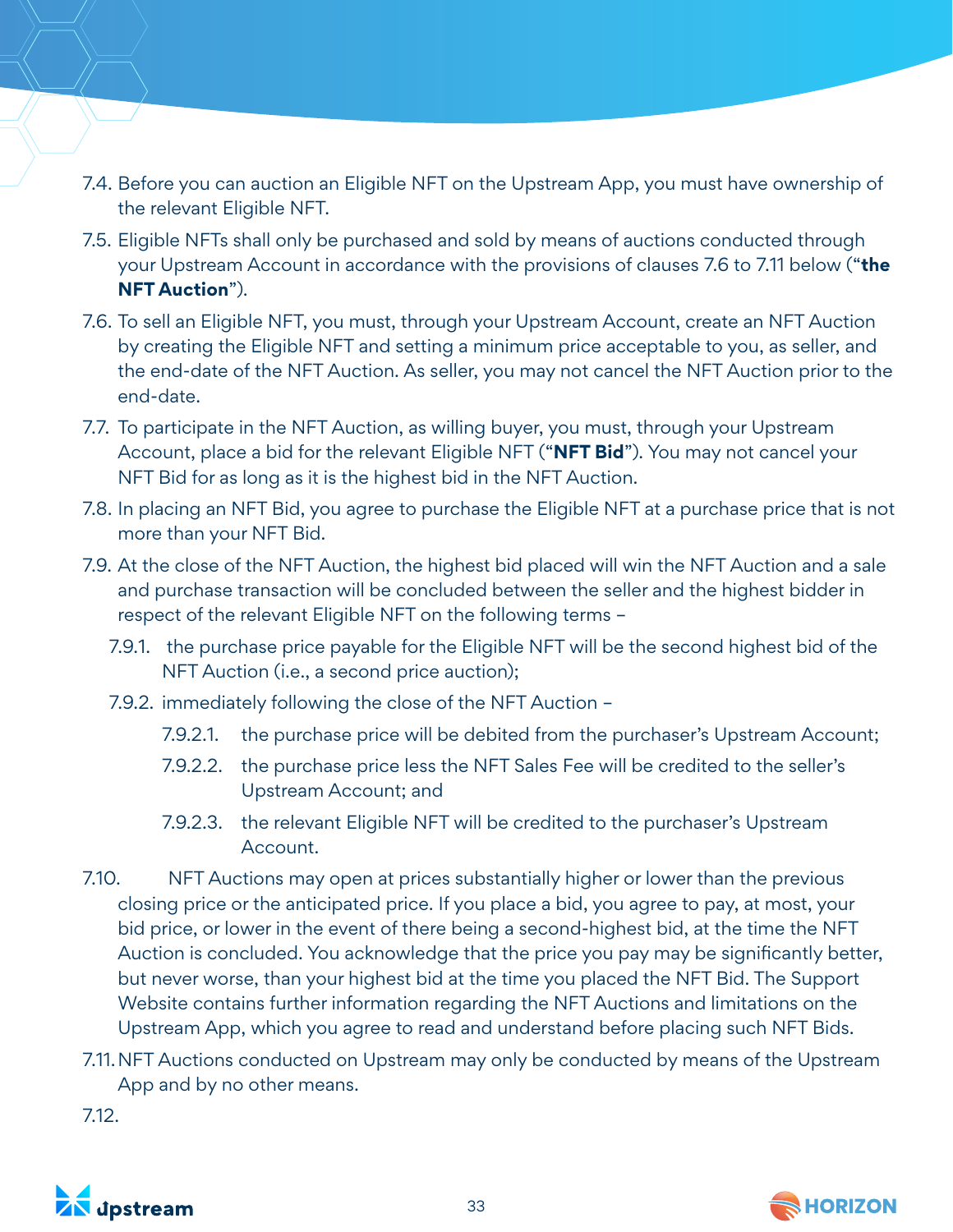7.4. Before you can auction an Eligible NFT on the Upstream App, you must have ownership of the relevant Eligible NFT.

7.5. Eligible NFTs shall only be purchased and sold by means of auctions conducted through your Upstream Account in accordance with the provisions of clauses 7.6 to 7.11 below (“**the NFT Auction**”).

7.6. To sell an Eligible NFT, you must, through your Upstream Account, create an NFT Auction by creating the Eligible NFT and setting a minimum price acceptable to you, as seller, and the end-date of the NFT Auction. As seller, you may not cancel the NFT Auction prior to the end-date.

7.7. To participate in the NFT Auction, as willing buyer, you must, through your Upstream Account, place a bid for the relevant Eligible NFT (“**NFT Bid**”). You may not cancel your NFT Bid for as long as it is the highest bid in the NFT Auction.

7.8. In placing an NFT Bid, you agree to purchase the Eligible NFT at a purchase price that is not more than your NFT Bid.

7.9. At the close of the NFT Auction, the highest bid placed will win the NFT Auction and a sale and purchase transaction will be concluded between the seller and the highest bidder in respect of the relevant Eligible NFT on the following terms –

   7.9.1. the purchase price payable for the Eligible NFT will be the second highest bid of the NFT Auction (i.e., a second price auction);

   7.9.2. immediately following the close of the NFT Auction –

      7.9.2.1. the purchase price will be debited from the purchaser’s Upstream Account;

      7.9.2.2. the purchase price less the NFT Sales Fee will be credited to the seller’s Upstream Account; and

      7.9.2.3. the relevant Eligible NFT will be credited to the purchaser’s Upstream Account.

7.10. NFT Auctions may open at prices substantially higher or lower than the previous closing price or the anticipated price. If you place a bid, you agree to pay, at most, your bid price, or lower in the event of there being a second-highest bid, at the time the NFT Auction is concluded. You acknowledge that the price you pay may be significantly better, but never worse, than your highest bid at the time you placed the NFT Bid. The Support Website contains further information regarding the NFT Auctions and limitations on the Upstream App, which you agree to read and understand before placing such NFT Bids.

7.11. NFT Auctions conducted on Upstream may only be conducted by means of the Upstream App and by no other means.

7.12.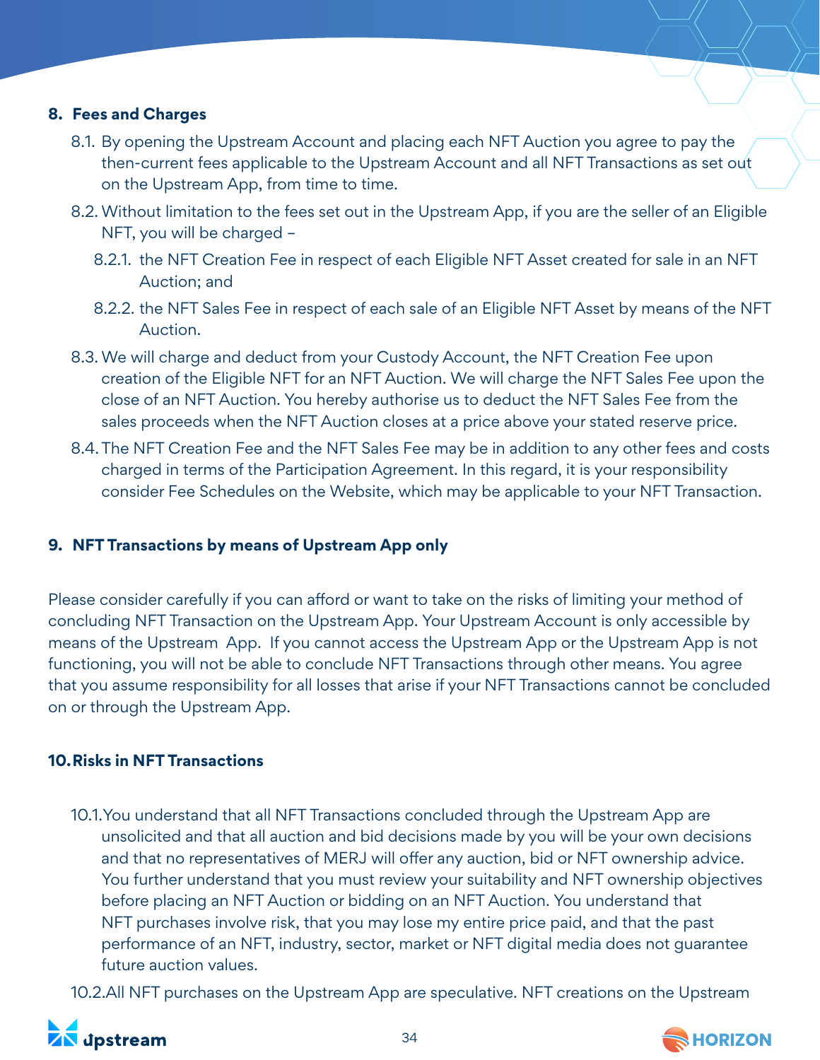## 8. Fees and Charges

8.1. By opening the Upstream Account and placing each NFT Auction you agree to pay the then-current fees applicable to the Upstream Account and all NFT Transactions as set out on the Upstream App, from time to time.

8.2. Without limitation to the fees set out in the Upstream App, if you are the seller of an Eligible NFT, you will be charged –

8.2.1. the NFT Creation Fee in respect of each Eligible NFT Asset created for sale in an NFT Auction; and

8.2.2. the NFT Sales Fee in respect of each sale of an Eligible NFT Asset by means of the NFT Auction.

8.3. We will charge and deduct from your Custody Account, the NFT Creation Fee upon creation of the Eligible NFT for an NFT Auction. We will charge the NFT Sales Fee upon the close of an NFT Auction. You hereby authorise us to deduct the NFT Sales Fee from the sales proceeds when the NFT Auction closes at a price above your stated reserve price.

8.4. The NFT Creation Fee and the NFT Sales Fee may be in addition to any other fees and costs charged in terms of the Participation Agreement. In this regard, it is your responsibility consider Fee Schedules on the Website, which may be applicable to your NFT Transaction.

## 9. NFT Transactions by means of Upstream App only

Please consider carefully if you can afford or want to take on the risks of limiting your method of concluding NFT Transaction on the Upstream App. Your Upstream Account is only accessible by means of the Upstream App. If you cannot access the Upstream App or the Upstream App is not functioning, you will not be able to conclude NFT Transactions through other means. You agree that you assume responsibility for all losses that arise if your NFT Transactions cannot be concluded on or through the Upstream App.

## 10. Risks in NFT Transactions

10.1. You understand that all NFT Transactions concluded through the Upstream App are unsolicited and that all auction and bid decisions made by you will be your own decisions and that no representatives of MERJ will offer any auction, bid or NFT ownership advice. You further understand that you must review your suitability and NFT ownership objectives before placing an NFT Auction or bidding on an NFT Auction. You understand that NFT purchases involve risk, that you may lose my entire price paid, and that the past performance of an NFT, industry, sector, market or NFT digital media does not guarantee future auction values.

10.2. All NFT purchases on the Upstream App are speculative. NFT creations on the Upstream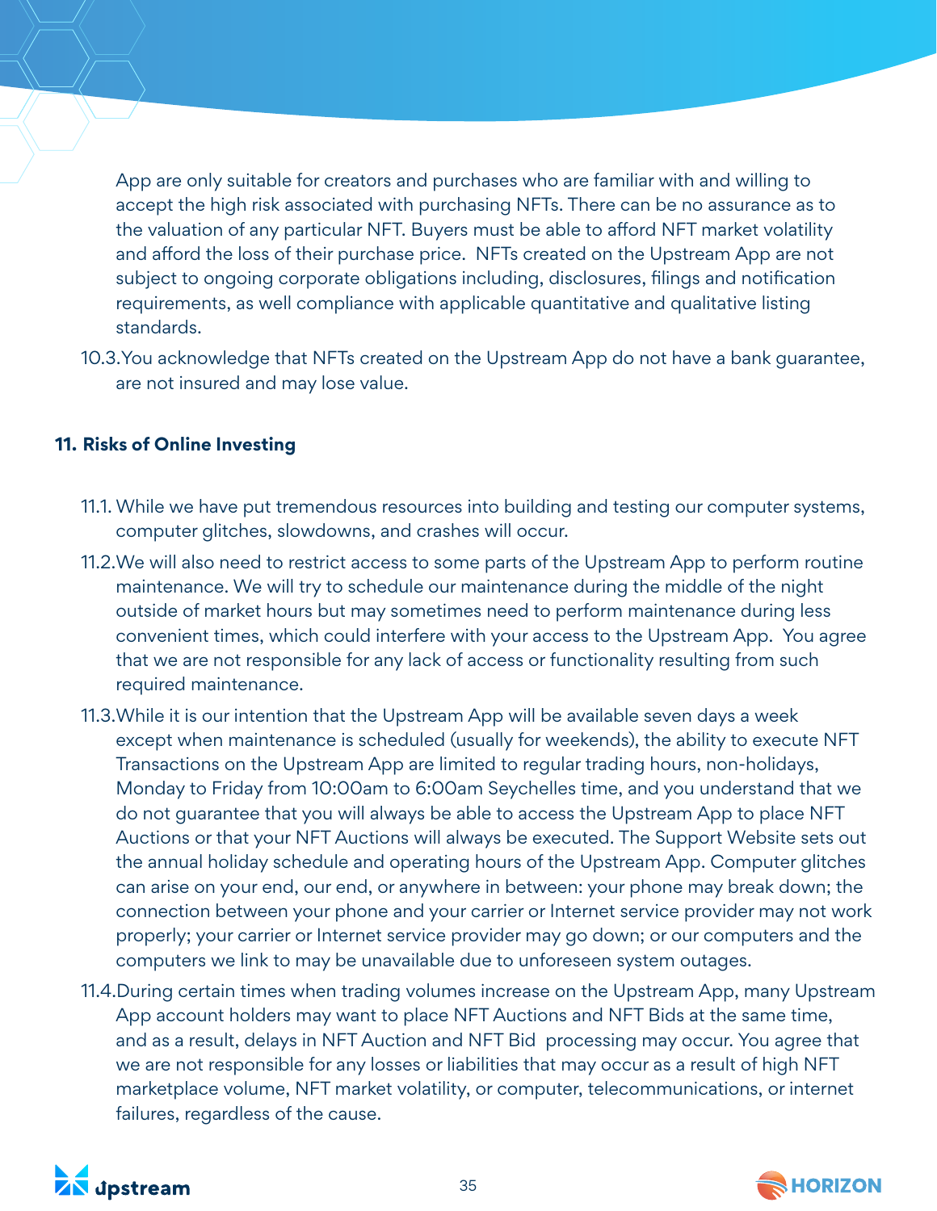App are only suitable for creators and purchases who are familiar with and willing to accept the high risk associated with purchasing NFTs. There can be no assurance as to the valuation of any particular NFT. Buyers must be able to afford NFT market volatility and afford the loss of their purchase price. NFTs created on the Upstream App are not subject to ongoing corporate obligations including, disclosures, filings and notification requirements, as well compliance with applicable quantitative and qualitative listing standards.

10.3. You acknowledge that NFTs created on the Upstream App do not have a bank guarantee, are not insured and may lose value.

## 11. Risks of Online Investing

11.1. While we have put tremendous resources into building and testing our computer systems, computer glitches, slowdowns, and crashes will occur.

11.2. We will also need to restrict access to some parts of the Upstream App to perform routine maintenance. We will try to schedule our maintenance during the middle of the night outside of market hours but may sometimes need to perform maintenance during less convenient times, which could interfere with your access to the Upstream App. You agree that we are not responsible for any lack of access or functionality resulting from such required maintenance.

11.3. While it is our intention that the Upstream App will be available seven days a week except when maintenance is scheduled (usually for weekends), the ability to execute NFT Transactions on the Upstream App are limited to regular trading hours, non-holidays, Monday to Friday from 10:00am to 6:00am Seychelles time, and you understand that we do not guarantee that you will always be able to access the Upstream App to place NFT Auctions or that your NFT Auctions will always be executed. The Support Website sets out the annual holiday schedule and operating hours of the Upstream App. Computer glitches can arise on your end, our end, or anywhere in between: your phone may break down; the connection between your phone and your carrier or Internet service provider may not work properly; your carrier or Internet service provider may go down; or our computers and the computers we link to may be unavailable due to unforeseen system outages.

11.4. During certain times when trading volumes increase on the Upstream App, many Upstream App account holders may want to place NFT Auctions and NFT Bids at the same time, and as a result, delays in NFT Auction and NFT Bid processing may occur. You agree that we are not responsible for any losses or liabilities that may occur as a result of high NFT marketplace volume, NFT market volatility, or computer, telecommunications, or internet failures, regardless of the cause.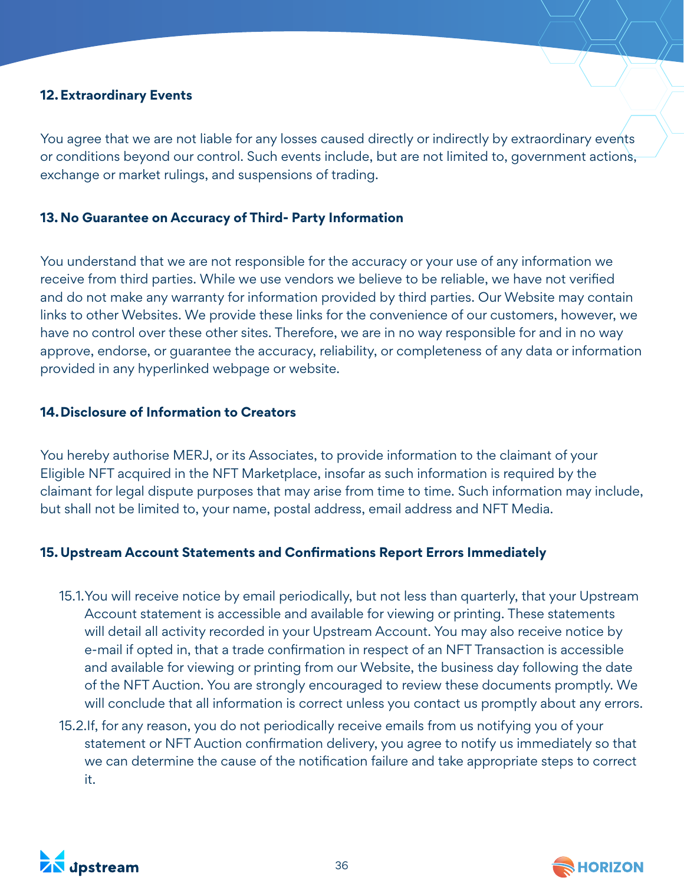### 12. Extraordinary Events

You agree that we are not liable for any losses caused directly or indirectly by extraordinary events or conditions beyond our control. Such events include, but are not limited to, government actions, exchange or market rulings, and suspensions of trading.

### 13. No Guarantee on Accuracy of Third- Party Information

You understand that we are not responsible for the accuracy or your use of any information we receive from third parties. While we use vendors we believe to be reliable, we have not verified and do not make any warranty for information provided by third parties. Our Website may contain links to other Websites. We provide these links for the convenience of our customers, however, we have no control over these other sites. Therefore, we are in no way responsible for and in no way approve, endorse, or guarantee the accuracy, reliability, or completeness of any data or information provided in any hyperlinked webpage or website.

### 14. Disclosure of Information to Creators

You hereby authorise MERJ, or its Associates, to provide information to the claimant of your Eligible NFT acquired in the NFT Marketplace, insofar as such information is required by the claimant for legal dispute purposes that may arise from time to time. Such information may include, but shall not be limited to, your name, postal address, email address and NFT Media.

### 15. Upstream Account Statements and Confirmations Report Errors Immediately

15.1. You will receive notice by email periodically, but not less than quarterly, that your Upstream Account statement is accessible and available for viewing or printing. These statements will detail all activity recorded in your Upstream Account. You may also receive notice by e-mail if opted in, that a trade confirmation in respect of an NFT Transaction is accessible and available for viewing or printing from our Website, the business day following the date of the NFT Auction. You are strongly encouraged to review these documents promptly. We will conclude that all information is correct unless you contact us promptly about any errors.

15.2. If, for any reason, you do not periodically receive emails from us notifying you of your statement or NFT Auction confirmation delivery, you agree to notify us immediately so that we can determine the cause of the notification failure and take appropriate steps to correct it.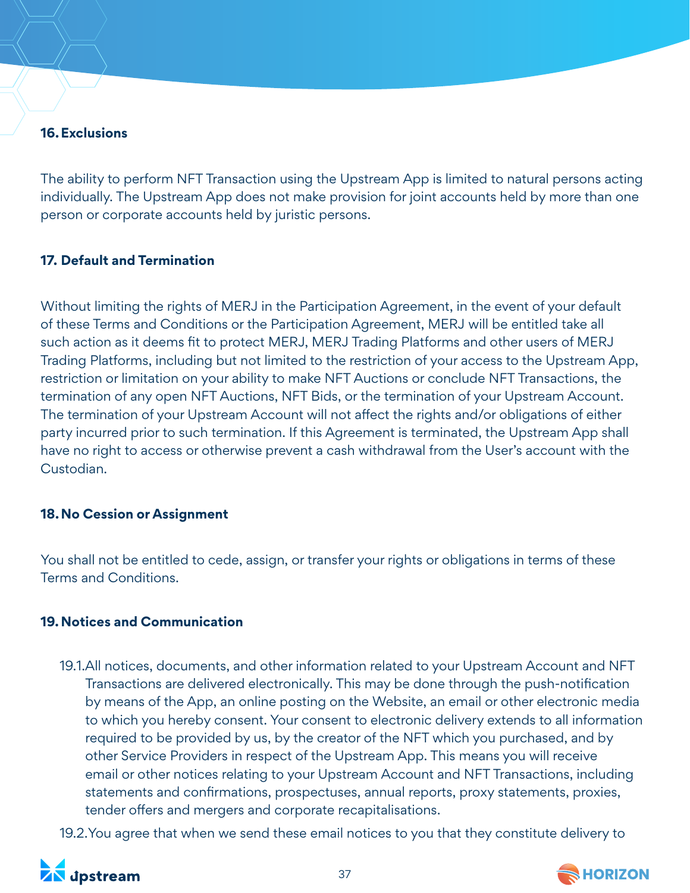## 16. Exclusions

The ability to perform NFT Transaction using the Upstream App is limited to natural persons acting individually. The Upstream App does not make provision for joint accounts held by more than one person or corporate accounts held by juristic persons.

## 17. Default and Termination

Without limiting the rights of MERJ in the Participation Agreement, in the event of your default of these Terms and Conditions or the Participation Agreement, MERJ will be entitled take all such action as it deems fit to protect MERJ, MERJ Trading Platforms and other users of MERJ Trading Platforms, including but not limited to the restriction of your access to the Upstream App, restriction or limitation on your ability to make NFT Auctions or conclude NFT Transactions, the termination of any open NFT Auctions, NFT Bids, or the termination of your Upstream Account. The termination of your Upstream Account will not affect the rights and/or obligations of either party incurred prior to such termination. If this Agreement is terminated, the Upstream App shall have no right to access or otherwise prevent a cash withdrawal from the User's account with the Custodian.

## 18. No Cession or Assignment

You shall not be entitled to cede, assign, or transfer your rights or obligations in terms of these Terms and Conditions.

## 19. Notices and Communication

19.1. All notices, documents, and other information related to your Upstream Account and NFT Transactions are delivered electronically. This may be done through the push-notification by means of the App, an online posting on the Website, an email or other electronic media to which you hereby consent. Your consent to electronic delivery extends to all information required to be provided by us, by the creator of the NFT which you purchased, and by other Service Providers in respect of the Upstream App. This means you will receive email or other notices relating to your Upstream Account and NFT Transactions, including statements and confirmations, prospectuses, annual reports, proxy statements, proxies, tender offers and mergers and corporate recapitalisations.

19.2. You agree that when we send these email notices to you that they constitute delivery to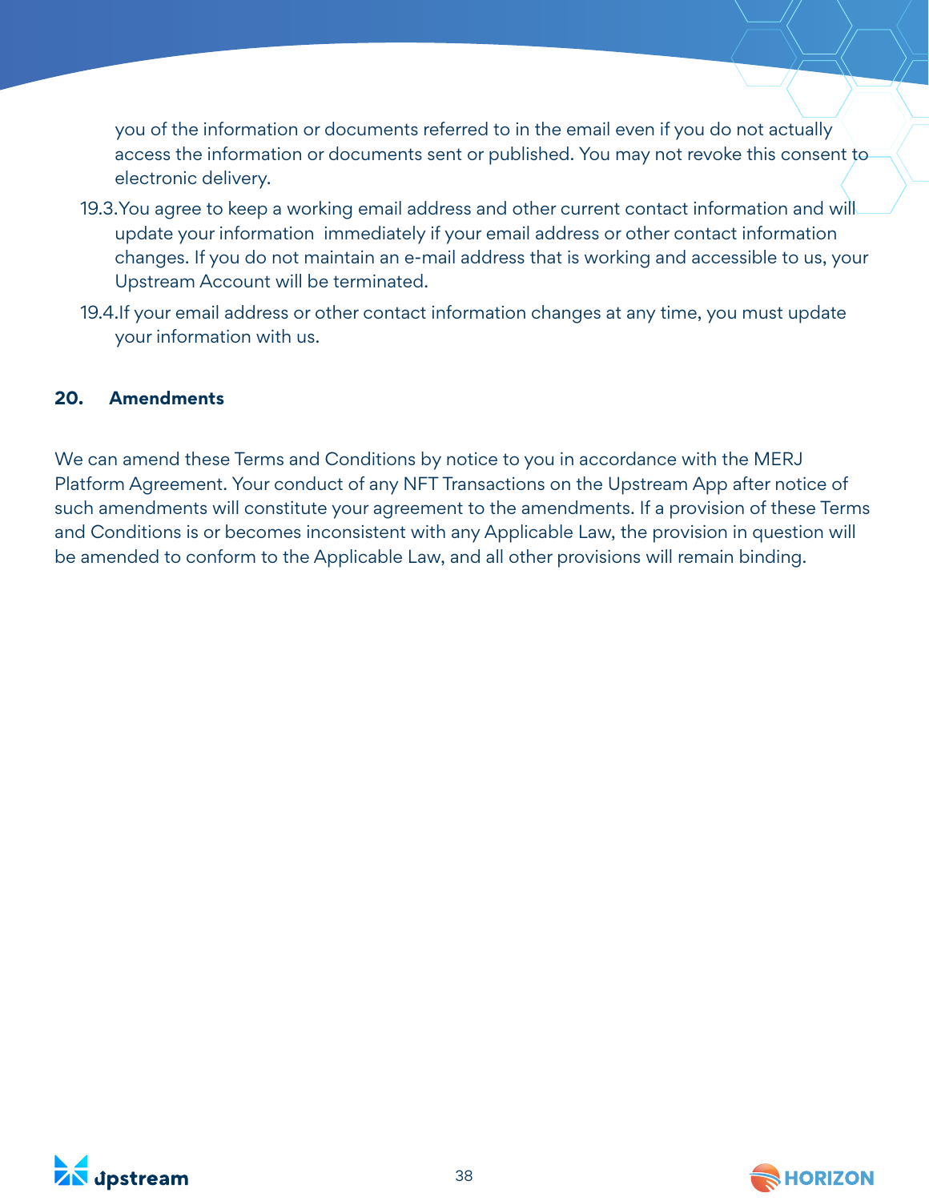you of the information or documents referred to in the email even if you do not actually access the information or documents sent or published. You may not revoke this consent to electronic delivery.

19.3. You agree to keep a working email address and other current contact information and will update your information immediately if your email address or other contact information changes. If you do not maintain an e-mail address that is working and accessible to us, your Upstream Account will be terminated.

19.4. If your email address or other contact information changes at any time, you must update your information with us.

## 20. Amendments

We can amend these Terms and Conditions by notice to you in accordance with the MERJ Platform Agreement. Your conduct of any NFT Transactions on the Upstream App after notice of such amendments will constitute your agreement to the amendments. If a provision of these Terms and Conditions is or becomes inconsistent with any Applicable Law, the provision in question will be amended to conform to the Applicable Law, and all other provisions will remain binding.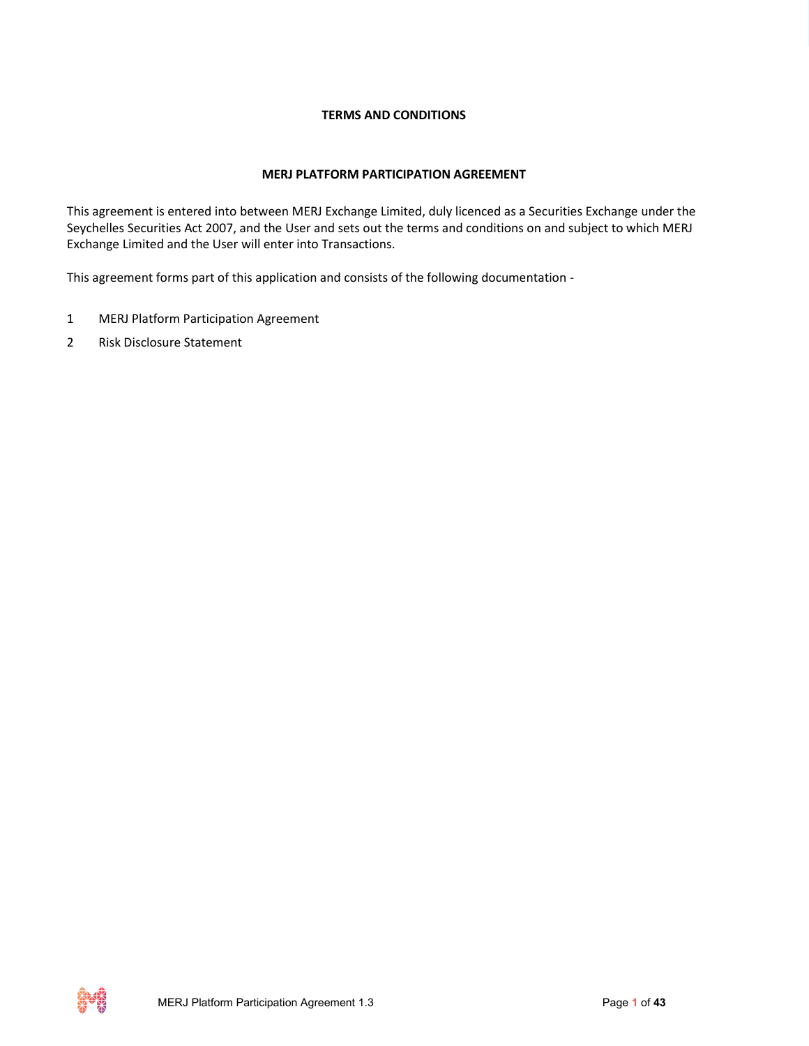**TERMS AND CONDITIONS**

**MERJ PLATFORM PARTICIPATION AGREEMENT**

This agreement is entered into between MERJ Exchange Limited, duly licenced as a Securities Exchange under the Seychelles Securities Act 2007, and the User and sets out the terms and conditions on and subject to which MERJ Exchange Limited and the User will enter into Transactions.

This agreement forms part of this application and consists of the following documentation -

1. MERJ Platform Participation Agreement
2. Risk Disclosure Statement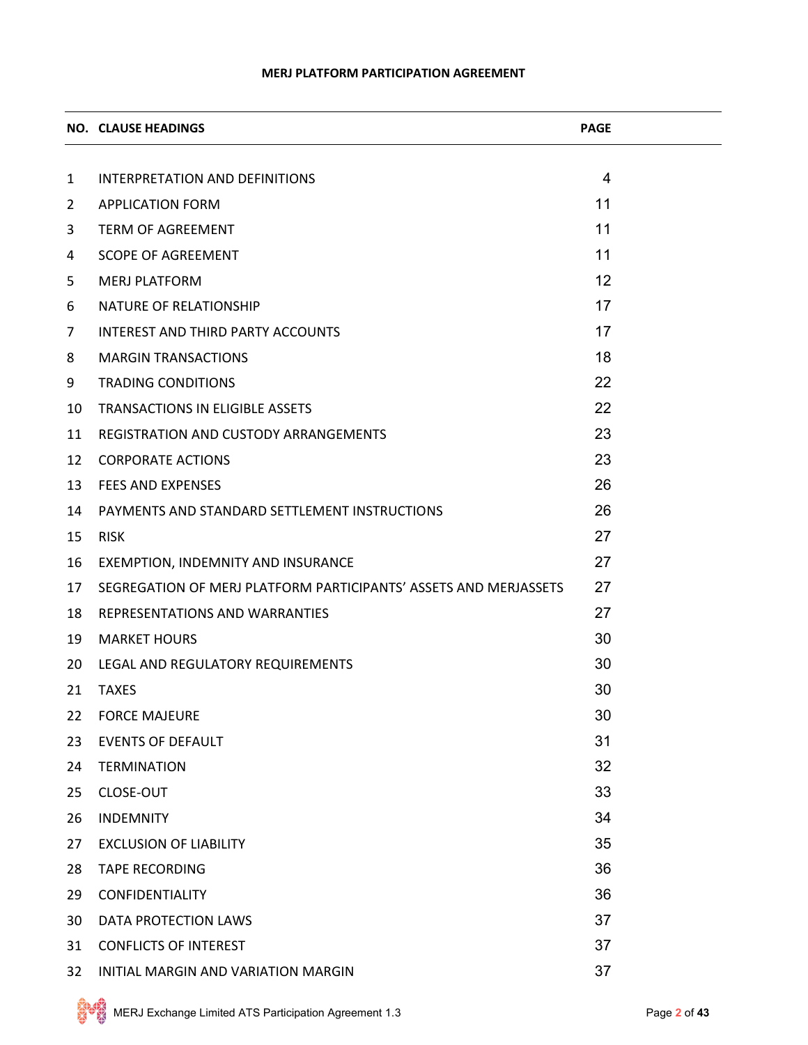# MERJ PLATFORM PARTICIPATION AGREEMENT

| NO. | CLAUSE HEADINGS | PAGE |
|---|---|---|
| 1 | INTERPRETATION AND DEFINITIONS | 4 |
| 2 | APPLICATION FORM | 11 |
| 3 | TERM OF AGREEMENT | 11 |
| 4 | SCOPE OF AGREEMENT | 11 |
| 5 | MERJ PLATFORM | 12 |
| 6 | NATURE OF RELATIONSHIP | 17 |
| 7 | INTEREST AND THIRD PARTY ACCOUNTS | 17 |
| 8 | MARGIN TRANSACTIONS | 18 |
| 9 | TRADING CONDITIONS | 22 |
| 10 | TRANSACTIONS IN ELIGIBLE ASSETS | 22 |
| 11 | REGISTRATION AND CUSTODY ARRANGEMENTS | 23 |
| 12 | CORPORATE ACTIONS | 23 |
| 13 | FEES AND EXPENSES | 26 |
| 14 | PAYMENTS AND STANDARD SETTLEMENT INSTRUCTIONS | 26 |
| 15 | RISK | 27 |
| 16 | EXEMPTION, INDEMNITY AND INSURANCE | 27 |
| 17 | SEGREGATION OF MERJ PLATFORM PARTICIPANTS' ASSETS AND MERJASSETS | 27 |
| 18 | REPRESENTATIONS AND WARRANTIES | 27 |
| 19 | MARKET HOURS | 30 |
| 20 | LEGAL AND REGULATORY REQUIREMENTS | 30 |
| 21 | TAXES | 30 |
| 22 | FORCE MAJEURE | 30 |
| 23 | EVENTS OF DEFAULT | 31 |
| 24 | TERMINATION | 32 |
| 25 | CLOSE-OUT | 33 |
| 26 | INDEMNITY | 34 |
| 27 | EXCLUSION OF LIABILITY | 35 |
| 28 | TAPE RECORDING | 36 |
| 29 | CONFIDENTIALITY | 36 |
| 30 | DATA PROTECTION LAWS | 37 |
| 31 | CONFLICTS OF INTEREST | 37 |
| 32 | INITIAL MARGIN AND VARIATION MARGIN | 37 |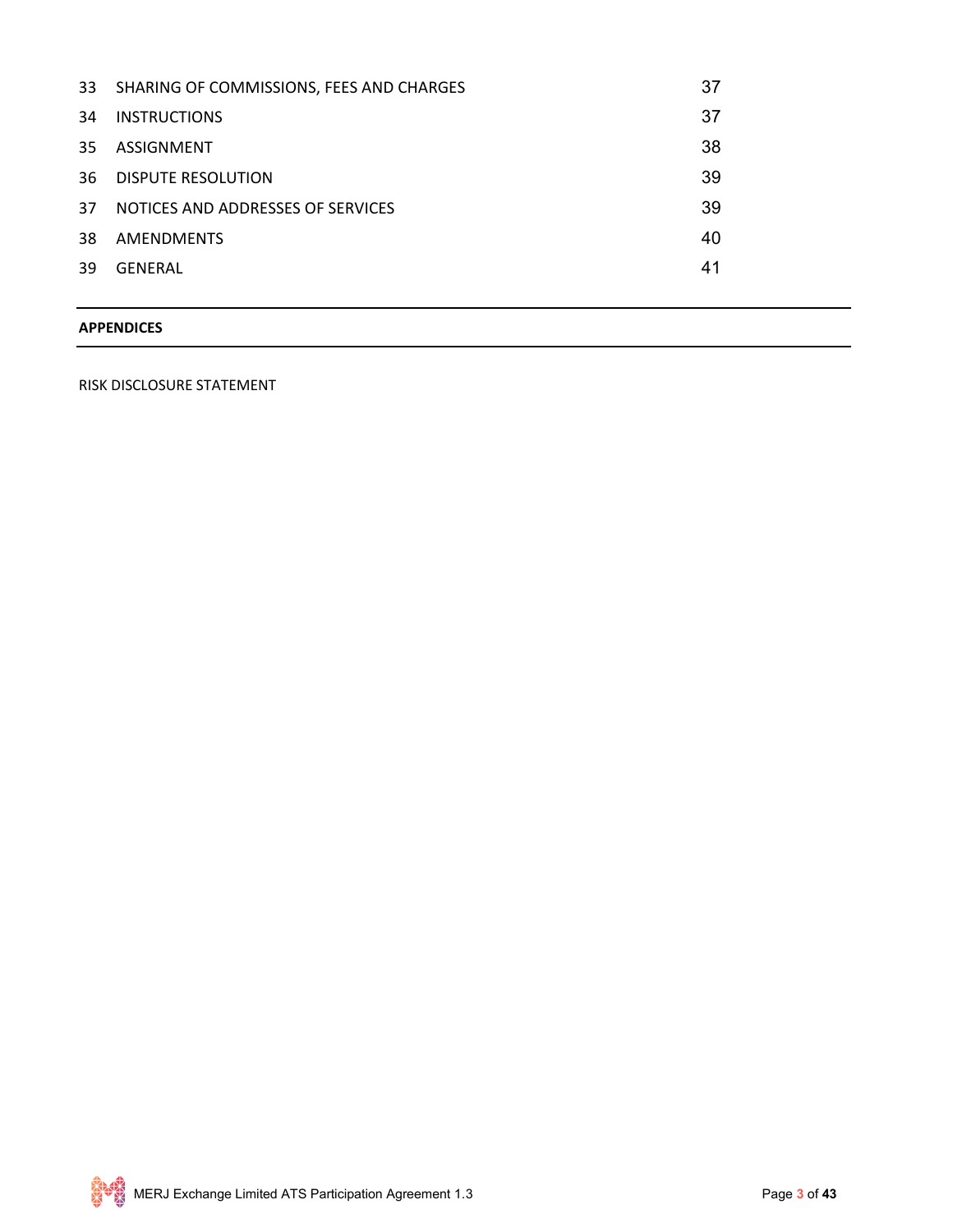| | | |
|---|---|---|
| 33 | SHARING OF COMMISSIONS, FEES AND CHARGES | 37 |
| 34 | INSTRUCTIONS | 37 |
| 35 | ASSIGNMENT | 38 |
| 36 | DISPUTE RESOLUTION | 39 |
| 37 | NOTICES AND ADDRESSES OF SERVICES | 39 |
| 38 | AMENDMENTS | 40 |
| 39 | GENERAL | 41 |

**APPENDICES**

RISK DISCLOSURE STATEMENT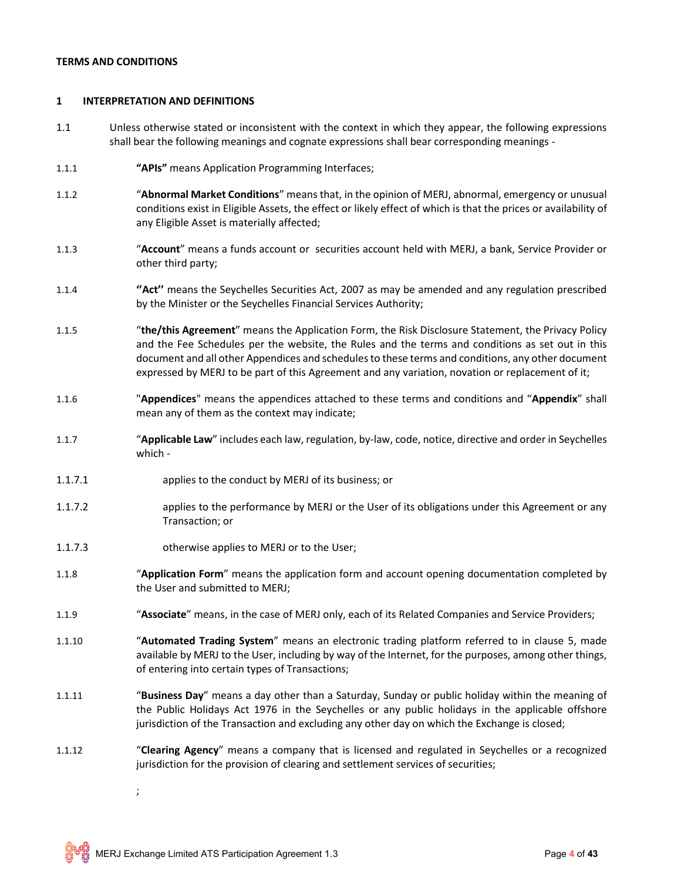**TERMS AND CONDITIONS**

**1 INTERPRETATION AND DEFINITIONS**

1.1 Unless otherwise stated or inconsistent with the context in which they appear, the following expressions shall bear the following meanings and cognate expressions shall bear corresponding meanings -

1.1.1 **"APIs"** means Application Programming Interfaces;

1.1.2 "**Abnormal Market Conditions**" means that, in the opinion of MERJ, abnormal, emergency or unusual conditions exist in Eligible Assets, the effect or likely effect of which is that the prices or availability of any Eligible Asset is materially affected;

1.1.3 "**Account**" means a funds account or securities account held with MERJ, a bank, Service Provider or other third party;

1.1.4 **''Act''** means the Seychelles Securities Act, 2007 as may be amended and any regulation prescribed by the Minister or the Seychelles Financial Services Authority;

1.1.5 "**the/this Agreement**" means the Application Form, the Risk Disclosure Statement, the Privacy Policy and the Fee Schedules per the website, the Rules and the terms and conditions as set out in this document and all other Appendices and schedules to these terms and conditions, any other document expressed by MERJ to be part of this Agreement and any variation, novation or replacement of it;

1.1.6 "**Appendices**" means the appendices attached to these terms and conditions and "**Appendix**" shall mean any of them as the context may indicate;

1.1.7 "**Applicable Law**" includes each law, regulation, by-law, code, notice, directive and order in Seychelles which -

1.1.7.1 applies to the conduct by MERJ of its business; or

1.1.7.2 applies to the performance by MERJ or the User of its obligations under this Agreement or any Transaction; or

1.1.7.3 otherwise applies to MERJ or to the User;

1.1.8 "**Application Form**" means the application form and account opening documentation completed by the User and submitted to MERJ;

1.1.9 "**Associate**" means, in the case of MERJ only, each of its Related Companies and Service Providers;

1.1.10 "**Automated Trading System**" means an electronic trading platform referred to in clause 5, made available by MERJ to the User, including by way of the Internet, for the purposes, among other things, of entering into certain types of Transactions;

1.1.11 "**Business Day**" means a day other than a Saturday, Sunday or public holiday within the meaning of the Public Holidays Act 1976 in the Seychelles or any public holidays in the applicable offshore jurisdiction of the Transaction and excluding any other day on which the Exchange is closed;

1.1.12 "**Clearing Agency**" means a company that is licensed and regulated in Seychelles or a recognized jurisdiction for the provision of clearing and settlement services of securities;

;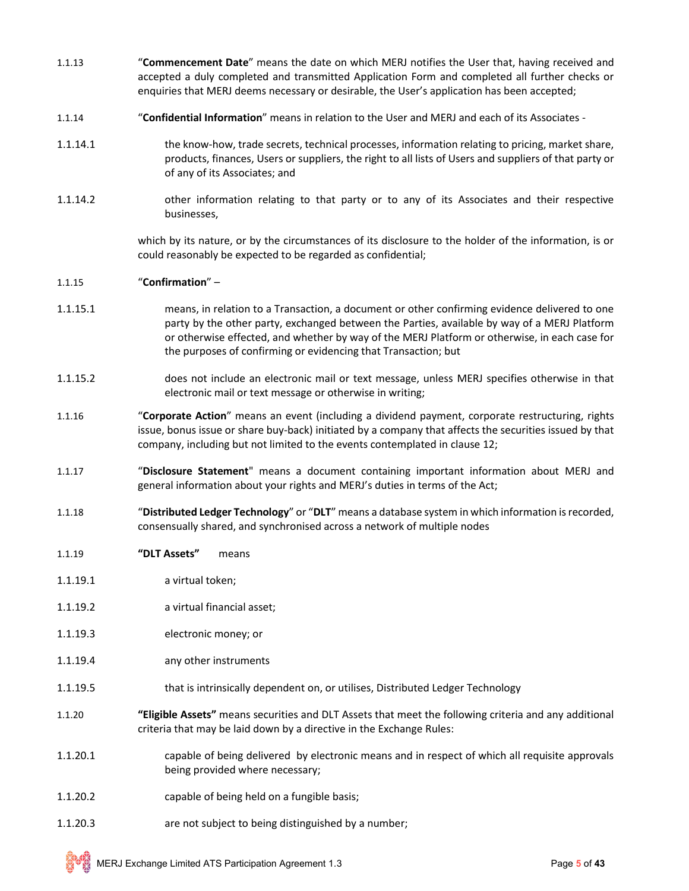1.1.13 "**Commencement Date**" means the date on which MERJ notifies the User that, having received and accepted a duly completed and transmitted Application Form and completed all further checks or enquiries that MERJ deems necessary or desirable, the User's application has been accepted;

1.1.14 "**Confidential Information**" means in relation to the User and MERJ and each of its Associates -

1.1.14.1 the know-how, trade secrets, technical processes, information relating to pricing, market share, products, finances, Users or suppliers, the right to all lists of Users and suppliers of that party or of any of its Associates; and

1.1.14.2 other information relating to that party or to any of its Associates and their respective businesses,

which by its nature, or by the circumstances of its disclosure to the holder of the information, is or could reasonably be expected to be regarded as confidential;

1.1.15 "**Confirmation**" –

1.1.15.1 means, in relation to a Transaction, a document or other confirming evidence delivered to one party by the other party, exchanged between the Parties, available by way of a MERJ Platform or otherwise effected, and whether by way of the MERJ Platform or otherwise, in each case for the purposes of confirming or evidencing that Transaction; but

1.1.15.2 does not include an electronic mail or text message, unless MERJ specifies otherwise in that electronic mail or text message or otherwise in writing;

1.1.16 "**Corporate Action**" means an event (including a dividend payment, corporate restructuring, rights issue, bonus issue or share buy-back) initiated by a company that affects the securities issued by that company, including but not limited to the events contemplated in clause 12;

1.1.17 "**Disclosure Statement**" means a document containing important information about MERJ and general information about your rights and MERJ's duties in terms of the Act;

1.1.18 "**Distributed Ledger Technology**" or "**DLT**" means a database system in which information is recorded, consensually shared, and synchronised across a network of multiple nodes

1.1.19 **"DLT Assets"** means

1.1.19.1 a virtual token;

1.1.19.2 a virtual financial asset;

1.1.19.3 electronic money; or

1.1.19.4 any other instruments

1.1.19.5 that is intrinsically dependent on, or utilises, Distributed Ledger Technology

1.1.20 **"Eligible Assets"** means securities and DLT Assets that meet the following criteria and any additional criteria that may be laid down by a directive in the Exchange Rules:

1.1.20.1 capable of being delivered by electronic means and in respect of which all requisite approvals being provided where necessary;

1.1.20.2 capable of being held on a fungible basis;

1.1.20.3 are not subject to being distinguished by a number;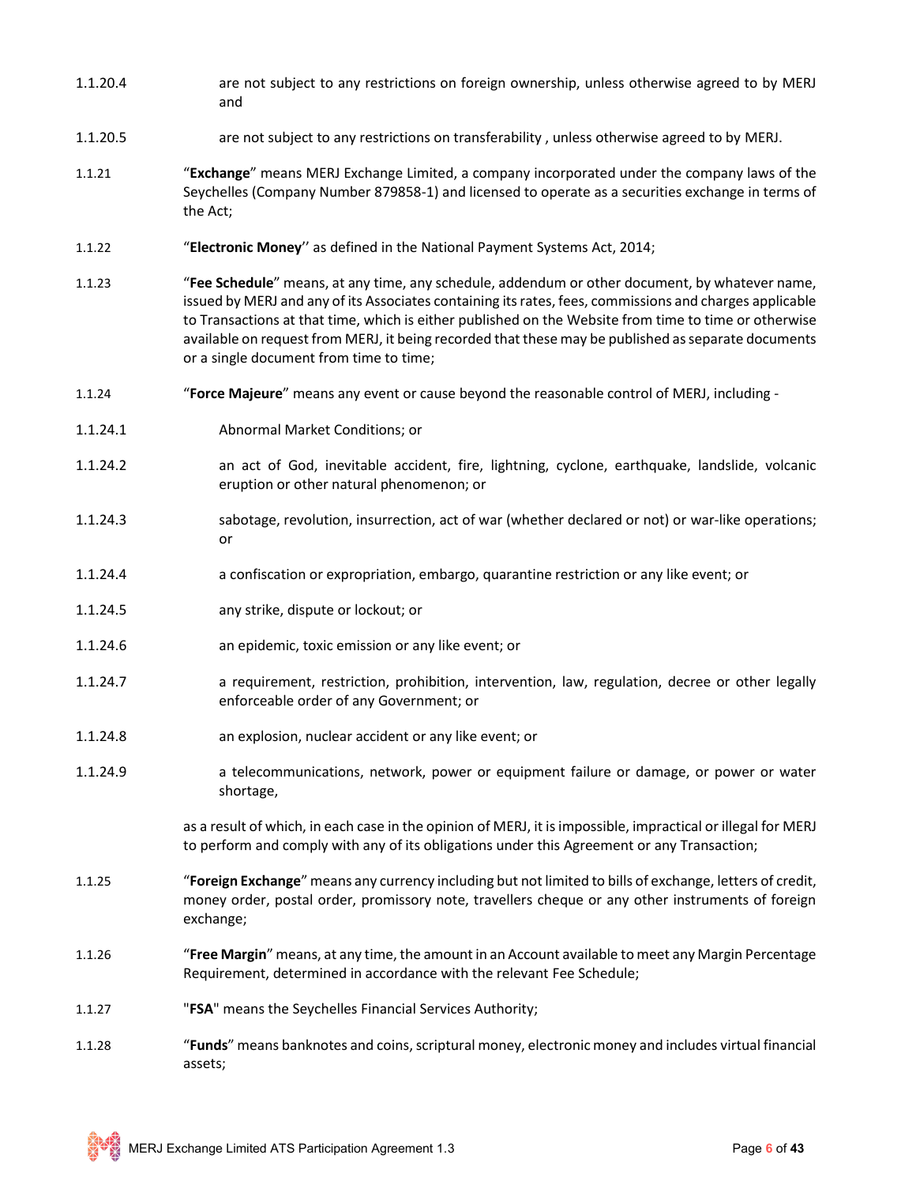1.1.20.4 are not subject to any restrictions on foreign ownership, unless otherwise agreed to by MERJ and

1.1.20.5 are not subject to any restrictions on transferability , unless otherwise agreed to by MERJ.

1.1.21 "**Exchange**" means MERJ Exchange Limited, a company incorporated under the company laws of the Seychelles (Company Number 879858-1) and licensed to operate as a securities exchange in terms of the Act;

1.1.22 "**Electronic Money**'' as defined in the National Payment Systems Act, 2014;

1.1.23 "**Fee Schedule**" means, at any time, any schedule, addendum or other document, by whatever name, issued by MERJ and any of its Associates containing its rates, fees, commissions and charges applicable to Transactions at that time, which is either published on the Website from time to time or otherwise available on request from MERJ, it being recorded that these may be published as separate documents or a single document from time to time;

1.1.24 "**Force Majeure**" means any event or cause beyond the reasonable control of MERJ, including -

1.1.24.1 Abnormal Market Conditions; or

1.1.24.2 an act of God, inevitable accident, fire, lightning, cyclone, earthquake, landslide, volcanic eruption or other natural phenomenon; or

1.1.24.3 sabotage, revolution, insurrection, act of war (whether declared or not) or war-like operations; or

1.1.24.4 a confiscation or expropriation, embargo, quarantine restriction or any like event; or

1.1.24.5 any strike, dispute or lockout; or

1.1.24.6 an epidemic, toxic emission or any like event; or

1.1.24.7 a requirement, restriction, prohibition, intervention, law, regulation, decree or other legally enforceable order of any Government; or

1.1.24.8 an explosion, nuclear accident or any like event; or

1.1.24.9 a telecommunications, network, power or equipment failure or damage, or power or water shortage,

as a result of which, in each case in the opinion of MERJ, it is impossible, impractical or illegal for MERJ to perform and comply with any of its obligations under this Agreement or any Transaction;

1.1.25 "**Foreign Exchange**" means any currency including but not limited to bills of exchange, letters of credit, money order, postal order, promissory note, travellers cheque or any other instruments of foreign exchange;

1.1.26 "**Free Margin**" means, at any time, the amount in an Account available to meet any Margin Percentage Requirement, determined in accordance with the relevant Fee Schedule;

1.1.27 "**FSA**" means the Seychelles Financial Services Authority;

1.1.28 "**Funds**" means banknotes and coins, scriptural money, electronic money and includes virtual financial assets;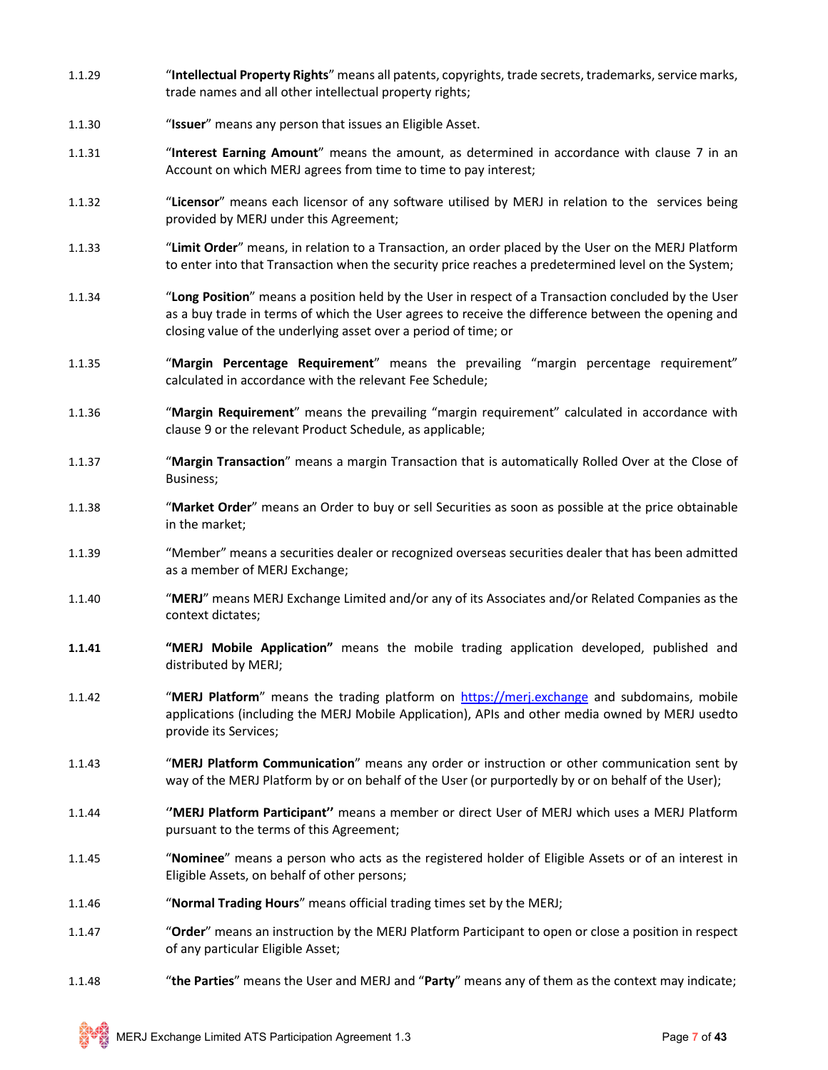1.1.29 "**Intellectual Property Rights**" means all patents, copyrights, trade secrets, trademarks, service marks, trade names and all other intellectual property rights;

1.1.30 "**Issuer**" means any person that issues an Eligible Asset.

1.1.31 "**Interest Earning Amount**" means the amount, as determined in accordance with clause 7 in an Account on which MERJ agrees from time to time to pay interest;

1.1.32 "**Licensor**" means each licensor of any software utilised by MERJ in relation to the services being provided by MERJ under this Agreement;

1.1.33 "**Limit Order**" means, in relation to a Transaction, an order placed by the User on the MERJ Platform to enter into that Transaction when the security price reaches a predetermined level on the System;

1.1.34 "**Long Position**" means a position held by the User in respect of a Transaction concluded by the User as a buy trade in terms of which the User agrees to receive the difference between the opening and closing value of the underlying asset over a period of time; or

1.1.35 "**Margin Percentage Requirement**" means the prevailing "margin percentage requirement" calculated in accordance with the relevant Fee Schedule;

1.1.36 "**Margin Requirement**" means the prevailing "margin requirement" calculated in accordance with clause 9 or the relevant Product Schedule, as applicable;

1.1.37 "**Margin Transaction**" means a margin Transaction that is automatically Rolled Over at the Close of Business;

1.1.38 "**Market Order**" means an Order to buy or sell Securities as soon as possible at the price obtainable in the market;

1.1.39 "Member" means a securities dealer or recognized overseas securities dealer that has been admitted as a member of MERJ Exchange;

1.1.40 "**MERJ**" means MERJ Exchange Limited and/or any of its Associates and/or Related Companies as the context dictates;

**1.1.41** **"MERJ Mobile Application"** means the mobile trading application developed, published and distributed by MERJ;

1.1.42 "**MERJ Platform**" means the trading platform on [https://merj.exchange](https://merj.exchange) and subdomains, mobile applications (including the MERJ Mobile Application), APIs and other media owned by MERJ usedto provide its Services;

1.1.43 "**MERJ Platform Communication**" means any order or instruction or other communication sent by way of the MERJ Platform by or on behalf of the User (or purportedly by or on behalf of the User);

1.1.44 "**MERJ Platform Participant**" means a member or direct User of MERJ which uses a MERJ Platform pursuant to the terms of this Agreement;

1.1.45 "**Nominee**" means a person who acts as the registered holder of Eligible Assets or of an interest in Eligible Assets, on behalf of other persons;

1.1.46 "**Normal Trading Hours**" means official trading times set by the MERJ;

1.1.47 "**Order**" means an instruction by the MERJ Platform Participant to open or close a position in respect of any particular Eligible Asset;

1.1.48 "**the Parties**" means the User and MERJ and "**Party**" means any of them as the context may indicate;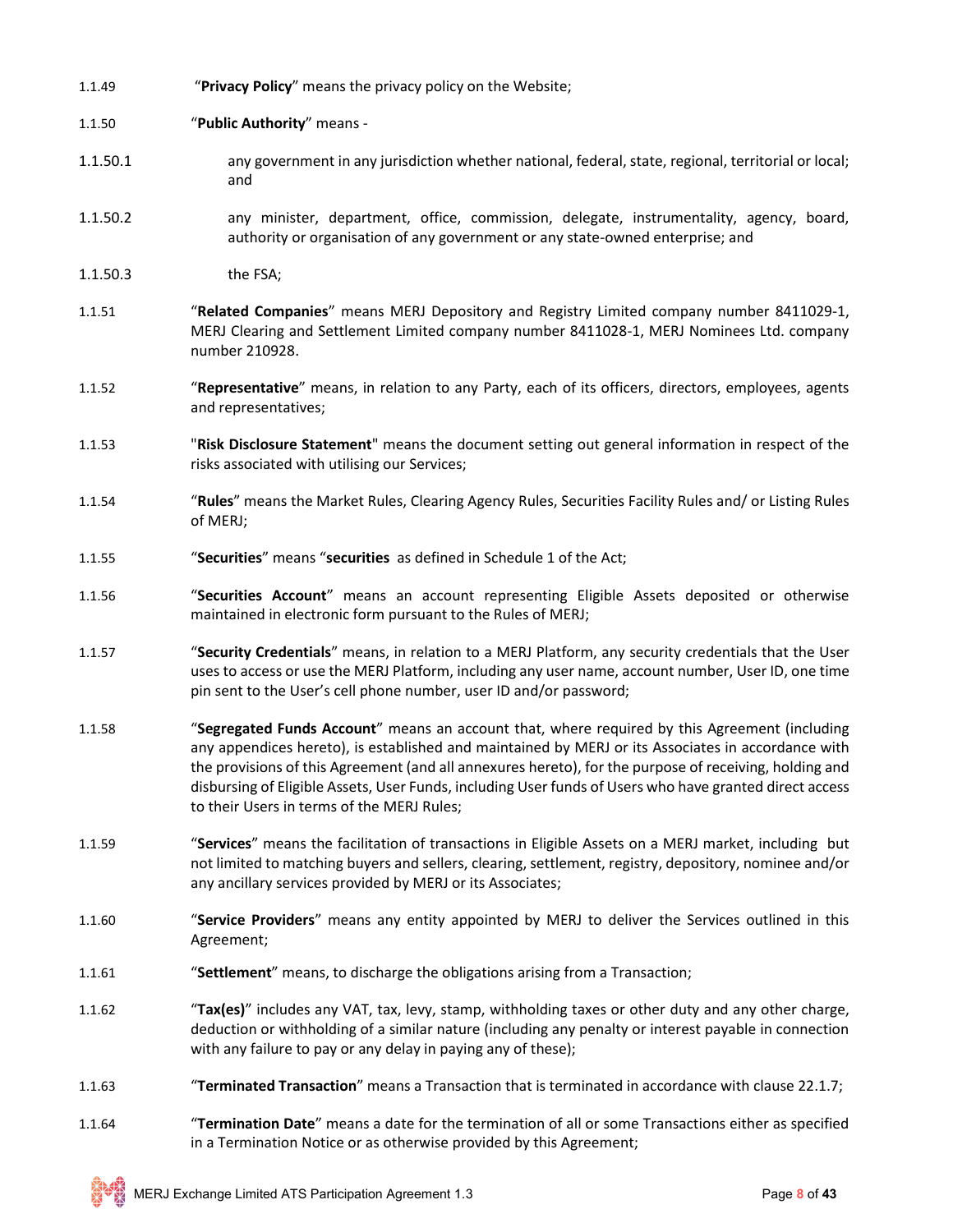1.1.49 "**Privacy Policy**" means the privacy policy on the Website;

1.1.50 "**Public Authority**" means -

1.1.50.1 any government in any jurisdiction whether national, federal, state, regional, territorial or local; and

1.1.50.2 any minister, department, office, commission, delegate, instrumentality, agency, board, authority or organisation of any government or any state-owned enterprise; and

1.1.50.3 the FSA;

1.1.51 "**Related Companies**" means MERJ Depository and Registry Limited company number 8411029-1, MERJ Clearing and Settlement Limited company number 8411028-1, MERJ Nominees Ltd. company number 210928.

1.1.52 "**Representative**" means, in relation to any Party, each of its officers, directors, employees, agents and representatives;

1.1.53 "**Risk Disclosure Statement**" means the document setting out general information in respect of the risks associated with utilising our Services;

1.1.54 "**Rules**" means the Market Rules, Clearing Agency Rules, Securities Facility Rules and/ or Listing Rules of MERJ;

1.1.55 "**Securities**" means "**securities** as defined in Schedule 1 of the Act;

1.1.56 "**Securities Account**" means an account representing Eligible Assets deposited or otherwise maintained in electronic form pursuant to the Rules of MERJ;

1.1.57 "**Security Credentials**" means, in relation to a MERJ Platform, any security credentials that the User uses to access or use the MERJ Platform, including any user name, account number, User ID, one time pin sent to the User's cell phone number, user ID and/or password;

1.1.58 "**Segregated Funds Account**" means an account that, where required by this Agreement (including any appendices hereto), is established and maintained by MERJ or its Associates in accordance with the provisions of this Agreement (and all annexures hereto), for the purpose of receiving, holding and disbursing of Eligible Assets, User Funds, including User funds of Users who have granted direct access to their Users in terms of the MERJ Rules;

1.1.59 "**Services**" means the facilitation of transactions in Eligible Assets on a MERJ market, including but not limited to matching buyers and sellers, clearing, settlement, registry, depository, nominee and/or any ancillary services provided by MERJ or its Associates;

1.1.60 "**Service Providers**" means any entity appointed by MERJ to deliver the Services outlined in this Agreement;

1.1.61 "**Settlement**" means, to discharge the obligations arising from a Transaction;

1.1.62 "**Tax(es)**" includes any VAT, tax, levy, stamp, withholding taxes or other duty and any other charge, deduction or withholding of a similar nature (including any penalty or interest payable in connection with any failure to pay or any delay in paying any of these);

1.1.63 "**Terminated Transaction**" means a Transaction that is terminated in accordance with clause 22.1.7;

1.1.64 "**Termination Date**" means a date for the termination of all or some Transactions either as specified in a Termination Notice or as otherwise provided by this Agreement;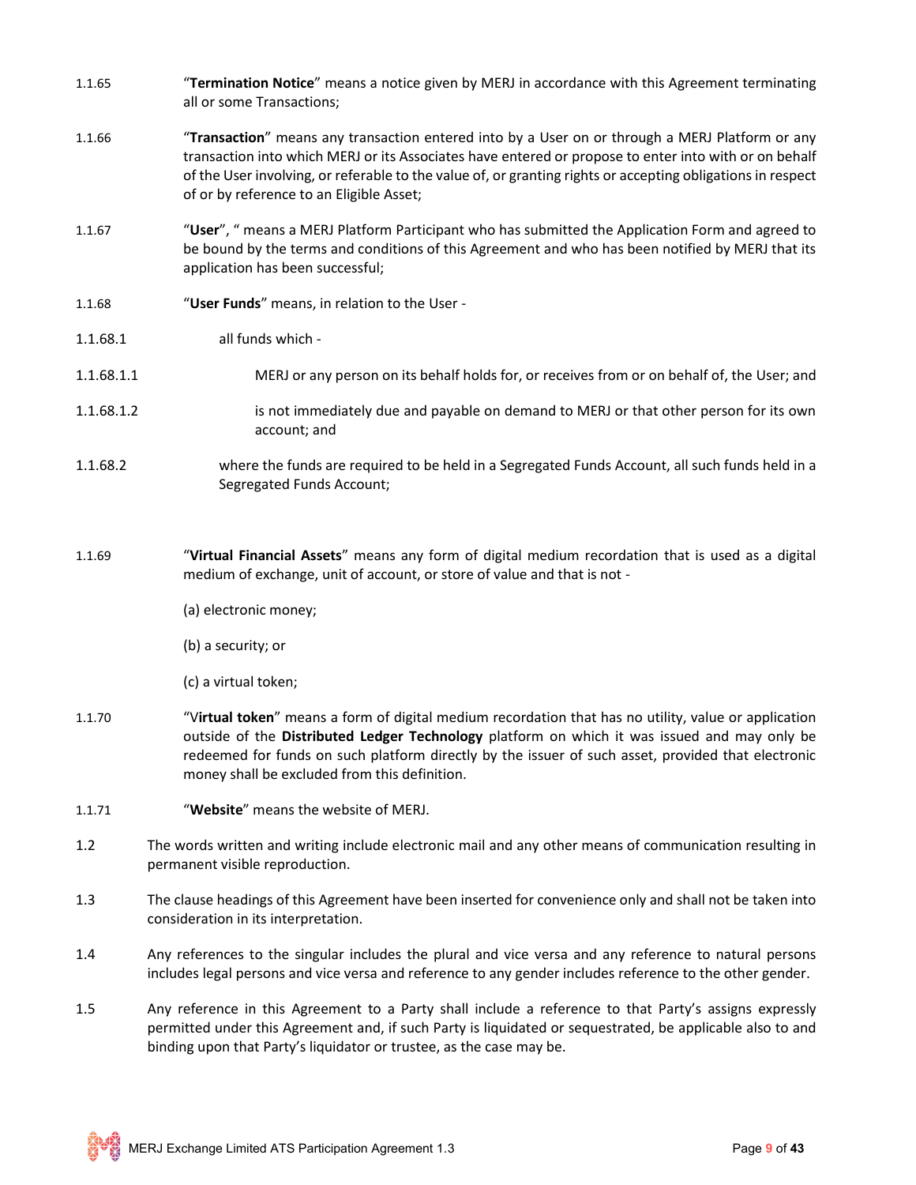1.1.65 "**Termination Notice**" means a notice given by MERJ in accordance with this Agreement terminating all or some Transactions;

1.1.66 "**Transaction**" means any transaction entered into by a User on or through a MERJ Platform or any transaction into which MERJ or its Associates have entered or propose to enter into with or on behalf of the User involving, or referable to the value of, or granting rights or accepting obligations in respect of or by reference to an Eligible Asset;

1.1.67 "**User**", " means a MERJ Platform Participant who has submitted the Application Form and agreed to be bound by the terms and conditions of this Agreement and who has been notified by MERJ that its application has been successful;

1.1.68 "**User Funds**" means, in relation to the User -

1.1.68.1 all funds which -

1.1.68.1.1 MERJ or any person on its behalf holds for, or receives from or on behalf of, the User; and

1.1.68.1.2 is not immediately due and payable on demand to MERJ or that other person for its own account; and

1.1.68.2 where the funds are required to be held in a Segregated Funds Account, all such funds held in a Segregated Funds Account;

1.1.69 "**Virtual Financial Assets**" means any form of digital medium recordation that is used as a digital medium of exchange, unit of account, or store of value and that is not -

(a) electronic money;

(b) a security; or

(c) a virtual token;

1.1.70 "V**irtual token**" means a form of digital medium recordation that has no utility, value or application outside of the **Distributed Ledger Technology** platform on which it was issued and may only be redeemed for funds on such platform directly by the issuer of such asset, provided that electronic money shall be excluded from this definition.

1.1.71 "**Website**" means the website of MERJ.

1.2 The words written and writing include electronic mail and any other means of communication resulting in permanent visible reproduction.

1.3 The clause headings of this Agreement have been inserted for convenience only and shall not be taken into consideration in its interpretation.

1.4 Any references to the singular includes the plural and vice versa and any reference to natural persons includes legal persons and vice versa and reference to any gender includes reference to the other gender.

1.5 Any reference in this Agreement to a Party shall include a reference to that Party's assigns expressly permitted under this Agreement and, if such Party is liquidated or sequestrated, be applicable also to and binding upon that Party's liquidator or trustee, as the case may be.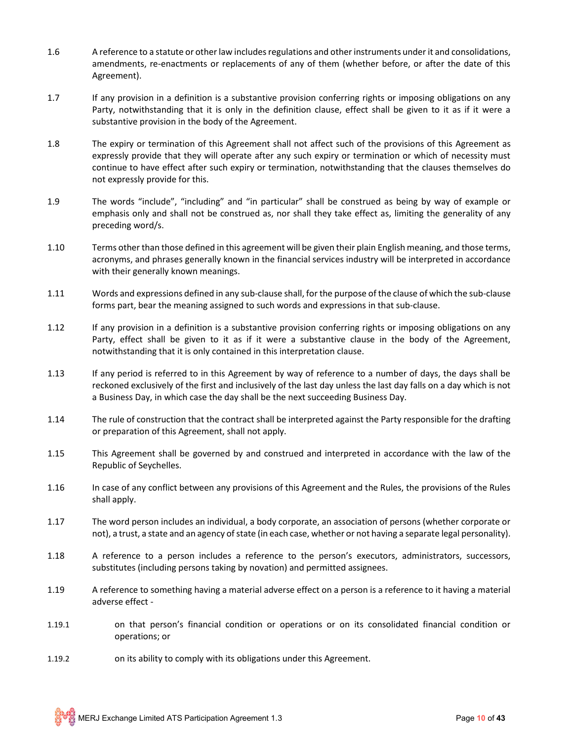1.6 A reference to a statute or other law includes regulations and other instruments under it and consolidations, amendments, re-enactments or replacements of any of them (whether before, or after the date of this Agreement).

1.7 If any provision in a definition is a substantive provision conferring rights or imposing obligations on any Party, notwithstanding that it is only in the definition clause, effect shall be given to it as if it were a substantive provision in the body of the Agreement.

1.8 The expiry or termination of this Agreement shall not affect such of the provisions of this Agreement as expressly provide that they will operate after any such expiry or termination or which of necessity must continue to have effect after such expiry or termination, notwithstanding that the clauses themselves do not expressly provide for this.

1.9 The words “include”, “including” and “in particular” shall be construed as being by way of example or emphasis only and shall not be construed as, nor shall they take effect as, limiting the generality of any preceding word/s.

1.10 Terms other than those defined in this agreement will be given their plain English meaning, and those terms, acronyms, and phrases generally known in the financial services industry will be interpreted in accordance with their generally known meanings.

1.11 Words and expressions defined in any sub-clause shall, for the purpose of the clause of which the sub-clause forms part, bear the meaning assigned to such words and expressions in that sub-clause.

1.12 If any provision in a definition is a substantive provision conferring rights or imposing obligations on any Party, effect shall be given to it as if it were a substantive clause in the body of the Agreement, notwithstanding that it is only contained in this interpretation clause.

1.13 If any period is referred to in this Agreement by way of reference to a number of days, the days shall be reckoned exclusively of the first and inclusively of the last day unless the last day falls on a day which is not a Business Day, in which case the day shall be the next succeeding Business Day.

1.14 The rule of construction that the contract shall be interpreted against the Party responsible for the drafting or preparation of this Agreement, shall not apply.

1.15 This Agreement shall be governed by and construed and interpreted in accordance with the law of the Republic of Seychelles.

1.16 In case of any conflict between any provisions of this Agreement and the Rules, the provisions of the Rules shall apply.

1.17 The word person includes an individual, a body corporate, an association of persons (whether corporate or not), a trust, a state and an agency of state (in each case, whether or not having a separate legal personality).

1.18 A reference to a person includes a reference to the person’s executors, administrators, successors, substitutes (including persons taking by novation) and permitted assignees.

1.19 A reference to something having a material adverse effect on a person is a reference to it having a material adverse effect -

1.19.1 on that person’s financial condition or operations or on its consolidated financial condition or operations; or

1.19.2 on its ability to comply with its obligations under this Agreement.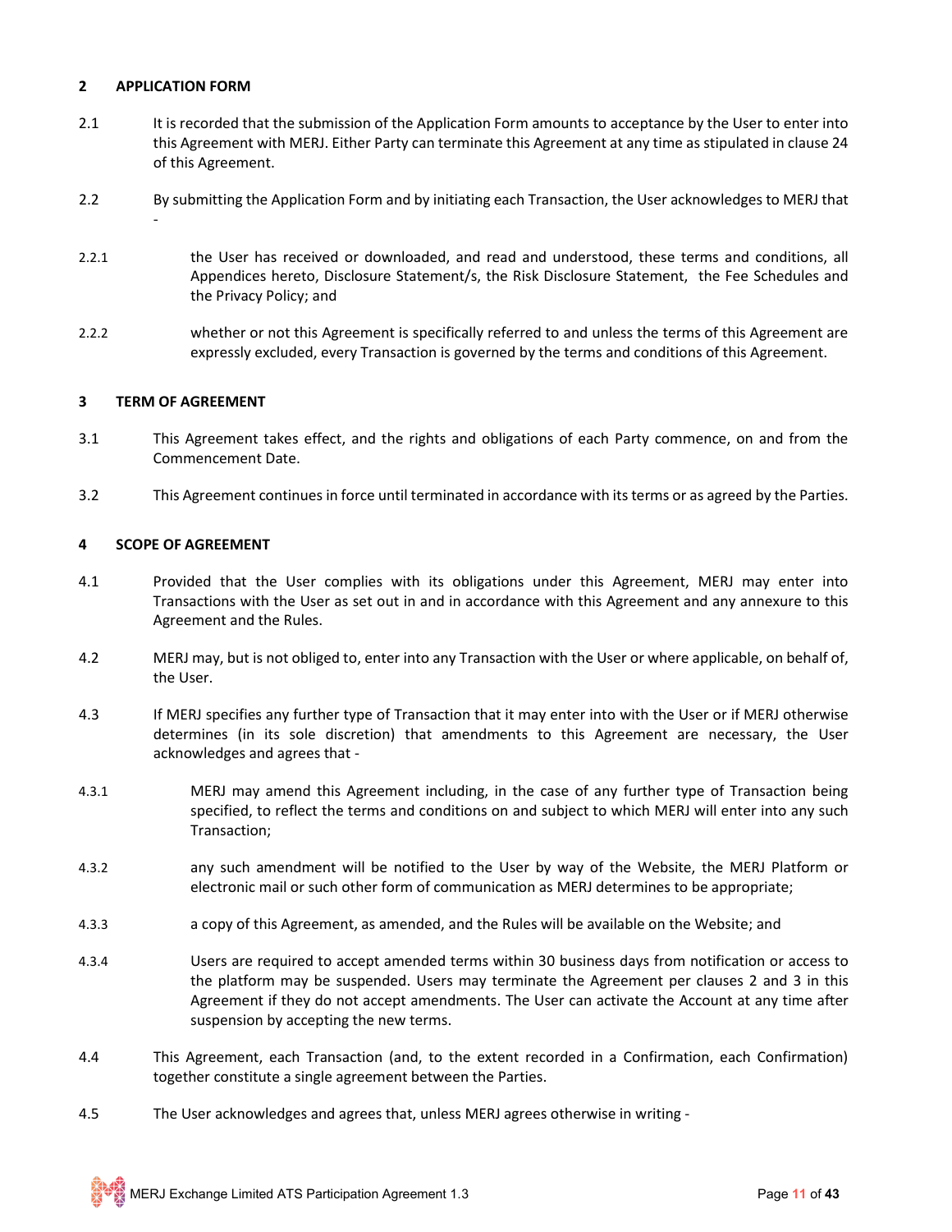## 2 APPLICATION FORM

2.1 It is recorded that the submission of the Application Form amounts to acceptance by the User to enter into this Agreement with MERJ. Either Party can terminate this Agreement at any time as stipulated in clause 24 of this Agreement.

2.2 By submitting the Application Form and by initiating each Transaction, the User acknowledges to MERJ that -

2.2.1 the User has received or downloaded, and read and understood, these terms and conditions, all Appendices hereto, Disclosure Statement/s, the Risk Disclosure Statement, the Fee Schedules and the Privacy Policy; and

2.2.2 whether or not this Agreement is specifically referred to and unless the terms of this Agreement are expressly excluded, every Transaction is governed by the terms and conditions of this Agreement.

## 3 TERM OF AGREEMENT

3.1 This Agreement takes effect, and the rights and obligations of each Party commence, on and from the Commencement Date.

3.2 This Agreement continues in force until terminated in accordance with its terms or as agreed by the Parties.

## 4 SCOPE OF AGREEMENT

4.1 Provided that the User complies with its obligations under this Agreement, MERJ may enter into Transactions with the User as set out in and in accordance with this Agreement and any annexure to this Agreement and the Rules.

4.2 MERJ may, but is not obliged to, enter into any Transaction with the User or where applicable, on behalf of, the User.

4.3 If MERJ specifies any further type of Transaction that it may enter into with the User or if MERJ otherwise determines (in its sole discretion) that amendments to this Agreement are necessary, the User acknowledges and agrees that -

4.3.1 MERJ may amend this Agreement including, in the case of any further type of Transaction being specified, to reflect the terms and conditions on and subject to which MERJ will enter into any such Transaction;

4.3.2 any such amendment will be notified to the User by way of the Website, the MERJ Platform or electronic mail or such other form of communication as MERJ determines to be appropriate;

4.3.3 a copy of this Agreement, as amended, and the Rules will be available on the Website; and

4.3.4 Users are required to accept amended terms within 30 business days from notification or access to the platform may be suspended. Users may terminate the Agreement per clauses 2 and 3 in this Agreement if they do not accept amendments. The User can activate the Account at any time after suspension by accepting the new terms.

4.4 This Agreement, each Transaction (and, to the extent recorded in a Confirmation, each Confirmation) together constitute a single agreement between the Parties.

4.5 The User acknowledges and agrees that, unless MERJ agrees otherwise in writing -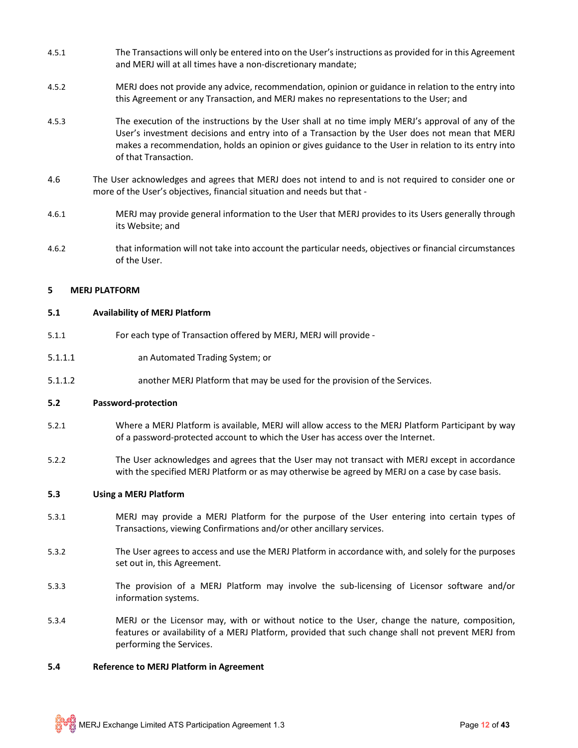4.5.1 The Transactions will only be entered into on the User's instructions as provided for in this Agreement and MERJ will at all times have a non-discretionary mandate;

4.5.2 MERJ does not provide any advice, recommendation, opinion or guidance in relation to the entry into this Agreement or any Transaction, and MERJ makes no representations to the User; and

4.5.3 The execution of the instructions by the User shall at no time imply MERJ's approval of any of the User's investment decisions and entry into of a Transaction by the User does not mean that MERJ makes a recommendation, holds an opinion or gives guidance to the User in relation to its entry into of that Transaction.

4.6 The User acknowledges and agrees that MERJ does not intend to and is not required to consider one or more of the User's objectives, financial situation and needs but that -

4.6.1 MERJ may provide general information to the User that MERJ provides to its Users generally through its Website; and

4.6.2 that information will not take into account the particular needs, objectives or financial circumstances of the User.

## 5 MERJ PLATFORM

### 5.1 Availability of MERJ Platform

5.1.1 For each type of Transaction offered by MERJ, MERJ will provide -

5.1.1.1 an Automated Trading System; or

5.1.1.2 another MERJ Platform that may be used for the provision of the Services.

### 5.2 Password-protection

5.2.1 Where a MERJ Platform is available, MERJ will allow access to the MERJ Platform Participant by way of a password-protected account to which the User has access over the Internet.

5.2.2 The User acknowledges and agrees that the User may not transact with MERJ except in accordance with the specified MERJ Platform or as may otherwise be agreed by MERJ on a case by case basis.

### 5.3 Using a MERJ Platform

5.3.1 MERJ may provide a MERJ Platform for the purpose of the User entering into certain types of Transactions, viewing Confirmations and/or other ancillary services.

5.3.2 The User agrees to access and use the MERJ Platform in accordance with, and solely for the purposes set out in, this Agreement.

5.3.3 The provision of a MERJ Platform may involve the sub-licensing of Licensor software and/or information systems.

5.3.4 MERJ or the Licensor may, with or without notice to the User, change the nature, composition, features or availability of a MERJ Platform, provided that such change shall not prevent MERJ from performing the Services.

### 5.4 Reference to MERJ Platform in Agreement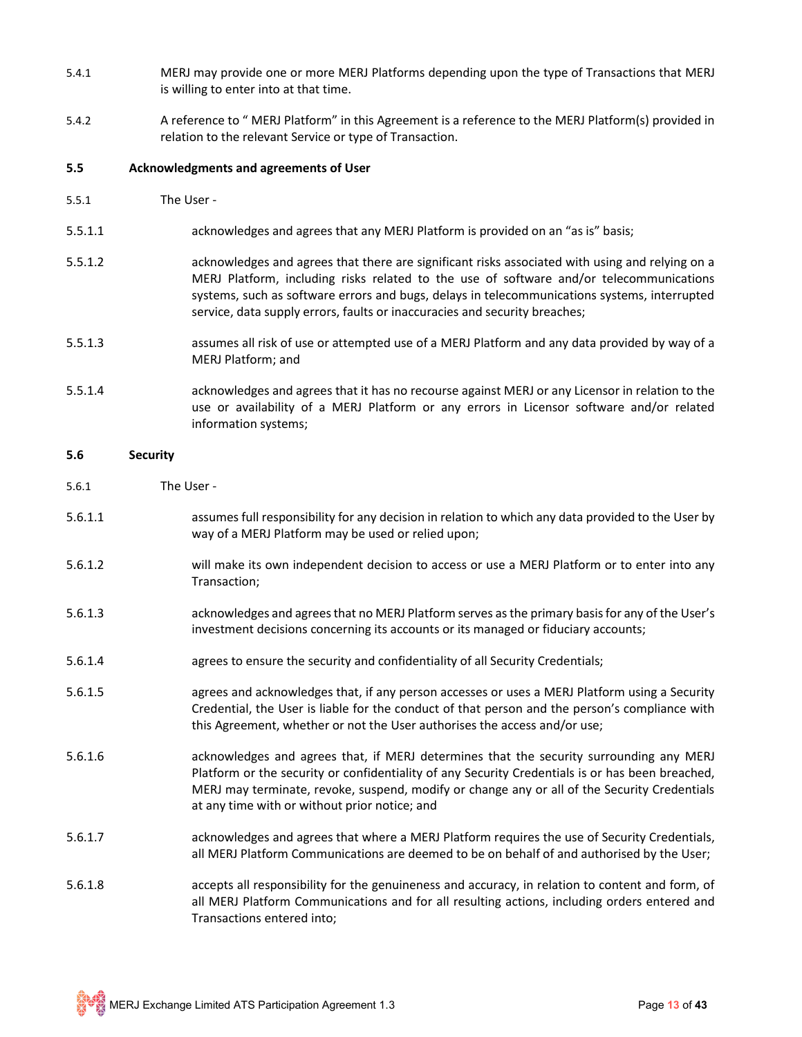5.4.1 MERJ may provide one or more MERJ Platforms depending upon the type of Transactions that MERJ is willing to enter into at that time.

5.4.2 A reference to " MERJ Platform" in this Agreement is a reference to the MERJ Platform(s) provided in relation to the relevant Service or type of Transaction.

**5.5 Acknowledgments and agreements of User**

5.5.1 The User -

5.5.1.1 acknowledges and agrees that any MERJ Platform is provided on an "as is" basis;

5.5.1.2 acknowledges and agrees that there are significant risks associated with using and relying on a MERJ Platform, including risks related to the use of software and/or telecommunications systems, such as software errors and bugs, delays in telecommunications systems, interrupted service, data supply errors, faults or inaccuracies and security breaches;

5.5.1.3 assumes all risk of use or attempted use of a MERJ Platform and any data provided by way of a MERJ Platform; and

5.5.1.4 acknowledges and agrees that it has no recourse against MERJ or any Licensor in relation to the use or availability of a MERJ Platform or any errors in Licensor software and/or related information systems;

**5.6 Security**

5.6.1 The User -

5.6.1.1 assumes full responsibility for any decision in relation to which any data provided to the User by way of a MERJ Platform may be used or relied upon;

5.6.1.2 will make its own independent decision to access or use a MERJ Platform or to enter into any Transaction;

5.6.1.3 acknowledges and agrees that no MERJ Platform serves as the primary basis for any of the User's investment decisions concerning its accounts or its managed or fiduciary accounts;

5.6.1.4 agrees to ensure the security and confidentiality of all Security Credentials;

5.6.1.5 agrees and acknowledges that, if any person accesses or uses a MERJ Platform using a Security Credential, the User is liable for the conduct of that person and the person's compliance with this Agreement, whether or not the User authorises the access and/or use;

5.6.1.6 acknowledges and agrees that, if MERJ determines that the security surrounding any MERJ Platform or the security or confidentiality of any Security Credentials is or has been breached, MERJ may terminate, revoke, suspend, modify or change any or all of the Security Credentials at any time with or without prior notice; and

5.6.1.7 acknowledges and agrees that where a MERJ Platform requires the use of Security Credentials, all MERJ Platform Communications are deemed to be on behalf of and authorised by the User;

5.6.1.8 accepts all responsibility for the genuineness and accuracy, in relation to content and form, of all MERJ Platform Communications and for all resulting actions, including orders entered and Transactions entered into;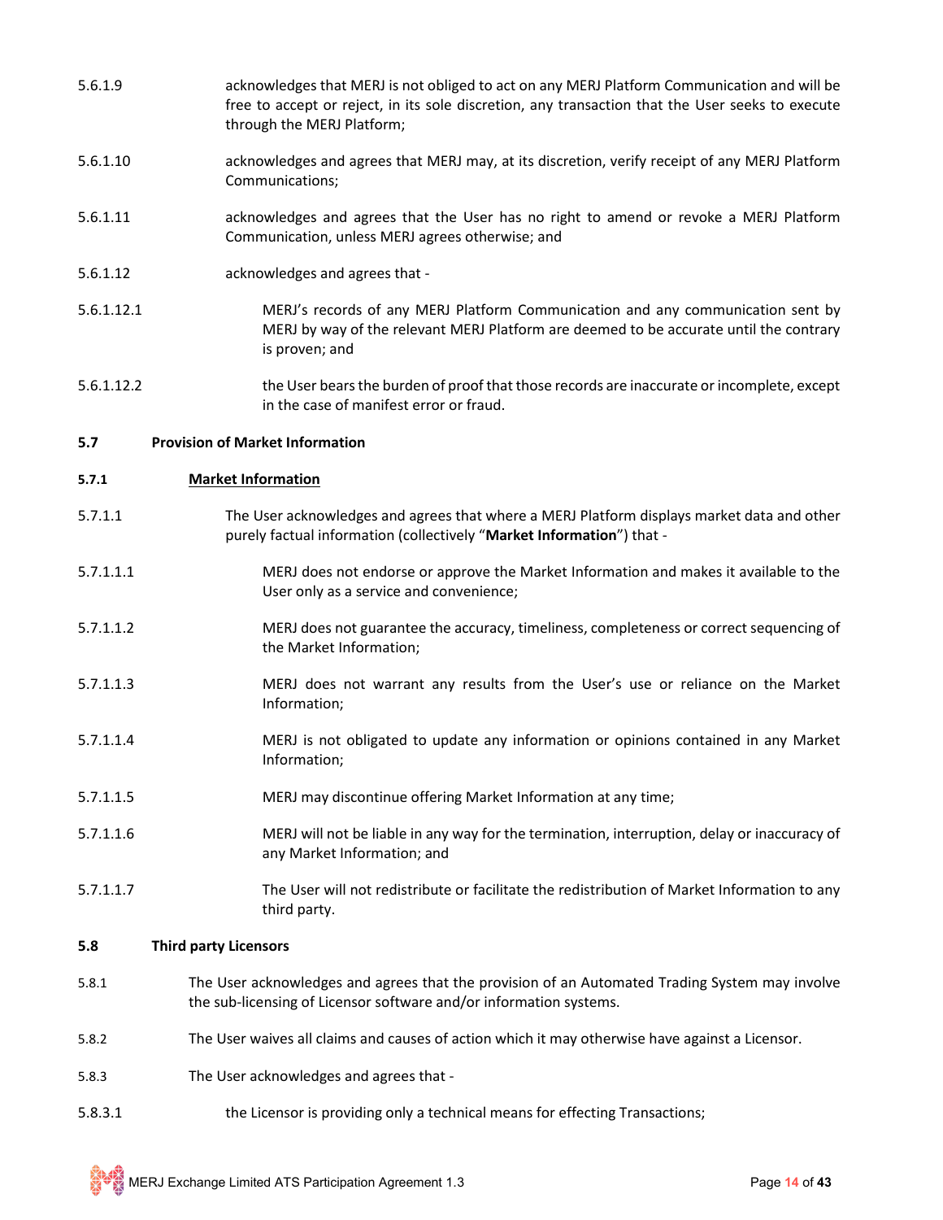5.6.1.9 acknowledges that MERJ is not obliged to act on any MERJ Platform Communication and will be free to accept or reject, in its sole discretion, any transaction that the User seeks to execute through the MERJ Platform;

5.6.1.10 acknowledges and agrees that MERJ may, at its discretion, verify receipt of any MERJ Platform Communications;

5.6.1.11 acknowledges and agrees that the User has no right to amend or revoke a MERJ Platform Communication, unless MERJ agrees otherwise; and

5.6.1.12 acknowledges and agrees that -

5.6.1.12.1 MERJ's records of any MERJ Platform Communication and any communication sent by MERJ by way of the relevant MERJ Platform are deemed to be accurate until the contrary is proven; and

5.6.1.12.2 the User bears the burden of proof that those records are inaccurate or incomplete, except in the case of manifest error or fraud.

**5.7 Provision of Market Information**

**5.7.1 Market Information**

5.7.1.1 The User acknowledges and agrees that where a MERJ Platform displays market data and other purely factual information (collectively "**Market Information**") that -

5.7.1.1.1 MERJ does not endorse or approve the Market Information and makes it available to the User only as a service and convenience;

5.7.1.1.2 MERJ does not guarantee the accuracy, timeliness, completeness or correct sequencing of the Market Information;

5.7.1.1.3 MERJ does not warrant any results from the User's use or reliance on the Market Information;

5.7.1.1.4 MERJ is not obligated to update any information or opinions contained in any Market Information;

5.7.1.1.5 MERJ may discontinue offering Market Information at any time;

5.7.1.1.6 MERJ will not be liable in any way for the termination, interruption, delay or inaccuracy of any Market Information; and

5.7.1.1.7 The User will not redistribute or facilitate the redistribution of Market Information to any third party.

**5.8 Third party Licensors**

5.8.1 The User acknowledges and agrees that the provision of an Automated Trading System may involve the sub-licensing of Licensor software and/or information systems.

5.8.2 The User waives all claims and causes of action which it may otherwise have against a Licensor.

5.8.3 The User acknowledges and agrees that -

5.8.3.1 the Licensor is providing only a technical means for effecting Transactions;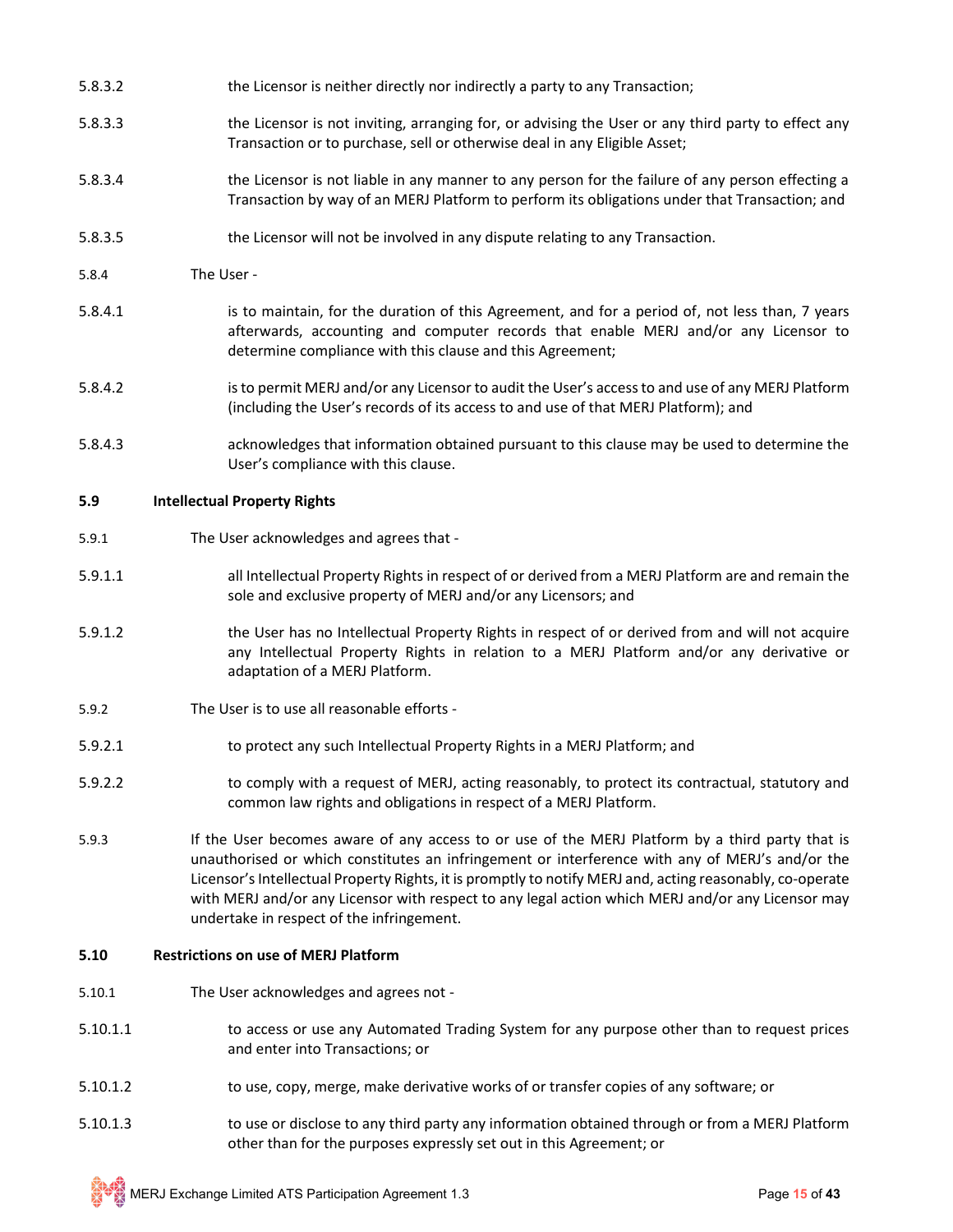5.8.3.2 the Licensor is neither directly nor indirectly a party to any Transaction;

5.8.3.3 the Licensor is not inviting, arranging for, or advising the User or any third party to effect any Transaction or to purchase, sell or otherwise deal in any Eligible Asset;

5.8.3.4 the Licensor is not liable in any manner to any person for the failure of any person effecting a Transaction by way of an MERJ Platform to perform its obligations under that Transaction; and

5.8.3.5 the Licensor will not be involved in any dispute relating to any Transaction.

5.8.4 The User -

5.8.4.1 is to maintain, for the duration of this Agreement, and for a period of, not less than, 7 years afterwards, accounting and computer records that enable MERJ and/or any Licensor to determine compliance with this clause and this Agreement;

5.8.4.2 is to permit MERJ and/or any Licensor to audit the User's access to and use of any MERJ Platform (including the User's records of its access to and use of that MERJ Platform); and

5.8.4.3 acknowledges that information obtained pursuant to this clause may be used to determine the User's compliance with this clause.

**5.9 Intellectual Property Rights**

5.9.1 The User acknowledges and agrees that -

5.9.1.1 all Intellectual Property Rights in respect of or derived from a MERJ Platform are and remain the sole and exclusive property of MERJ and/or any Licensors; and

5.9.1.2 the User has no Intellectual Property Rights in respect of or derived from and will not acquire any Intellectual Property Rights in relation to a MERJ Platform and/or any derivative or adaptation of a MERJ Platform.

5.9.2 The User is to use all reasonable efforts -

5.9.2.1 to protect any such Intellectual Property Rights in a MERJ Platform; and

5.9.2.2 to comply with a request of MERJ, acting reasonably, to protect its contractual, statutory and common law rights and obligations in respect of a MERJ Platform.

5.9.3 If the User becomes aware of any access to or use of the MERJ Platform by a third party that is unauthorised or which constitutes an infringement or interference with any of MERJ's and/or the Licensor's Intellectual Property Rights, it is promptly to notify MERJ and, acting reasonably, co-operate with MERJ and/or any Licensor with respect to any legal action which MERJ and/or any Licensor may undertake in respect of the infringement.

**5.10 Restrictions on use of MERJ Platform**

5.10.1 The User acknowledges and agrees not -

5.10.1.1 to access or use any Automated Trading System for any purpose other than to request prices and enter into Transactions; or

5.10.1.2 to use, copy, merge, make derivative works of or transfer copies of any software; or

5.10.1.3 to use or disclose to any third party any information obtained through or from a MERJ Platform other than for the purposes expressly set out in this Agreement; or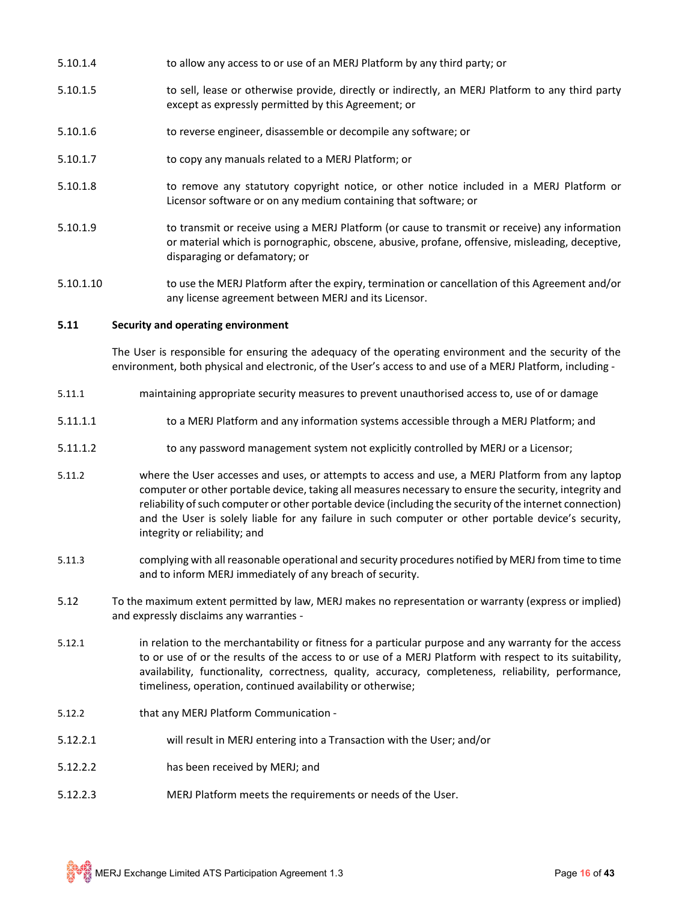5.10.1.4 to allow any access to or use of an MERJ Platform by any third party; or

5.10.1.5 to sell, lease or otherwise provide, directly or indirectly, an MERJ Platform to any third party except as expressly permitted by this Agreement; or

5.10.1.6 to reverse engineer, disassemble or decompile any software; or

5.10.1.7 to copy any manuals related to a MERJ Platform; or

5.10.1.8 to remove any statutory copyright notice, or other notice included in a MERJ Platform or Licensor software or on any medium containing that software; or

5.10.1.9 to transmit or receive using a MERJ Platform (or cause to transmit or receive) any information or material which is pornographic, obscene, abusive, profane, offensive, misleading, deceptive, disparaging or defamatory; or

5.10.1.10 to use the MERJ Platform after the expiry, termination or cancellation of this Agreement and/or any license agreement between MERJ and its Licensor.

**5.11 Security and operating environment**

The User is responsible for ensuring the adequacy of the operating environment and the security of the environment, both physical and electronic, of the User's access to and use of a MERJ Platform, including -

5.11.1 maintaining appropriate security measures to prevent unauthorised access to, use of or damage

5.11.1.1 to a MERJ Platform and any information systems accessible through a MERJ Platform; and

5.11.1.2 to any password management system not explicitly controlled by MERJ or a Licensor;

5.11.2 where the User accesses and uses, or attempts to access and use, a MERJ Platform from any laptop computer or other portable device, taking all measures necessary to ensure the security, integrity and reliability of such computer or other portable device (including the security of the internet connection) and the User is solely liable for any failure in such computer or other portable device's security, integrity or reliability; and

5.11.3 complying with all reasonable operational and security procedures notified by MERJ from time to time and to inform MERJ immediately of any breach of security.

5.12 To the maximum extent permitted by law, MERJ makes no representation or warranty (express or implied) and expressly disclaims any warranties -

5.12.1 in relation to the merchantability or fitness for a particular purpose and any warranty for the access to or use of or the results of the access to or use of a MERJ Platform with respect to its suitability, availability, functionality, correctness, quality, accuracy, completeness, reliability, performance, timeliness, operation, continued availability or otherwise;

5.12.2 that any MERJ Platform Communication -

5.12.2.1 will result in MERJ entering into a Transaction with the User; and/or

5.12.2.2 has been received by MERJ; and

5.12.2.3 MERJ Platform meets the requirements or needs of the User.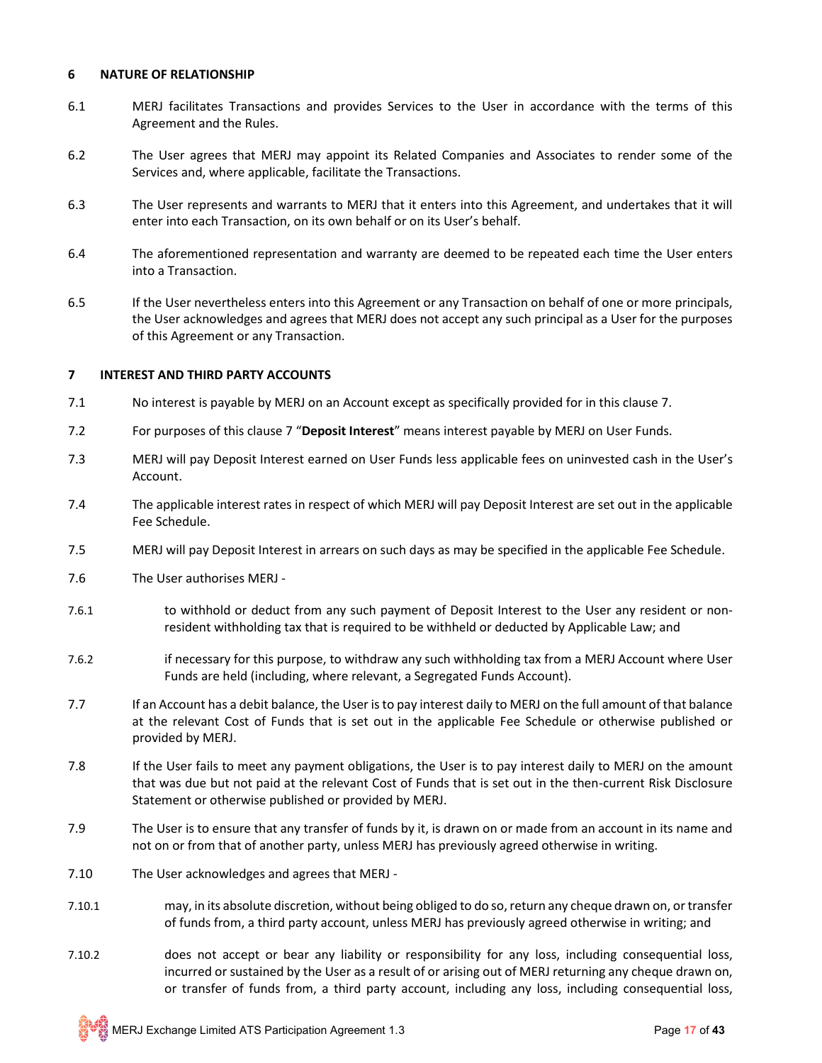## 6 NATURE OF RELATIONSHIP

6.1 MERJ facilitates Transactions and provides Services to the User in accordance with the terms of this Agreement and the Rules.

6.2 The User agrees that MERJ may appoint its Related Companies and Associates to render some of the Services and, where applicable, facilitate the Transactions.

6.3 The User represents and warrants to MERJ that it enters into this Agreement, and undertakes that it will enter into each Transaction, on its own behalf or on its User's behalf.

6.4 The aforementioned representation and warranty are deemed to be repeated each time the User enters into a Transaction.

6.5 If the User nevertheless enters into this Agreement or any Transaction on behalf of one or more principals, the User acknowledges and agrees that MERJ does not accept any such principal as a User for the purposes of this Agreement or any Transaction.

## 7 INTEREST AND THIRD PARTY ACCOUNTS

7.1 No interest is payable by MERJ on an Account except as specifically provided for in this clause 7.

7.2 For purposes of this clause 7 "**Deposit Interest**" means interest payable by MERJ on User Funds.

7.3 MERJ will pay Deposit Interest earned on User Funds less applicable fees on uninvested cash in the User's Account.

7.4 The applicable interest rates in respect of which MERJ will pay Deposit Interest are set out in the applicable Fee Schedule.

7.5 MERJ will pay Deposit Interest in arrears on such days as may be specified in the applicable Fee Schedule.

7.6 The User authorises MERJ -

7.6.1 to withhold or deduct from any such payment of Deposit Interest to the User any resident or non-resident withholding tax that is required to be withheld or deducted by Applicable Law; and

7.6.2 if necessary for this purpose, to withdraw any such withholding tax from a MERJ Account where User Funds are held (including, where relevant, a Segregated Funds Account).

7.7 If an Account has a debit balance, the User is to pay interest daily to MERJ on the full amount of that balance at the relevant Cost of Funds that is set out in the applicable Fee Schedule or otherwise published or provided by MERJ.

7.8 If the User fails to meet any payment obligations, the User is to pay interest daily to MERJ on the amount that was due but not paid at the relevant Cost of Funds that is set out in the then-current Risk Disclosure Statement or otherwise published or provided by MERJ.

7.9 The User is to ensure that any transfer of funds by it, is drawn on or made from an account in its name and not on or from that of another party, unless MERJ has previously agreed otherwise in writing.

7.10 The User acknowledges and agrees that MERJ -

7.10.1 may, in its absolute discretion, without being obliged to do so, return any cheque drawn on, or transfer of funds from, a third party account, unless MERJ has previously agreed otherwise in writing; and

7.10.2 does not accept or bear any liability or responsibility for any loss, including consequential loss, incurred or sustained by the User as a result of or arising out of MERJ returning any cheque drawn on, or transfer of funds from, a third party account, including any loss, including consequential loss,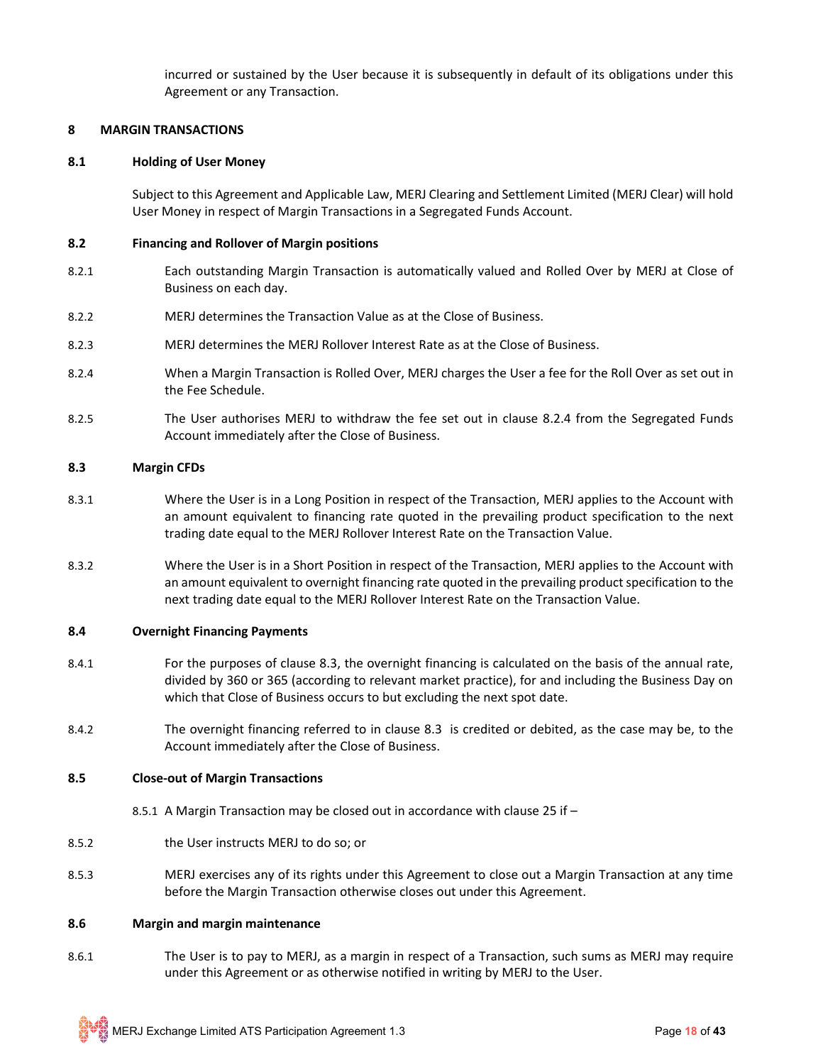incurred or sustained by the User because it is subsequently in default of its obligations under this Agreement or any Transaction.

## 8 MARGIN TRANSACTIONS

### 8.1 Holding of User Money

Subject to this Agreement and Applicable Law, MERJ Clearing and Settlement Limited (MERJ Clear) will hold User Money in respect of Margin Transactions in a Segregated Funds Account.

### 8.2 Financing and Rollover of Margin positions

8.2.1 Each outstanding Margin Transaction is automatically valued and Rolled Over by MERJ at Close of Business on each day.

8.2.2 MERJ determines the Transaction Value as at the Close of Business.

8.2.3 MERJ determines the MERJ Rollover Interest Rate as at the Close of Business.

8.2.4 When a Margin Transaction is Rolled Over, MERJ charges the User a fee for the Roll Over as set out in the Fee Schedule.

8.2.5 The User authorises MERJ to withdraw the fee set out in clause 8.2.4 from the Segregated Funds Account immediately after the Close of Business.

### 8.3 Margin CFDs

8.3.1 Where the User is in a Long Position in respect of the Transaction, MERJ applies to the Account with an amount equivalent to financing rate quoted in the prevailing product specification to the next trading date equal to the MERJ Rollover Interest Rate on the Transaction Value.

8.3.2 Where the User is in a Short Position in respect of the Transaction, MERJ applies to the Account with an amount equivalent to overnight financing rate quoted in the prevailing product specification to the next trading date equal to the MERJ Rollover Interest Rate on the Transaction Value.

### 8.4 Overnight Financing Payments

8.4.1 For the purposes of clause 8.3, the overnight financing is calculated on the basis of the annual rate, divided by 360 or 365 (according to relevant market practice), for and including the Business Day on which that Close of Business occurs to but excluding the next spot date.

8.4.2 The overnight financing referred to in clause 8.3 is credited or debited, as the case may be, to the Account immediately after the Close of Business.

### 8.5 Close-out of Margin Transactions

8.5.1 A Margin Transaction may be closed out in accordance with clause 25 if –

8.5.2 the User instructs MERJ to do so; or

8.5.3 MERJ exercises any of its rights under this Agreement to close out a Margin Transaction at any time before the Margin Transaction otherwise closes out under this Agreement.

### 8.6 Margin and margin maintenance

8.6.1 The User is to pay to MERJ, as a margin in respect of a Transaction, such sums as MERJ may require under this Agreement or as otherwise notified in writing by MERJ to the User.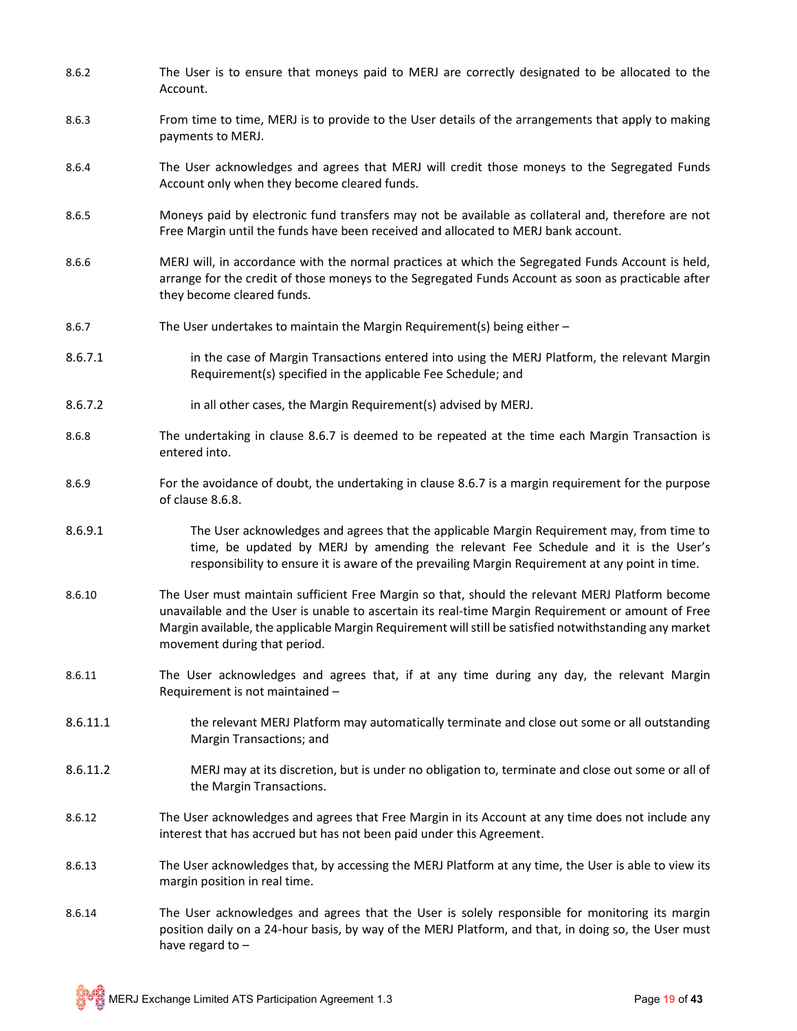8.6.2 The User is to ensure that moneys paid to MERJ are correctly designated to be allocated to the Account.

8.6.3 From time to time, MERJ is to provide to the User details of the arrangements that apply to making payments to MERJ.

8.6.4 The User acknowledges and agrees that MERJ will credit those moneys to the Segregated Funds Account only when they become cleared funds.

8.6.5 Moneys paid by electronic fund transfers may not be available as collateral and, therefore are not Free Margin until the funds have been received and allocated to MERJ bank account.

8.6.6 MERJ will, in accordance with the normal practices at which the Segregated Funds Account is held, arrange for the credit of those moneys to the Segregated Funds Account as soon as practicable after they become cleared funds.

8.6.7 The User undertakes to maintain the Margin Requirement(s) being either –

8.6.7.1 in the case of Margin Transactions entered into using the MERJ Platform, the relevant Margin Requirement(s) specified in the applicable Fee Schedule; and

8.6.7.2 in all other cases, the Margin Requirement(s) advised by MERJ.

8.6.8 The undertaking in clause 8.6.7 is deemed to be repeated at the time each Margin Transaction is entered into.

8.6.9 For the avoidance of doubt, the undertaking in clause 8.6.7 is a margin requirement for the purpose of clause 8.6.8.

8.6.9.1 The User acknowledges and agrees that the applicable Margin Requirement may, from time to time, be updated by MERJ by amending the relevant Fee Schedule and it is the User's responsibility to ensure it is aware of the prevailing Margin Requirement at any point in time.

8.6.10 The User must maintain sufficient Free Margin so that, should the relevant MERJ Platform become unavailable and the User is unable to ascertain its real-time Margin Requirement or amount of Free Margin available, the applicable Margin Requirement will still be satisfied notwithstanding any market movement during that period.

8.6.11 The User acknowledges and agrees that, if at any time during any day, the relevant Margin Requirement is not maintained –

8.6.11.1 the relevant MERJ Platform may automatically terminate and close out some or all outstanding Margin Transactions; and

8.6.11.2 MERJ may at its discretion, but is under no obligation to, terminate and close out some or all of the Margin Transactions.

8.6.12 The User acknowledges and agrees that Free Margin in its Account at any time does not include any interest that has accrued but has not been paid under this Agreement.

8.6.13 The User acknowledges that, by accessing the MERJ Platform at any time, the User is able to view its margin position in real time.

8.6.14 The User acknowledges and agrees that the User is solely responsible for monitoring its margin position daily on a 24-hour basis, by way of the MERJ Platform, and that, in doing so, the User must have regard to –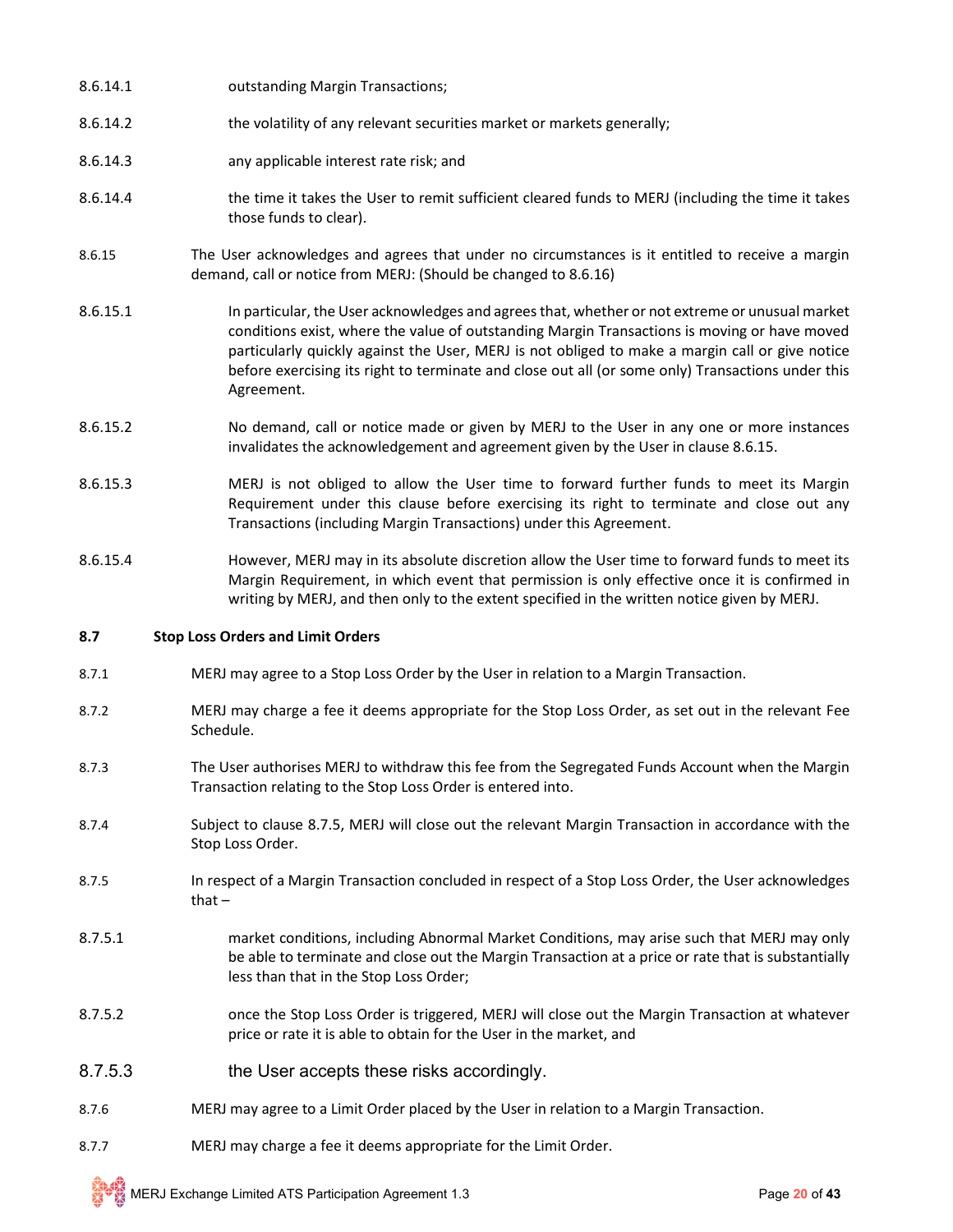8.6.14.1 outstanding Margin Transactions;

8.6.14.2 the volatility of any relevant securities market or markets generally;

8.6.14.3 any applicable interest rate risk; and

8.6.14.4 the time it takes the User to remit sufficient cleared funds to MERJ (including the time it takes those funds to clear).

8.6.15 The User acknowledges and agrees that under no circumstances is it entitled to receive a margin demand, call or notice from MERJ: (Should be changed to 8.6.16)

8.6.15.1 In particular, the User acknowledges and agrees that, whether or not extreme or unusual market conditions exist, where the value of outstanding Margin Transactions is moving or have moved particularly quickly against the User, MERJ is not obliged to make a margin call or give notice before exercising its right to terminate and close out all (or some only) Transactions under this Agreement.

8.6.15.2 No demand, call or notice made or given by MERJ to the User in any one or more instances invalidates the acknowledgement and agreement given by the User in clause 8.6.15.

8.6.15.3 MERJ is not obliged to allow the User time to forward further funds to meet its Margin Requirement under this clause before exercising its right to terminate and close out any Transactions (including Margin Transactions) under this Agreement.

8.6.15.4 However, MERJ may in its absolute discretion allow the User time to forward funds to meet its Margin Requirement, in which event that permission is only effective once it is confirmed in writing by MERJ, and then only to the extent specified in the written notice given by MERJ.

**8.7 Stop Loss Orders and Limit Orders**

8.7.1 MERJ may agree to a Stop Loss Order by the User in relation to a Margin Transaction.

8.7.2 MERJ may charge a fee it deems appropriate for the Stop Loss Order, as set out in the relevant Fee Schedule.

8.7.3 The User authorises MERJ to withdraw this fee from the Segregated Funds Account when the Margin Transaction relating to the Stop Loss Order is entered into.

8.7.4 Subject to clause 8.7.5, MERJ will close out the relevant Margin Transaction in accordance with the Stop Loss Order.

8.7.5 In respect of a Margin Transaction concluded in respect of a Stop Loss Order, the User acknowledges that –

8.7.5.1 market conditions, including Abnormal Market Conditions, may arise such that MERJ may only be able to terminate and close out the Margin Transaction at a price or rate that is substantially less than that in the Stop Loss Order;

8.7.5.2 once the Stop Loss Order is triggered, MERJ will close out the Margin Transaction at whatever price or rate it is able to obtain for the User in the market, and

8.7.5.3 the User accepts these risks accordingly.

8.7.6 MERJ may agree to a Limit Order placed by the User in relation to a Margin Transaction.

8.7.7 MERJ may charge a fee it deems appropriate for the Limit Order.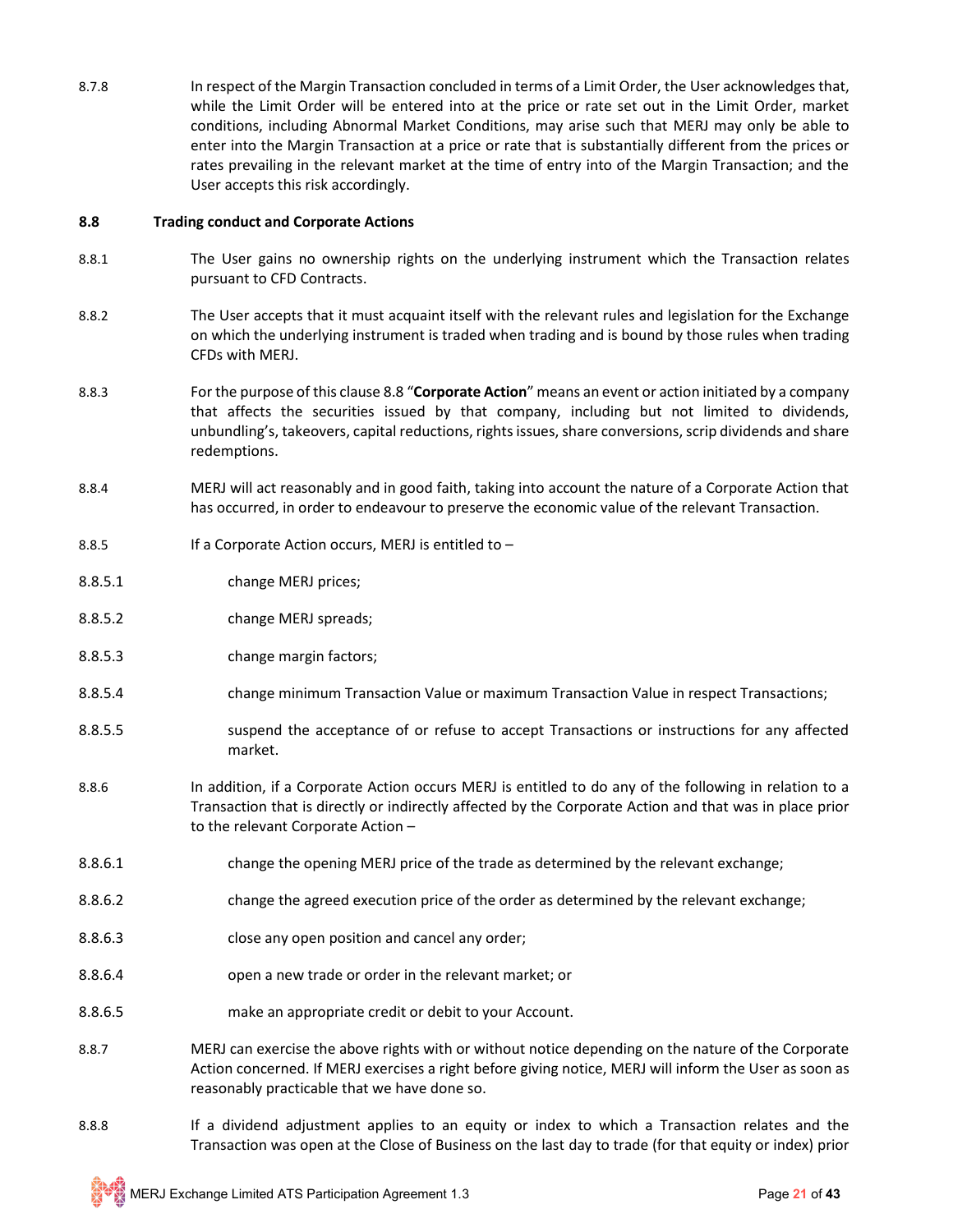8.7.8 In respect of the Margin Transaction concluded in terms of a Limit Order, the User acknowledges that, while the Limit Order will be entered into at the price or rate set out in the Limit Order, market conditions, including Abnormal Market Conditions, may arise such that MERJ may only be able to enter into the Margin Transaction at a price or rate that is substantially different from the prices or rates prevailing in the relevant market at the time of entry into of the Margin Transaction; and the User accepts this risk accordingly.

### 8.8 Trading conduct and Corporate Actions

8.8.1 The User gains no ownership rights on the underlying instrument which the Transaction relates pursuant to CFD Contracts.

8.8.2 The User accepts that it must acquaint itself with the relevant rules and legislation for the Exchange on which the underlying instrument is traded when trading and is bound by those rules when trading CFDs with MERJ.

8.8.3 For the purpose of this clause 8.8 "**Corporate Action**" means an event or action initiated by a company that affects the securities issued by that company, including but not limited to dividends, unbundling's, takeovers, capital reductions, rights issues, share conversions, scrip dividends and share redemptions.

8.8.4 MERJ will act reasonably and in good faith, taking into account the nature of a Corporate Action that has occurred, in order to endeavour to preserve the economic value of the relevant Transaction.

8.8.5 If a Corporate Action occurs, MERJ is entitled to –

8.8.5.1 change MERJ prices;

8.8.5.2 change MERJ spreads;

8.8.5.3 change margin factors;

8.8.5.4 change minimum Transaction Value or maximum Transaction Value in respect Transactions;

8.8.5.5 suspend the acceptance of or refuse to accept Transactions or instructions for any affected market.

8.8.6 In addition, if a Corporate Action occurs MERJ is entitled to do any of the following in relation to a Transaction that is directly or indirectly affected by the Corporate Action and that was in place prior to the relevant Corporate Action –

8.8.6.1 change the opening MERJ price of the trade as determined by the relevant exchange;

8.8.6.2 change the agreed execution price of the order as determined by the relevant exchange;

8.8.6.3 close any open position and cancel any order;

8.8.6.4 open a new trade or order in the relevant market; or

8.8.6.5 make an appropriate credit or debit to your Account.

8.8.7 MERJ can exercise the above rights with or without notice depending on the nature of the Corporate Action concerned. If MERJ exercises a right before giving notice, MERJ will inform the User as soon as reasonably practicable that we have done so.

8.8.8 If a dividend adjustment applies to an equity or index to which a Transaction relates and the Transaction was open at the Close of Business on the last day to trade (for that equity or index) prior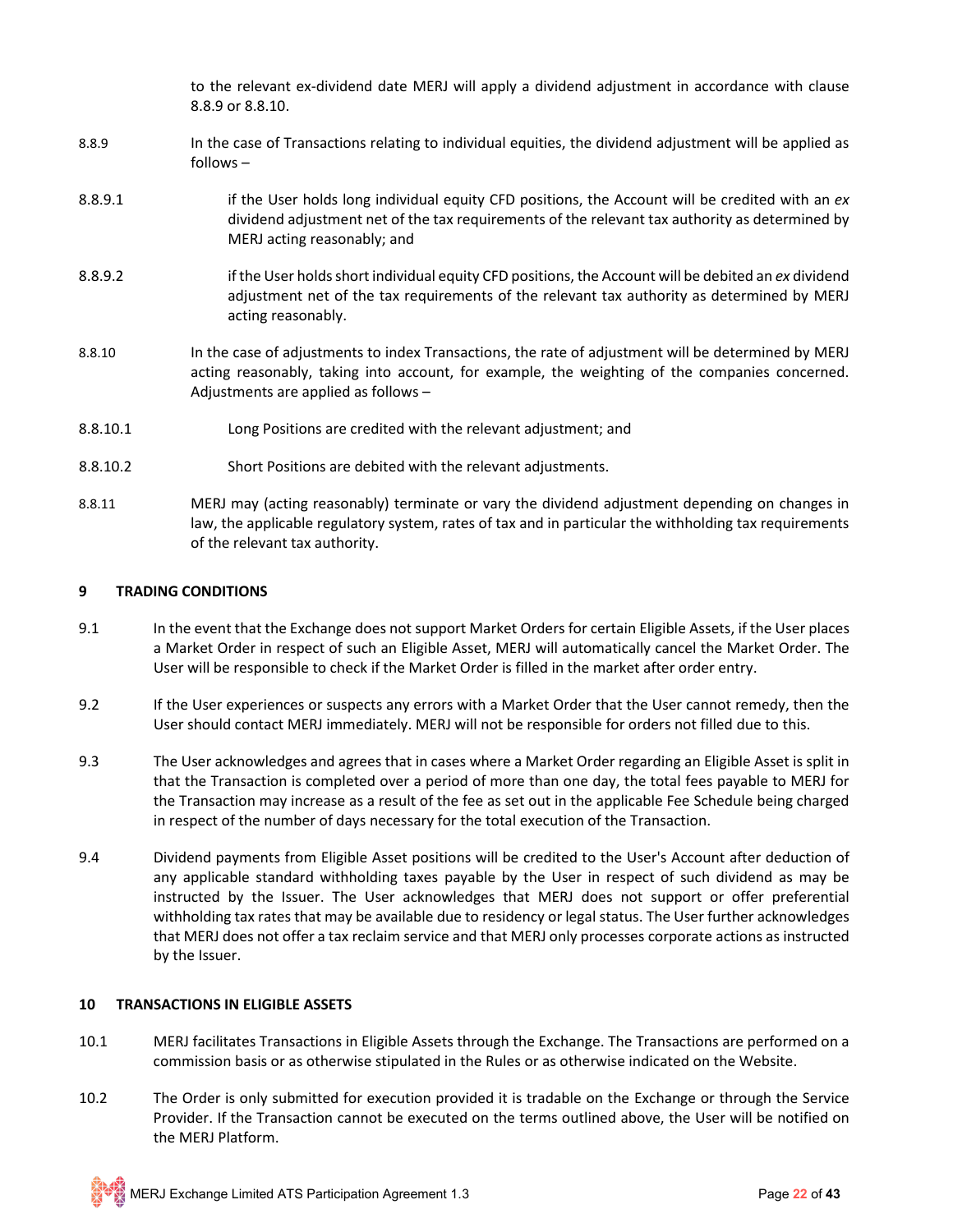to the relevant ex-dividend date MERJ will apply a dividend adjustment in accordance with clause 8.8.9 or 8.8.10.

8.8.9 In the case of Transactions relating to individual equities, the dividend adjustment will be applied as follows –

8.8.9.1 if the User holds long individual equity CFD positions, the Account will be credited with an *ex* dividend adjustment net of the tax requirements of the relevant tax authority as determined by MERJ acting reasonably; and

8.8.9.2 if the User holds short individual equity CFD positions, the Account will be debited an *ex* dividend adjustment net of the tax requirements of the relevant tax authority as determined by MERJ acting reasonably.

8.8.10 In the case of adjustments to index Transactions, the rate of adjustment will be determined by MERJ acting reasonably, taking into account, for example, the weighting of the companies concerned. Adjustments are applied as follows –

8.8.10.1 Long Positions are credited with the relevant adjustment; and

8.8.10.2 Short Positions are debited with the relevant adjustments.

8.8.11 MERJ may (acting reasonably) terminate or vary the dividend adjustment depending on changes in law, the applicable regulatory system, rates of tax and in particular the withholding tax requirements of the relevant tax authority.

## 9 TRADING CONDITIONS

9.1 In the event that the Exchange does not support Market Orders for certain Eligible Assets, if the User places a Market Order in respect of such an Eligible Asset, MERJ will automatically cancel the Market Order. The User will be responsible to check if the Market Order is filled in the market after order entry.

9.2 If the User experiences or suspects any errors with a Market Order that the User cannot remedy, then the User should contact MERJ immediately. MERJ will not be responsible for orders not filled due to this.

9.3 The User acknowledges and agrees that in cases where a Market Order regarding an Eligible Asset is split in that the Transaction is completed over a period of more than one day, the total fees payable to MERJ for the Transaction may increase as a result of the fee as set out in the applicable Fee Schedule being charged in respect of the number of days necessary for the total execution of the Transaction.

9.4 Dividend payments from Eligible Asset positions will be credited to the User's Account after deduction of any applicable standard withholding taxes payable by the User in respect of such dividend as may be instructed by the Issuer. The User acknowledges that MERJ does not support or offer preferential withholding tax rates that may be available due to residency or legal status. The User further acknowledges that MERJ does not offer a tax reclaim service and that MERJ only processes corporate actions as instructed by the Issuer.

## 10 TRANSACTIONS IN ELIGIBLE ASSETS

10.1 MERJ facilitates Transactions in Eligible Assets through the Exchange. The Transactions are performed on a commission basis or as otherwise stipulated in the Rules or as otherwise indicated on the Website.

10.2 The Order is only submitted for execution provided it is tradable on the Exchange or through the Service Provider. If the Transaction cannot be executed on the terms outlined above, the User will be notified on the MERJ Platform.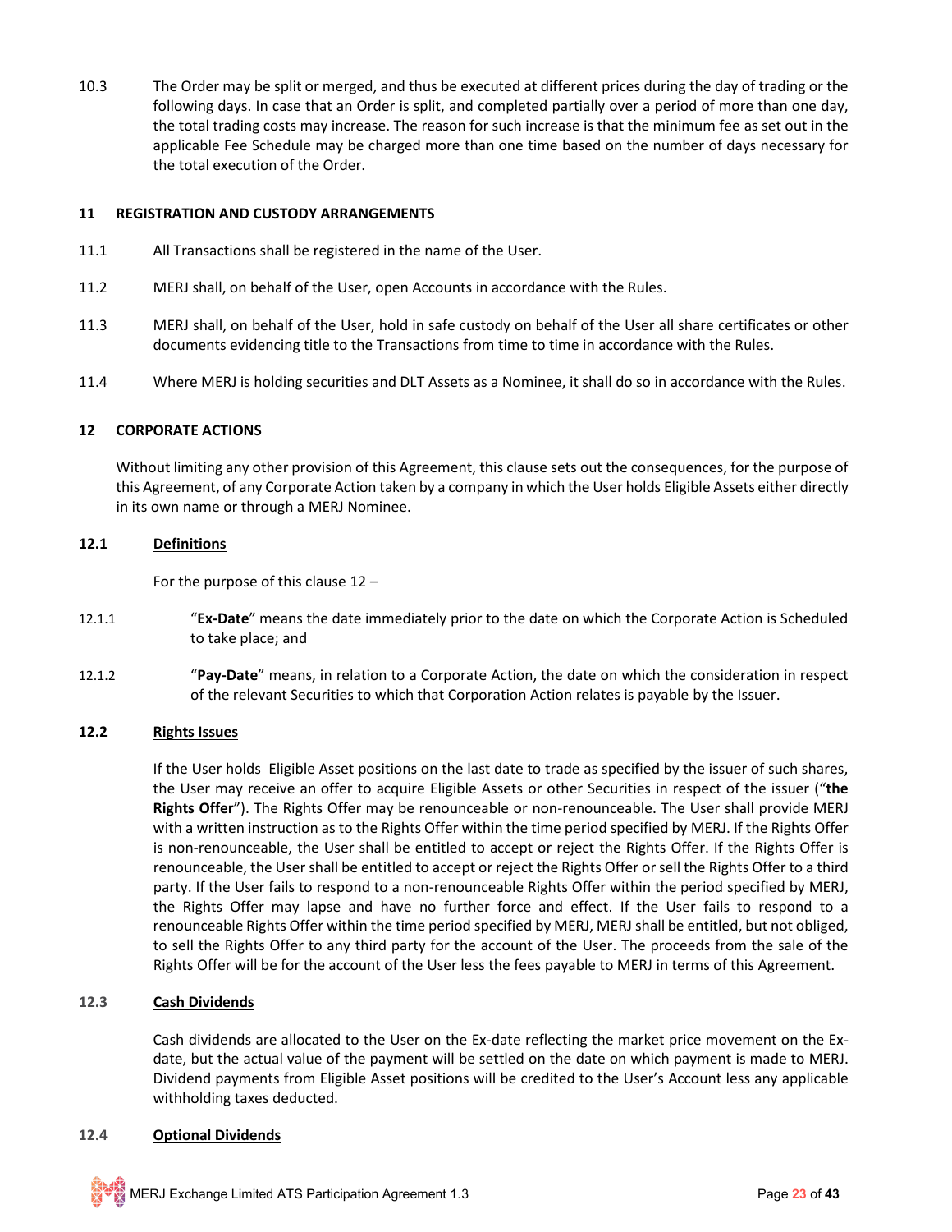10.3 The Order may be split or merged, and thus be executed at different prices during the day of trading or the following days. In case that an Order is split, and completed partially over a period of more than one day, the total trading costs may increase. The reason for such increase is that the minimum fee as set out in the applicable Fee Schedule may be charged more than one time based on the number of days necessary for the total execution of the Order.

**11 REGISTRATION AND CUSTODY ARRANGEMENTS**

11.1 All Transactions shall be registered in the name of the User.

11.2 MERJ shall, on behalf of the User, open Accounts in accordance with the Rules.

11.3 MERJ shall, on behalf of the User, hold in safe custody on behalf of the User all share certificates or other documents evidencing title to the Transactions from time to time in accordance with the Rules.

11.4 Where MERJ is holding securities and DLT Assets as a Nominee, it shall do so in accordance with the Rules.

**12 CORPORATE ACTIONS**

Without limiting any other provision of this Agreement, this clause sets out the consequences, for the purpose of this Agreement, of any Corporate Action taken by a company in which the User holds Eligible Assets either directly in its own name or through a MERJ Nominee.

**12.1 Definitions**

For the purpose of this clause 12 –

12.1.1 "**Ex-Date**" means the date immediately prior to the date on which the Corporate Action is Scheduled to take place; and

12.1.2 "**Pay-Date**" means, in relation to a Corporate Action, the date on which the consideration in respect of the relevant Securities to which that Corporation Action relates is payable by the Issuer.

**12.2 Rights Issues**

If the User holds Eligible Asset positions on the last date to trade as specified by the issuer of such shares, the User may receive an offer to acquire Eligible Assets or other Securities in respect of the issuer ("**the Rights Offer**"). The Rights Offer may be renounceable or non-renounceable. The User shall provide MERJ with a written instruction as to the Rights Offer within the time period specified by MERJ. If the Rights Offer is non-renounceable, the User shall be entitled to accept or reject the Rights Offer. If the Rights Offer is renounceable, the User shall be entitled to accept or reject the Rights Offer or sell the Rights Offer to a third party. If the User fails to respond to a non-renounceable Rights Offer within the period specified by MERJ, the Rights Offer may lapse and have no further force and effect. If the User fails to respond to a renounceable Rights Offer within the time period specified by MERJ, MERJ shall be entitled, but not obliged, to sell the Rights Offer to any third party for the account of the User. The proceeds from the sale of the Rights Offer will be for the account of the User less the fees payable to MERJ in terms of this Agreement.

**12.3 Cash Dividends**

Cash dividends are allocated to the User on the Ex-date reflecting the market price movement on the Ex-date, but the actual value of the payment will be settled on the date on which payment is made to MERJ. Dividend payments from Eligible Asset positions will be credited to the User's Account less any applicable withholding taxes deducted.

**12.4 Optional Dividends**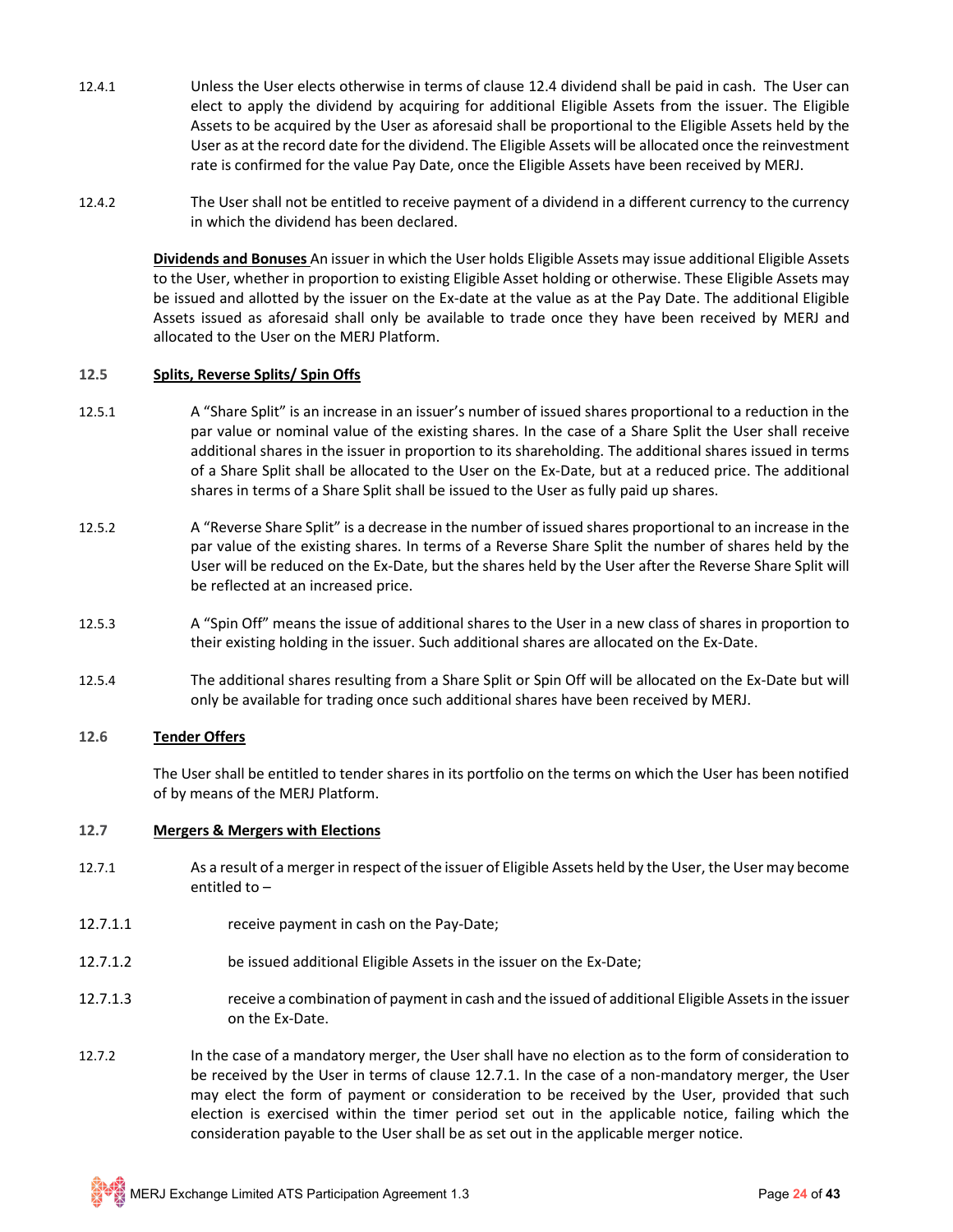12.4.1 Unless the User elects otherwise in terms of clause 12.4 dividend shall be paid in cash. The User can elect to apply the dividend by acquiring for additional Eligible Assets from the issuer. The Eligible Assets to be acquired by the User as aforesaid shall be proportional to the Eligible Assets held by the User as at the record date for the dividend. The Eligible Assets will be allocated once the reinvestment rate is confirmed for the value Pay Date, once the Eligible Assets have been received by MERJ.

12.4.2 The User shall not be entitled to receive payment of a dividend in a different currency to the currency in which the dividend has been declared.

**Dividends and Bonuses** An issuer in which the User holds Eligible Assets may issue additional Eligible Assets to the User, whether in proportion to existing Eligible Asset holding or otherwise. These Eligible Assets may be issued and allotted by the issuer on the Ex-date at the value as at the Pay Date. The additional Eligible Assets issued as aforesaid shall only be available to trade once they have been received by MERJ and allocated to the User on the MERJ Platform.

**12.5 Splits, Reverse Splits/ Spin Offs**

12.5.1 A "Share Split" is an increase in an issuer's number of issued shares proportional to a reduction in the par value or nominal value of the existing shares. In the case of a Share Split the User shall receive additional shares in the issuer in proportion to its shareholding. The additional shares issued in terms of a Share Split shall be allocated to the User on the Ex-Date, but at a reduced price. The additional shares in terms of a Share Split shall be issued to the User as fully paid up shares.

12.5.2 A "Reverse Share Split" is a decrease in the number of issued shares proportional to an increase in the par value of the existing shares. In terms of a Reverse Share Split the number of shares held by the User will be reduced on the Ex-Date, but the shares held by the User after the Reverse Share Split will be reflected at an increased price.

12.5.3 A "Spin Off" means the issue of additional shares to the User in a new class of shares in proportion to their existing holding in the issuer. Such additional shares are allocated on the Ex-Date.

12.5.4 The additional shares resulting from a Share Split or Spin Off will be allocated on the Ex-Date but will only be available for trading once such additional shares have been received by MERJ.

**12.6 Tender Offers**

The User shall be entitled to tender shares in its portfolio on the terms on which the User has been notified of by means of the MERJ Platform.

**12.7 Mergers & Mergers with Elections**

12.7.1 As a result of a merger in respect of the issuer of Eligible Assets held by the User, the User may become entitled to –

12.7.1.1 receive payment in cash on the Pay-Date;

12.7.1.2 be issued additional Eligible Assets in the issuer on the Ex-Date;

12.7.1.3 receive a combination of payment in cash and the issued of additional Eligible Assets in the issuer on the Ex-Date.

12.7.2 In the case of a mandatory merger, the User shall have no election as to the form of consideration to be received by the User in terms of clause 12.7.1. In the case of a non-mandatory merger, the User may elect the form of payment or consideration to be received by the User, provided that such election is exercised within the timer period set out in the applicable notice, failing which the consideration payable to the User shall be as set out in the applicable merger notice.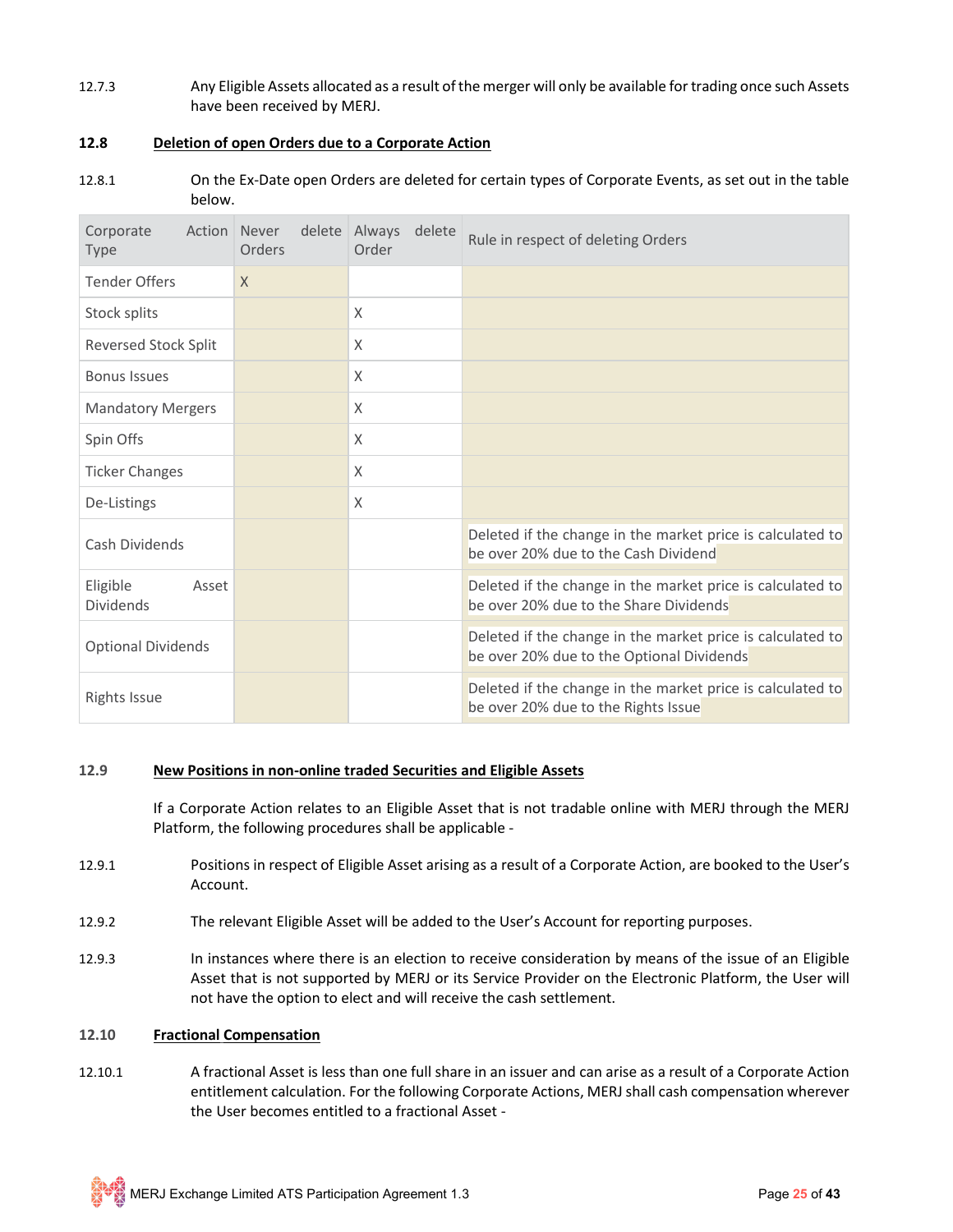12.7.3 Any Eligible Assets allocated as a result of the merger will only be available for trading once such Assets have been received by MERJ.

**12.8 Deletion of open Orders due to a Corporate Action**

12.8.1 On the Ex-Date open Orders are deleted for certain types of Corporate Events, as set out in the table below.

| Corporate Action Type | Never delete Orders | Always delete Order | Rule in respect of deleting Orders |
|---|---|---|---|
| Tender Offers | X | | |
| Stock splits | | X | |
| Reversed Stock Split | | X | |
| Bonus Issues | | X | |
| Mandatory Mergers | | X | |
| Spin Offs | | X | |
| Ticker Changes | | X | |
| De-Listings | | X | |
| Cash Dividends | | | Deleted if the change in the market price is calculated to be over 20% due to the Cash Dividend |
| Eligible Asset Dividends | | | Deleted if the change in the market price is calculated to be over 20% due to the Share Dividends |
| Optional Dividends | | | Deleted if the change in the market price is calculated to be over 20% due to the Optional Dividends |
| Rights Issue | | | Deleted if the change in the market price is calculated to be over 20% due to the Rights Issue |

**12.9 New Positions in non-online traded Securities and Eligible Assets**

If a Corporate Action relates to an Eligible Asset that is not tradable online with MERJ through the MERJ Platform, the following procedures shall be applicable -

12.9.1 Positions in respect of Eligible Asset arising as a result of a Corporate Action, are booked to the User's Account.

12.9.2 The relevant Eligible Asset will be added to the User's Account for reporting purposes.

12.9.3 In instances where there is an election to receive consideration by means of the issue of an Eligible Asset that is not supported by MERJ or its Service Provider on the Electronic Platform, the User will not have the option to elect and will receive the cash settlement.

**12.10 Fractional Compensation**

12.10.1 A fractional Asset is less than one full share in an issuer and can arise as a result of a Corporate Action entitlement calculation. For the following Corporate Actions, MERJ shall cash compensation wherever the User becomes entitled to a fractional Asset -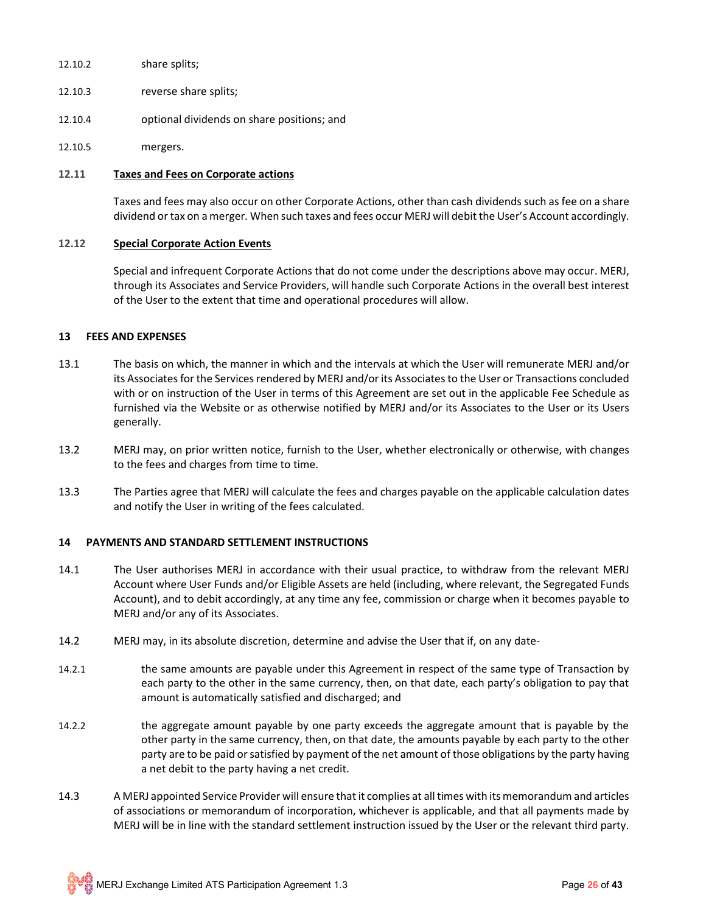12.10.2 share splits;

12.10.3 reverse share splits;

12.10.4 optional dividends on share positions; and

12.10.5 mergers.

**12.11 Taxes and Fees on Corporate actions**

Taxes and fees may also occur on other Corporate Actions, other than cash dividends such as fee on a share dividend or tax on a merger. When such taxes and fees occur MERJ will debit the User's Account accordingly.

**12.12 Special Corporate Action Events**

Special and infrequent Corporate Actions that do not come under the descriptions above may occur. MERJ, through its Associates and Service Providers, will handle such Corporate Actions in the overall best interest of the User to the extent that time and operational procedures will allow.

## 13 FEES AND EXPENSES

13.1 The basis on which, the manner in which and the intervals at which the User will remunerate MERJ and/or its Associates for the Services rendered by MERJ and/or its Associates to the User or Transactions concluded with or on instruction of the User in terms of this Agreement are set out in the applicable Fee Schedule as furnished via the Website or as otherwise notified by MERJ and/or its Associates to the User or its Users generally.

13.2 MERJ may, on prior written notice, furnish to the User, whether electronically or otherwise, with changes to the fees and charges from time to time.

13.3 The Parties agree that MERJ will calculate the fees and charges payable on the applicable calculation dates and notify the User in writing of the fees calculated.

## 14 PAYMENTS AND STANDARD SETTLEMENT INSTRUCTIONS

14.1 The User authorises MERJ in accordance with their usual practice, to withdraw from the relevant MERJ Account where User Funds and/or Eligible Assets are held (including, where relevant, the Segregated Funds Account), and to debit accordingly, at any time any fee, commission or charge when it becomes payable to MERJ and/or any of its Associates.

14.2 MERJ may, in its absolute discretion, determine and advise the User that if, on any date-

14.2.1 the same amounts are payable under this Agreement in respect of the same type of Transaction by each party to the other in the same currency, then, on that date, each party's obligation to pay that amount is automatically satisfied and discharged; and

14.2.2 the aggregate amount payable by one party exceeds the aggregate amount that is payable by the other party in the same currency, then, on that date, the amounts payable by each party to the other party are to be paid or satisfied by payment of the net amount of those obligations by the party having a net debit to the party having a net credit.

14.3 A MERJ appointed Service Provider will ensure that it complies at all times with its memorandum and articles of associations or memorandum of incorporation, whichever is applicable, and that all payments made by MERJ will be in line with the standard settlement instruction issued by the User or the relevant third party.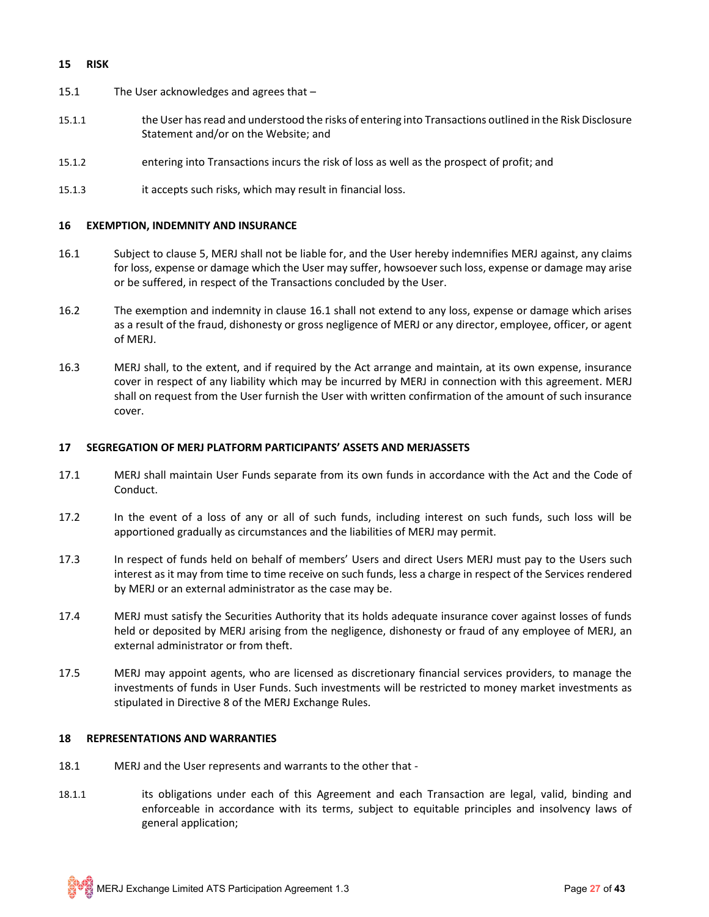## 15 RISK

15.1 The User acknowledges and agrees that –

15.1.1 the User has read and understood the risks of entering into Transactions outlined in the Risk Disclosure Statement and/or on the Website; and

15.1.2 entering into Transactions incurs the risk of loss as well as the prospect of profit; and

15.1.3 it accepts such risks, which may result in financial loss.

## 16 EXEMPTION, INDEMNITY AND INSURANCE

16.1 Subject to clause 5, MERJ shall not be liable for, and the User hereby indemnifies MERJ against, any claims for loss, expense or damage which the User may suffer, howsoever such loss, expense or damage may arise or be suffered, in respect of the Transactions concluded by the User.

16.2 The exemption and indemnity in clause 16.1 shall not extend to any loss, expense or damage which arises as a result of the fraud, dishonesty or gross negligence of MERJ or any director, employee, officer, or agent of MERJ.

16.3 MERJ shall, to the extent, and if required by the Act arrange and maintain, at its own expense, insurance cover in respect of any liability which may be incurred by MERJ in connection with this agreement. MERJ shall on request from the User furnish the User with written confirmation of the amount of such insurance cover.

## 17 SEGREGATION OF MERJ PLATFORM PARTICIPANTS' ASSETS AND MERJASSETS

17.1 MERJ shall maintain User Funds separate from its own funds in accordance with the Act and the Code of Conduct.

17.2 In the event of a loss of any or all of such funds, including interest on such funds, such loss will be apportioned gradually as circumstances and the liabilities of MERJ may permit.

17.3 In respect of funds held on behalf of members' Users and direct Users MERJ must pay to the Users such interest as it may from time to time receive on such funds, less a charge in respect of the Services rendered by MERJ or an external administrator as the case may be.

17.4 MERJ must satisfy the Securities Authority that its holds adequate insurance cover against losses of funds held or deposited by MERJ arising from the negligence, dishonesty or fraud of any employee of MERJ, an external administrator or from theft.

17.5 MERJ may appoint agents, who are licensed as discretionary financial services providers, to manage the investments of funds in User Funds. Such investments will be restricted to money market investments as stipulated in Directive 8 of the MERJ Exchange Rules.

## 18 REPRESENTATIONS AND WARRANTIES

18.1 MERJ and the User represents and warrants to the other that -

18.1.1 its obligations under each of this Agreement and each Transaction are legal, valid, binding and enforceable in accordance with its terms, subject to equitable principles and insolvency laws of general application;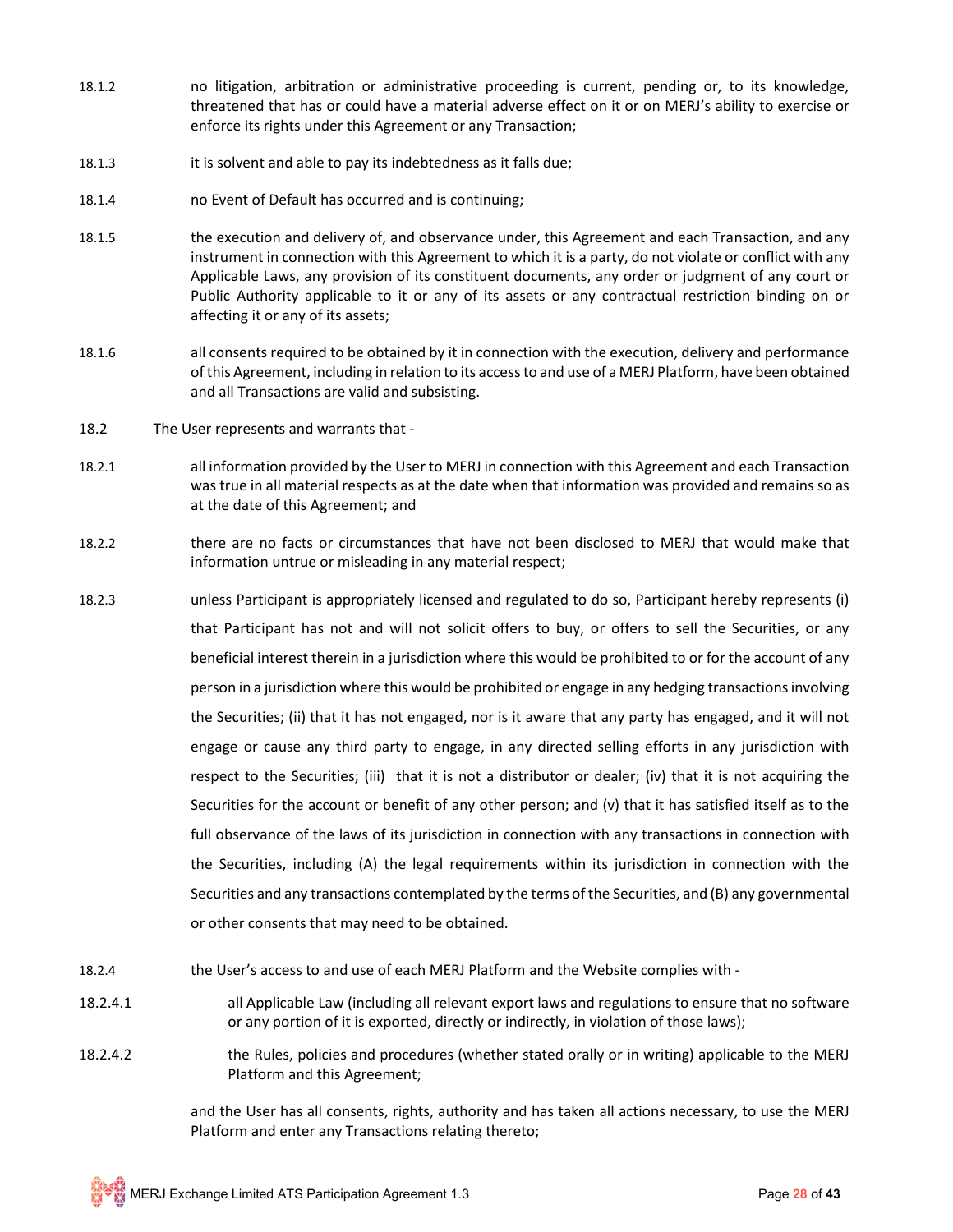18.1.2 no litigation, arbitration or administrative proceeding is current, pending or, to its knowledge, threatened that has or could have a material adverse effect on it or on MERJ's ability to exercise or enforce its rights under this Agreement or any Transaction;

18.1.3 it is solvent and able to pay its indebtedness as it falls due;

18.1.4 no Event of Default has occurred and is continuing;

18.1.5 the execution and delivery of, and observance under, this Agreement and each Transaction, and any instrument in connection with this Agreement to which it is a party, do not violate or conflict with any Applicable Laws, any provision of its constituent documents, any order or judgment of any court or Public Authority applicable to it or any of its assets or any contractual restriction binding on or affecting it or any of its assets;

18.1.6 all consents required to be obtained by it in connection with the execution, delivery and performance of this Agreement, including in relation to its access to and use of a MERJ Platform, have been obtained and all Transactions are valid and subsisting.

18.2 The User represents and warrants that -

18.2.1 all information provided by the User to MERJ in connection with this Agreement and each Transaction was true in all material respects as at the date when that information was provided and remains so as at the date of this Agreement; and

18.2.2 there are no facts or circumstances that have not been disclosed to MERJ that would make that information untrue or misleading in any material respect;

18.2.3 unless Participant is appropriately licensed and regulated to do so, Participant hereby represents (i) that Participant has not and will not solicit offers to buy, or offers to sell the Securities, or any beneficial interest therein in a jurisdiction where this would be prohibited to or for the account of any person in a jurisdiction where this would be prohibited or engage in any hedging transactions involving the Securities; (ii) that it has not engaged, nor is it aware that any party has engaged, and it will not engage or cause any third party to engage, in any directed selling efforts in any jurisdiction with respect to the Securities; (iii) that it is not a distributor or dealer; (iv) that it is not acquiring the Securities for the account or benefit of any other person; and (v) that it has satisfied itself as to the full observance of the laws of its jurisdiction in connection with any transactions in connection with the Securities, including (A) the legal requirements within its jurisdiction in connection with the Securities and any transactions contemplated by the terms of the Securities, and (B) any governmental or other consents that may need to be obtained.

18.2.4 the User's access to and use of each MERJ Platform and the Website complies with -

18.2.4.1 all Applicable Law (including all relevant export laws and regulations to ensure that no software or any portion of it is exported, directly or indirectly, in violation of those laws);

18.2.4.2 the Rules, policies and procedures (whether stated orally or in writing) applicable to the MERJ Platform and this Agreement;

and the User has all consents, rights, authority and has taken all actions necessary, to use the MERJ Platform and enter any Transactions relating thereto;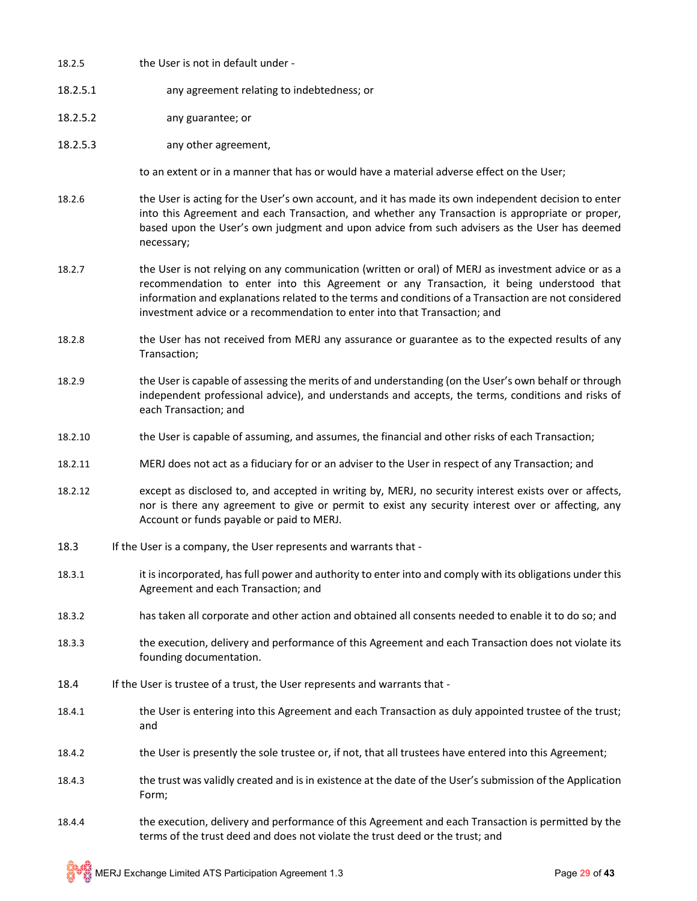18.2.5 the User is not in default under -

18.2.5.1 any agreement relating to indebtedness; or

18.2.5.2 any guarantee; or

18.2.5.3 any other agreement,

to an extent or in a manner that has or would have a material adverse effect on the User;

18.2.6 the User is acting for the User's own account, and it has made its own independent decision to enter into this Agreement and each Transaction, and whether any Transaction is appropriate or proper, based upon the User's own judgment and upon advice from such advisers as the User has deemed necessary;

18.2.7 the User is not relying on any communication (written or oral) of MERJ as investment advice or as a recommendation to enter into this Agreement or any Transaction, it being understood that information and explanations related to the terms and conditions of a Transaction are not considered investment advice or a recommendation to enter into that Transaction; and

18.2.8 the User has not received from MERJ any assurance or guarantee as to the expected results of any Transaction;

18.2.9 the User is capable of assessing the merits of and understanding (on the User's own behalf or through independent professional advice), and understands and accepts, the terms, conditions and risks of each Transaction; and

18.2.10 the User is capable of assuming, and assumes, the financial and other risks of each Transaction;

18.2.11 MERJ does not act as a fiduciary for or an adviser to the User in respect of any Transaction; and

18.2.12 except as disclosed to, and accepted in writing by, MERJ, no security interest exists over or affects, nor is there any agreement to give or permit to exist any security interest over or affecting, any Account or funds payable or paid to MERJ.

18.3 If the User is a company, the User represents and warrants that -

18.3.1 it is incorporated, has full power and authority to enter into and comply with its obligations under this Agreement and each Transaction; and

18.3.2 has taken all corporate and other action and obtained all consents needed to enable it to do so; and

18.3.3 the execution, delivery and performance of this Agreement and each Transaction does not violate its founding documentation.

18.4 If the User is trustee of a trust, the User represents and warrants that -

18.4.1 the User is entering into this Agreement and each Transaction as duly appointed trustee of the trust; and

18.4.2 the User is presently the sole trustee or, if not, that all trustees have entered into this Agreement;

18.4.3 the trust was validly created and is in existence at the date of the User's submission of the Application Form;

18.4.4 the execution, delivery and performance of this Agreement and each Transaction is permitted by the terms of the trust deed and does not violate the trust deed or the trust; and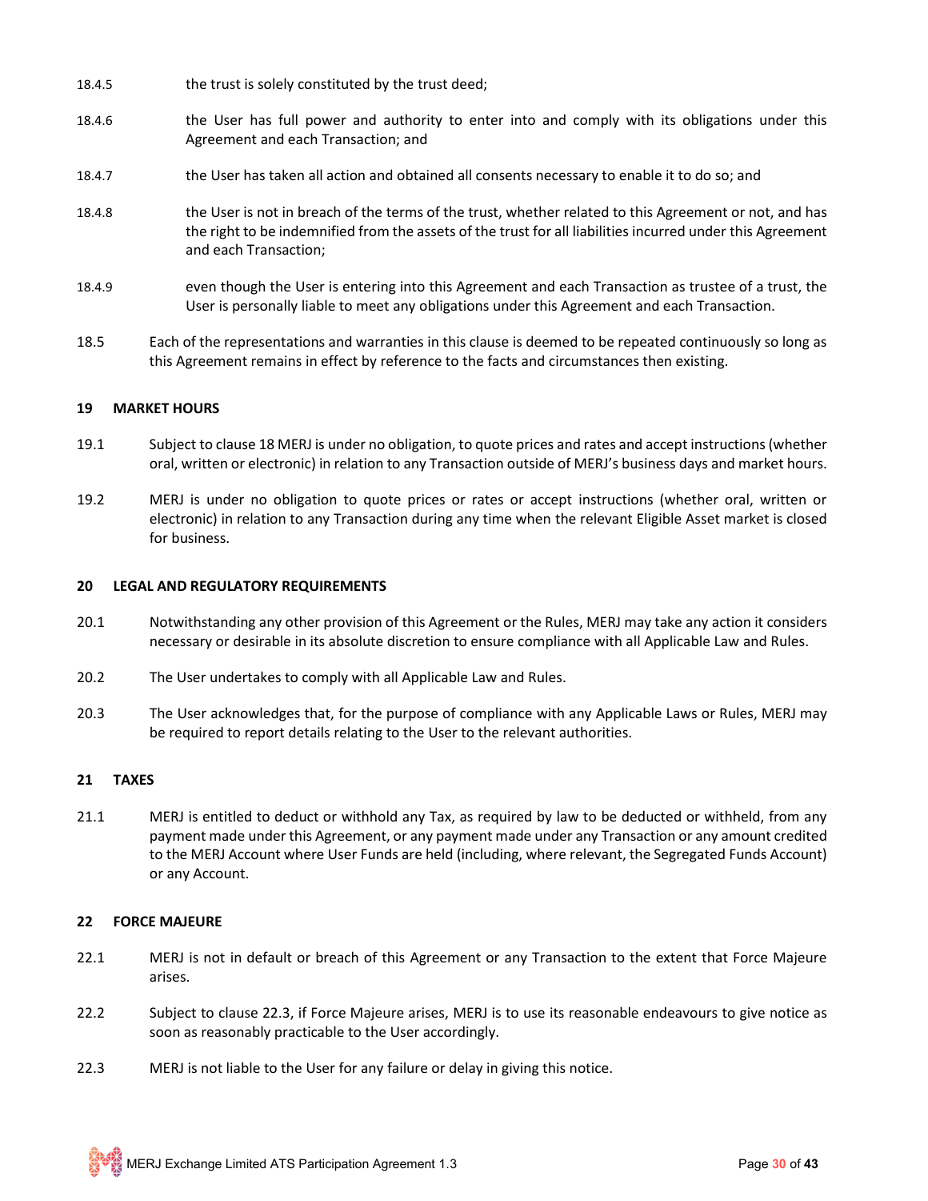18.4.5 the trust is solely constituted by the trust deed;

18.4.6 the User has full power and authority to enter into and comply with its obligations under this Agreement and each Transaction; and

18.4.7 the User has taken all action and obtained all consents necessary to enable it to do so; and

18.4.8 the User is not in breach of the terms of the trust, whether related to this Agreement or not, and has the right to be indemnified from the assets of the trust for all liabilities incurred under this Agreement and each Transaction;

18.4.9 even though the User is entering into this Agreement and each Transaction as trustee of a trust, the User is personally liable to meet any obligations under this Agreement and each Transaction.

18.5 Each of the representations and warranties in this clause is deemed to be repeated continuously so long as this Agreement remains in effect by reference to the facts and circumstances then existing.

## 19 MARKET HOURS

19.1 Subject to clause 18 MERJ is under no obligation, to quote prices and rates and accept instructions (whether oral, written or electronic) in relation to any Transaction outside of MERJ's business days and market hours.

19.2 MERJ is under no obligation to quote prices or rates or accept instructions (whether oral, written or electronic) in relation to any Transaction during any time when the relevant Eligible Asset market is closed for business.

## 20 LEGAL AND REGULATORY REQUIREMENTS

20.1 Notwithstanding any other provision of this Agreement or the Rules, MERJ may take any action it considers necessary or desirable in its absolute discretion to ensure compliance with all Applicable Law and Rules.

20.2 The User undertakes to comply with all Applicable Law and Rules.

20.3 The User acknowledges that, for the purpose of compliance with any Applicable Laws or Rules, MERJ may be required to report details relating to the User to the relevant authorities.

## 21 TAXES

21.1 MERJ is entitled to deduct or withhold any Tax, as required by law to be deducted or withheld, from any payment made under this Agreement, or any payment made under any Transaction or any amount credited to the MERJ Account where User Funds are held (including, where relevant, the Segregated Funds Account) or any Account.

## 22 FORCE MAJEURE

22.1 MERJ is not in default or breach of this Agreement or any Transaction to the extent that Force Majeure arises.

22.2 Subject to clause 22.3, if Force Majeure arises, MERJ is to use its reasonable endeavours to give notice as soon as reasonably practicable to the User accordingly.

22.3 MERJ is not liable to the User for any failure or delay in giving this notice.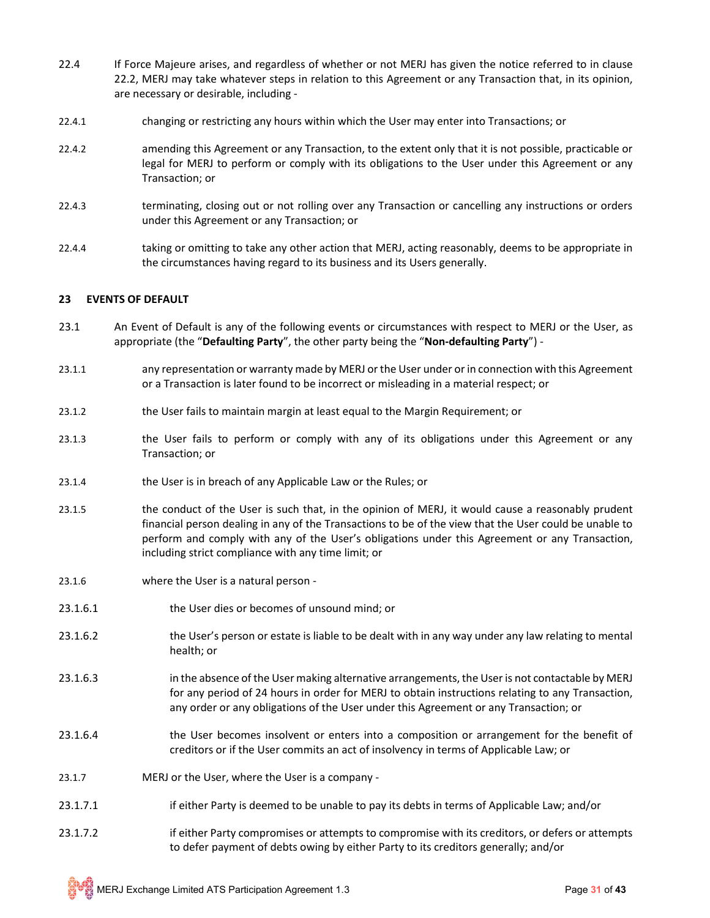22.4 If Force Majeure arises, and regardless of whether or not MERJ has given the notice referred to in clause 22.2, MERJ may take whatever steps in relation to this Agreement or any Transaction that, in its opinion, are necessary or desirable, including -

22.4.1 changing or restricting any hours within which the User may enter into Transactions; or

22.4.2 amending this Agreement or any Transaction, to the extent only that it is not possible, practicable or legal for MERJ to perform or comply with its obligations to the User under this Agreement or any Transaction; or

22.4.3 terminating, closing out or not rolling over any Transaction or cancelling any instructions or orders under this Agreement or any Transaction; or

22.4.4 taking or omitting to take any other action that MERJ, acting reasonably, deems to be appropriate in the circumstances having regard to its business and its Users generally.

## 23 EVENTS OF DEFAULT

23.1 An Event of Default is any of the following events or circumstances with respect to MERJ or the User, as appropriate (the "**Defaulting Party**", the other party being the "**Non-defaulting Party**") -

23.1.1 any representation or warranty made by MERJ or the User under or in connection with this Agreement or a Transaction is later found to be incorrect or misleading in a material respect; or

23.1.2 the User fails to maintain margin at least equal to the Margin Requirement; or

23.1.3 the User fails to perform or comply with any of its obligations under this Agreement or any Transaction; or

23.1.4 the User is in breach of any Applicable Law or the Rules; or

23.1.5 the conduct of the User is such that, in the opinion of MERJ, it would cause a reasonably prudent financial person dealing in any of the Transactions to be of the view that the User could be unable to perform and comply with any of the User's obligations under this Agreement or any Transaction, including strict compliance with any time limit; or

23.1.6 where the User is a natural person -

23.1.6.1 the User dies or becomes of unsound mind; or

23.1.6.2 the User's person or estate is liable to be dealt with in any way under any law relating to mental health; or

23.1.6.3 in the absence of the User making alternative arrangements, the User is not contactable by MERJ for any period of 24 hours in order for MERJ to obtain instructions relating to any Transaction, any order or any obligations of the User under this Agreement or any Transaction; or

23.1.6.4 the User becomes insolvent or enters into a composition or arrangement for the benefit of creditors or if the User commits an act of insolvency in terms of Applicable Law; or

23.1.7 MERJ or the User, where the User is a company -

23.1.7.1 if either Party is deemed to be unable to pay its debts in terms of Applicable Law; and/or

23.1.7.2 if either Party compromises or attempts to compromise with its creditors, or defers or attempts to defer payment of debts owing by either Party to its creditors generally; and/or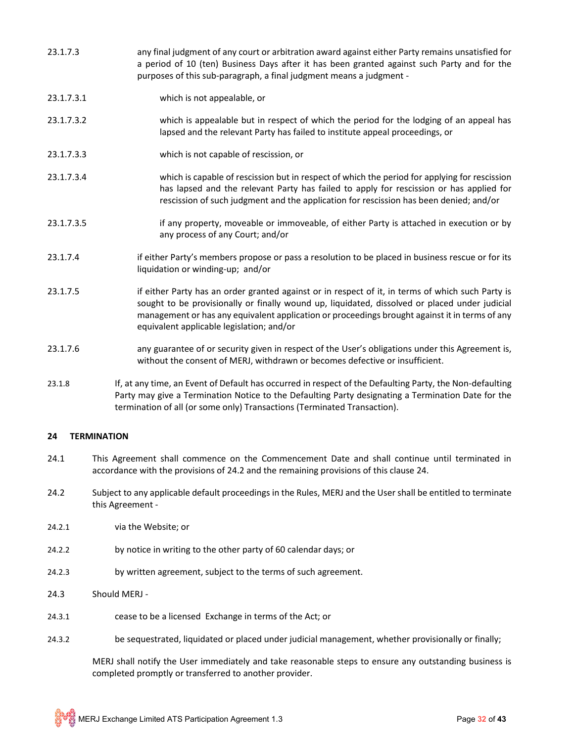23.1.7.3 any final judgment of any court or arbitration award against either Party remains unsatisfied for a period of 10 (ten) Business Days after it has been granted against such Party and for the purposes of this sub-paragraph, a final judgment means a judgment -

23.1.7.3.1 which is not appealable, or

23.1.7.3.2 which is appealable but in respect of which the period for the lodging of an appeal has lapsed and the relevant Party has failed to institute appeal proceedings, or

23.1.7.3.3 which is not capable of rescission, or

23.1.7.3.4 which is capable of rescission but in respect of which the period for applying for rescission has lapsed and the relevant Party has failed to apply for rescission or has applied for rescission of such judgment and the application for rescission has been denied; and/or

23.1.7.3.5 if any property, moveable or immoveable, of either Party is attached in execution or by any process of any Court; and/or

23.1.7.4 if either Party's members propose or pass a resolution to be placed in business rescue or for its liquidation or winding-up; and/or

23.1.7.5 if either Party has an order granted against or in respect of it, in terms of which such Party is sought to be provisionally or finally wound up, liquidated, dissolved or placed under judicial management or has any equivalent application or proceedings brought against it in terms of any equivalent applicable legislation; and/or

23.1.7.6 any guarantee of or security given in respect of the User's obligations under this Agreement is, without the consent of MERJ, withdrawn or becomes defective or insufficient.

23.1.8 If, at any time, an Event of Default has occurred in respect of the Defaulting Party, the Non-defaulting Party may give a Termination Notice to the Defaulting Party designating a Termination Date for the termination of all (or some only) Transactions (Terminated Transaction).

## 24 TERMINATION

24.1 This Agreement shall commence on the Commencement Date and shall continue until terminated in accordance with the provisions of 24.2 and the remaining provisions of this clause 24.

24.2 Subject to any applicable default proceedings in the Rules, MERJ and the User shall be entitled to terminate this Agreement -

24.2.1 via the Website; or

24.2.2 by notice in writing to the other party of 60 calendar days; or

24.2.3 by written agreement, subject to the terms of such agreement.

24.3 Should MERJ -

24.3.1 cease to be a licensed Exchange in terms of the Act; or

24.3.2 be sequestrated, liquidated or placed under judicial management, whether provisionally or finally;

MERJ shall notify the User immediately and take reasonable steps to ensure any outstanding business is completed promptly or transferred to another provider.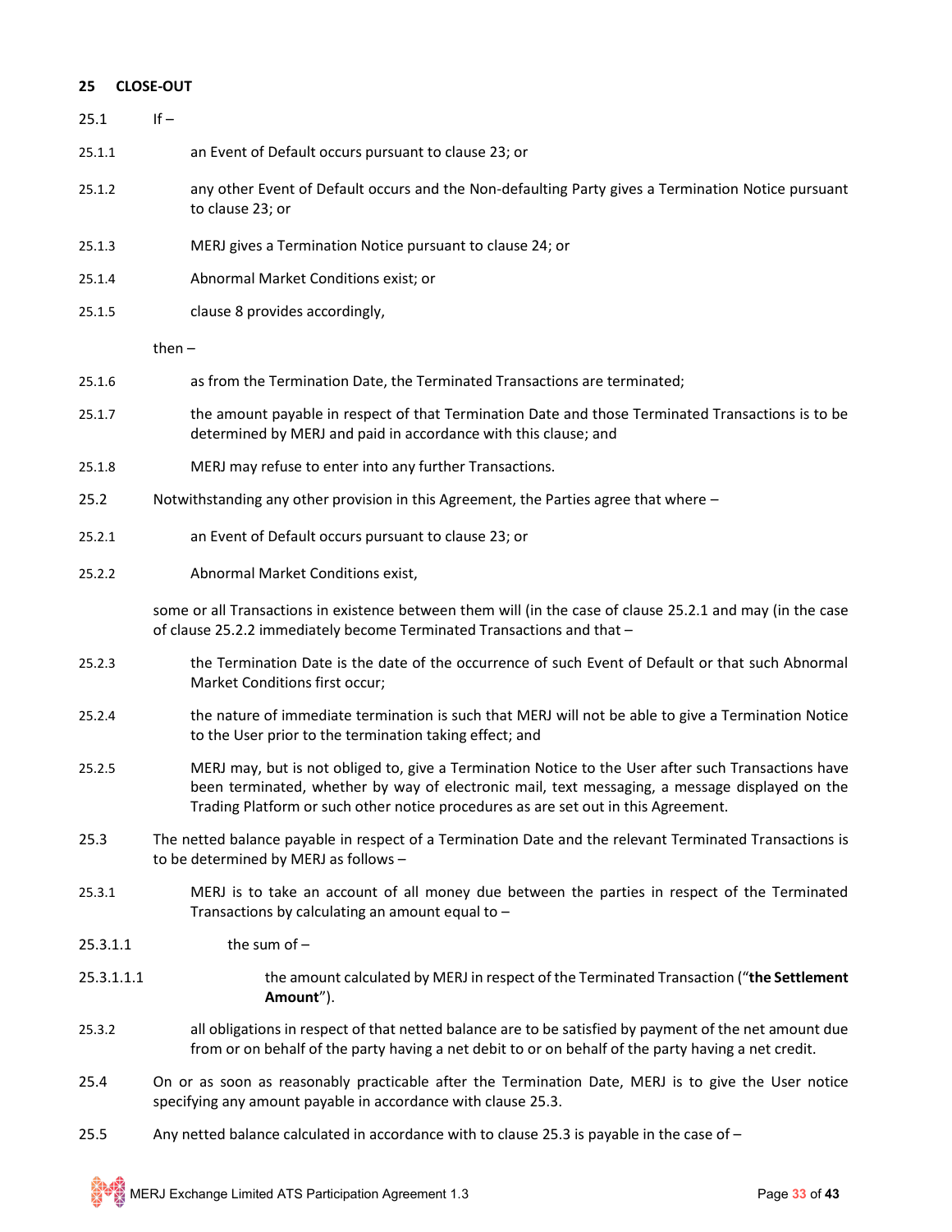## 25 CLOSE-OUT

25.1 If –

25.1.1 an Event of Default occurs pursuant to clause 23; or

25.1.2 any other Event of Default occurs and the Non-defaulting Party gives a Termination Notice pursuant to clause 23; or

25.1.3 MERJ gives a Termination Notice pursuant to clause 24; or

25.1.4 Abnormal Market Conditions exist; or

25.1.5 clause 8 provides accordingly,

then –

25.1.6 as from the Termination Date, the Terminated Transactions are terminated;

25.1.7 the amount payable in respect of that Termination Date and those Terminated Transactions is to be determined by MERJ and paid in accordance with this clause; and

25.1.8 MERJ may refuse to enter into any further Transactions.

25.2 Notwithstanding any other provision in this Agreement, the Parties agree that where –

25.2.1 an Event of Default occurs pursuant to clause 23; or

25.2.2 Abnormal Market Conditions exist,

some or all Transactions in existence between them will (in the case of clause 25.2.1 and may (in the case of clause 25.2.2 immediately become Terminated Transactions and that –

25.2.3 the Termination Date is the date of the occurrence of such Event of Default or that such Abnormal Market Conditions first occur;

25.2.4 the nature of immediate termination is such that MERJ will not be able to give a Termination Notice to the User prior to the termination taking effect; and

25.2.5 MERJ may, but is not obliged to, give a Termination Notice to the User after such Transactions have been terminated, whether by way of electronic mail, text messaging, a message displayed on the Trading Platform or such other notice procedures as are set out in this Agreement.

25.3 The netted balance payable in respect of a Termination Date and the relevant Terminated Transactions is to be determined by MERJ as follows –

25.3.1 MERJ is to take an account of all money due between the parties in respect of the Terminated Transactions by calculating an amount equal to –

25.3.1.1 the sum of –

25.3.1.1.1 the amount calculated by MERJ in respect of the Terminated Transaction ("**the Settlement Amount**").

25.3.2 all obligations in respect of that netted balance are to be satisfied by payment of the net amount due from or on behalf of the party having a net debit to or on behalf of the party having a net credit.

25.4 On or as soon as reasonably practicable after the Termination Date, MERJ is to give the User notice specifying any amount payable in accordance with clause 25.3.

25.5 Any netted balance calculated in accordance with to clause 25.3 is payable in the case of –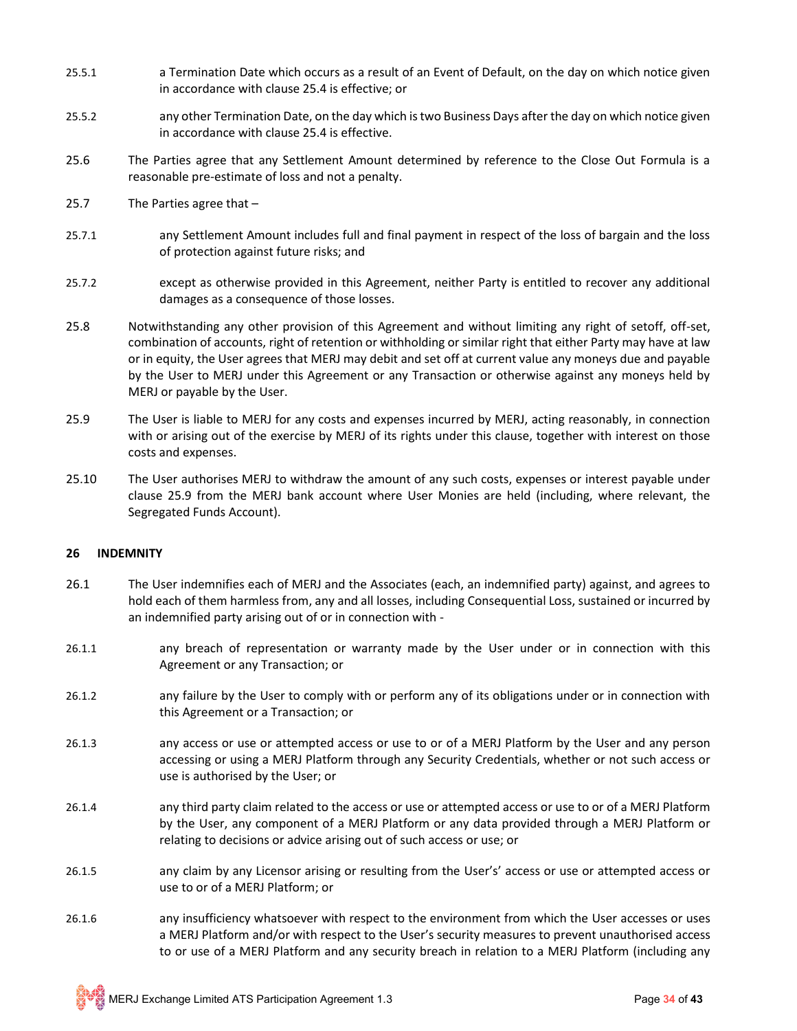25.5.1 a Termination Date which occurs as a result of an Event of Default, on the day on which notice given in accordance with clause 25.4 is effective; or

25.5.2 any other Termination Date, on the day which is two Business Days after the day on which notice given in accordance with clause 25.4 is effective.

25.6 The Parties agree that any Settlement Amount determined by reference to the Close Out Formula is a reasonable pre-estimate of loss and not a penalty.

25.7 The Parties agree that –

25.7.1 any Settlement Amount includes full and final payment in respect of the loss of bargain and the loss of protection against future risks; and

25.7.2 except as otherwise provided in this Agreement, neither Party is entitled to recover any additional damages as a consequence of those losses.

25.8 Notwithstanding any other provision of this Agreement and without limiting any right of setoff, off-set, combination of accounts, right of retention or withholding or similar right that either Party may have at law or in equity, the User agrees that MERJ may debit and set off at current value any moneys due and payable by the User to MERJ under this Agreement or any Transaction or otherwise against any moneys held by MERJ or payable by the User.

25.9 The User is liable to MERJ for any costs and expenses incurred by MERJ, acting reasonably, in connection with or arising out of the exercise by MERJ of its rights under this clause, together with interest on those costs and expenses.

25.10 The User authorises MERJ to withdraw the amount of any such costs, expenses or interest payable under clause 25.9 from the MERJ bank account where User Monies are held (including, where relevant, the Segregated Funds Account).

## 26 INDEMNITY

26.1 The User indemnifies each of MERJ and the Associates (each, an indemnified party) against, and agrees to hold each of them harmless from, any and all losses, including Consequential Loss, sustained or incurred by an indemnified party arising out of or in connection with -

26.1.1 any breach of representation or warranty made by the User under or in connection with this Agreement or any Transaction; or

26.1.2 any failure by the User to comply with or perform any of its obligations under or in connection with this Agreement or a Transaction; or

26.1.3 any access or use or attempted access or use to or of a MERJ Platform by the User and any person accessing or using a MERJ Platform through any Security Credentials, whether or not such access or use is authorised by the User; or

26.1.4 any third party claim related to the access or use or attempted access or use to or of a MERJ Platform by the User, any component of a MERJ Platform or any data provided through a MERJ Platform or relating to decisions or advice arising out of such access or use; or

26.1.5 any claim by any Licensor arising or resulting from the User's' access or use or attempted access or use to or of a MERJ Platform; or

26.1.6 any insufficiency whatsoever with respect to the environment from which the User accesses or uses a MERJ Platform and/or with respect to the User's security measures to prevent unauthorised access to or use of a MERJ Platform and any security breach in relation to a MERJ Platform (including any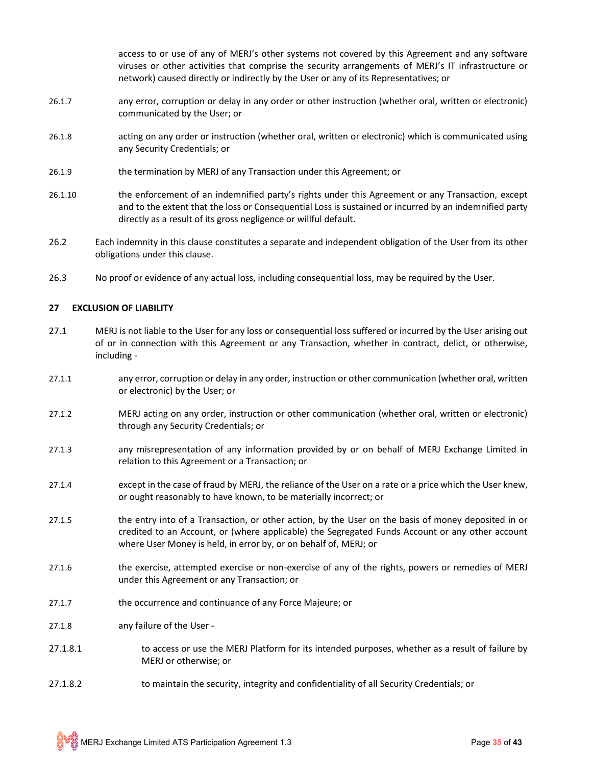access to or use of any of MERJ's other systems not covered by this Agreement and any software viruses or other activities that comprise the security arrangements of MERJ's IT infrastructure or network) caused directly or indirectly by the User or any of its Representatives; or

26.1.7 any error, corruption or delay in any order or other instruction (whether oral, written or electronic) communicated by the User; or

26.1.8 acting on any order or instruction (whether oral, written or electronic) which is communicated using any Security Credentials; or

26.1.9 the termination by MERJ of any Transaction under this Agreement; or

26.1.10 the enforcement of an indemnified party's rights under this Agreement or any Transaction, except and to the extent that the loss or Consequential Loss is sustained or incurred by an indemnified party directly as a result of its gross negligence or willful default.

26.2 Each indemnity in this clause constitutes a separate and independent obligation of the User from its other obligations under this clause.

26.3 No proof or evidence of any actual loss, including consequential loss, may be required by the User.

## 27 EXCLUSION OF LIABILITY

27.1 MERJ is not liable to the User for any loss or consequential loss suffered or incurred by the User arising out of or in connection with this Agreement or any Transaction, whether in contract, delict, or otherwise, including -

27.1.1 any error, corruption or delay in any order, instruction or other communication (whether oral, written or electronic) by the User; or

27.1.2 MERJ acting on any order, instruction or other communication (whether oral, written or electronic) through any Security Credentials; or

27.1.3 any misrepresentation of any information provided by or on behalf of MERJ Exchange Limited in relation to this Agreement or a Transaction; or

27.1.4 except in the case of fraud by MERJ, the reliance of the User on a rate or a price which the User knew, or ought reasonably to have known, to be materially incorrect; or

27.1.5 the entry into of a Transaction, or other action, by the User on the basis of money deposited in or credited to an Account, or (where applicable) the Segregated Funds Account or any other account where User Money is held, in error by, or on behalf of, MERJ; or

27.1.6 the exercise, attempted exercise or non-exercise of any of the rights, powers or remedies of MERJ under this Agreement or any Transaction; or

27.1.7 the occurrence and continuance of any Force Majeure; or

27.1.8 any failure of the User -

27.1.8.1 to access or use the MERJ Platform for its intended purposes, whether as a result of failure by MERJ or otherwise; or

27.1.8.2 to maintain the security, integrity and confidentiality of all Security Credentials; or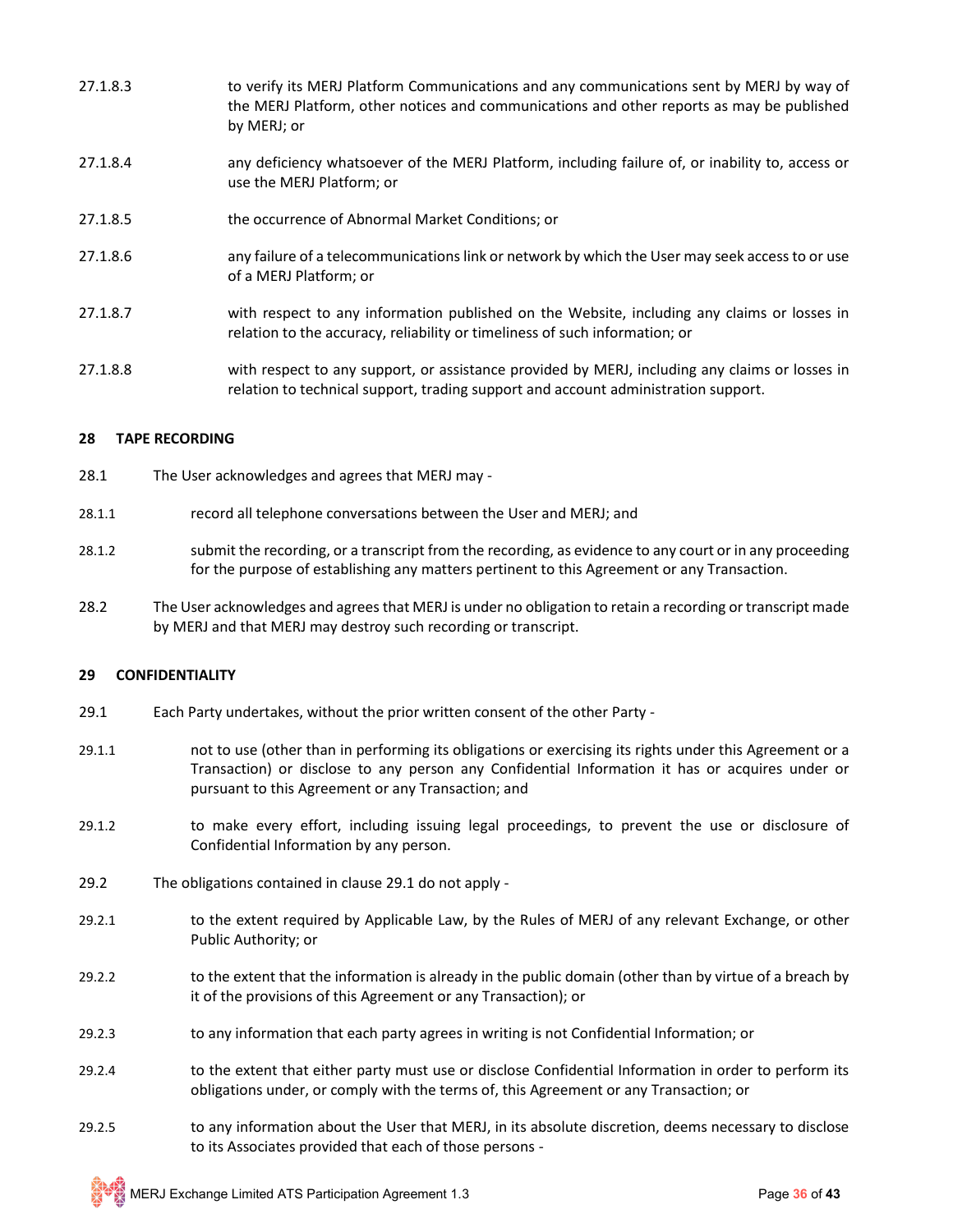27.1.8.3 to verify its MERJ Platform Communications and any communications sent by MERJ by way of the MERJ Platform, other notices and communications and other reports as may be published by MERJ; or

27.1.8.4 any deficiency whatsoever of the MERJ Platform, including failure of, or inability to, access or use the MERJ Platform; or

27.1.8.5 the occurrence of Abnormal Market Conditions; or

27.1.8.6 any failure of a telecommunications link or network by which the User may seek access to or use of a MERJ Platform; or

27.1.8.7 with respect to any information published on the Website, including any claims or losses in relation to the accuracy, reliability or timeliness of such information; or

27.1.8.8 with respect to any support, or assistance provided by MERJ, including any claims or losses in relation to technical support, trading support and account administration support.

**28 TAPE RECORDING**

28.1 The User acknowledges and agrees that MERJ may -

28.1.1 record all telephone conversations between the User and MERJ; and

28.1.2 submit the recording, or a transcript from the recording, as evidence to any court or in any proceeding for the purpose of establishing any matters pertinent to this Agreement or any Transaction.

28.2 The User acknowledges and agrees that MERJ is under no obligation to retain a recording or transcript made by MERJ and that MERJ may destroy such recording or transcript.

**29 CONFIDENTIALITY**

29.1 Each Party undertakes, without the prior written consent of the other Party -

29.1.1 not to use (other than in performing its obligations or exercising its rights under this Agreement or a Transaction) or disclose to any person any Confidential Information it has or acquires under or pursuant to this Agreement or any Transaction; and

29.1.2 to make every effort, including issuing legal proceedings, to prevent the use or disclosure of Confidential Information by any person.

29.2 The obligations contained in clause 29.1 do not apply -

29.2.1 to the extent required by Applicable Law, by the Rules of MERJ of any relevant Exchange, or other Public Authority; or

29.2.2 to the extent that the information is already in the public domain (other than by virtue of a breach by it of the provisions of this Agreement or any Transaction); or

29.2.3 to any information that each party agrees in writing is not Confidential Information; or

29.2.4 to the extent that either party must use or disclose Confidential Information in order to perform its obligations under, or comply with the terms of, this Agreement or any Transaction; or

29.2.5 to any information about the User that MERJ, in its absolute discretion, deems necessary to disclose to its Associates provided that each of those persons -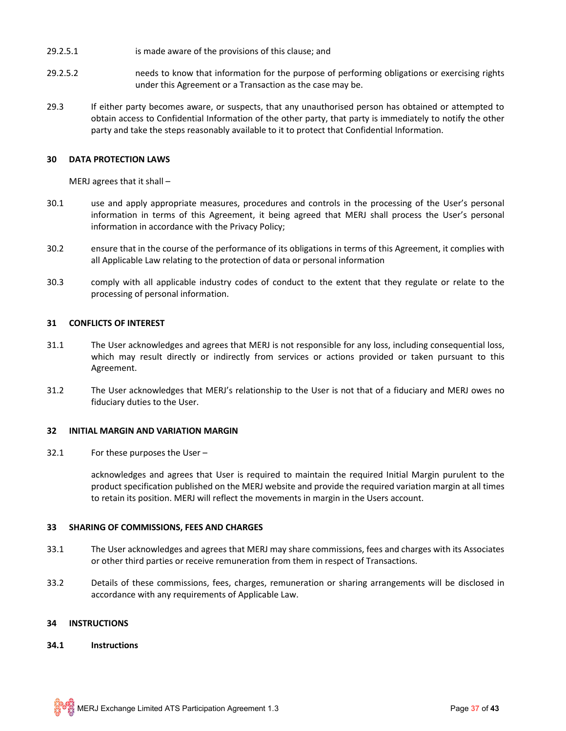29.2.5.1 is made aware of the provisions of this clause; and

29.2.5.2 needs to know that information for the purpose of performing obligations or exercising rights under this Agreement or a Transaction as the case may be.

29.3 If either party becomes aware, or suspects, that any unauthorised person has obtained or attempted to obtain access to Confidential Information of the other party, that party is immediately to notify the other party and take the steps reasonably available to it to protect that Confidential Information.

**30 DATA PROTECTION LAWS**

MERJ agrees that it shall –

30.1 use and apply appropriate measures, procedures and controls in the processing of the User's personal information in terms of this Agreement, it being agreed that MERJ shall process the User's personal information in accordance with the Privacy Policy;

30.2 ensure that in the course of the performance of its obligations in terms of this Agreement, it complies with all Applicable Law relating to the protection of data or personal information

30.3 comply with all applicable industry codes of conduct to the extent that they regulate or relate to the processing of personal information.

**31 CONFLICTS OF INTEREST**

31.1 The User acknowledges and agrees that MERJ is not responsible for any loss, including consequential loss, which may result directly or indirectly from services or actions provided or taken pursuant to this Agreement.

31.2 The User acknowledges that MERJ's relationship to the User is not that of a fiduciary and MERJ owes no fiduciary duties to the User.

**32 INITIAL MARGIN AND VARIATION MARGIN**

32.1 For these purposes the User –

acknowledges and agrees that User is required to maintain the required Initial Margin purulent to the product specification published on the MERJ website and provide the required variation margin at all times to retain its position. MERJ will reflect the movements in margin in the Users account.

**33 SHARING OF COMMISSIONS, FEES AND CHARGES**

33.1 The User acknowledges and agrees that MERJ may share commissions, fees and charges with its Associates or other third parties or receive remuneration from them in respect of Transactions.

33.2 Details of these commissions, fees, charges, remuneration or sharing arrangements will be disclosed in accordance with any requirements of Applicable Law.

**34 INSTRUCTIONS**

**34.1 Instructions**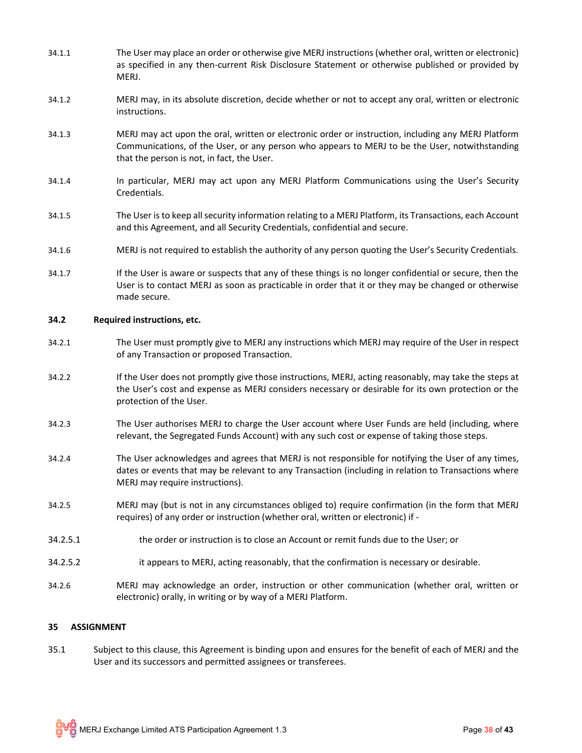34.1.1 The User may place an order or otherwise give MERJ instructions (whether oral, written or electronic) as specified in any then-current Risk Disclosure Statement or otherwise published or provided by MERJ.

34.1.2 MERJ may, in its absolute discretion, decide whether or not to accept any oral, written or electronic instructions.

34.1.3 MERJ may act upon the oral, written or electronic order or instruction, including any MERJ Platform Communications, of the User, or any person who appears to MERJ to be the User, notwithstanding that the person is not, in fact, the User.

34.1.4 In particular, MERJ may act upon any MERJ Platform Communications using the User's Security Credentials.

34.1.5 The User is to keep all security information relating to a MERJ Platform, its Transactions, each Account and this Agreement, and all Security Credentials, confidential and secure.

34.1.6 MERJ is not required to establish the authority of any person quoting the User's Security Credentials.

34.1.7 If the User is aware or suspects that any of these things is no longer confidential or secure, then the User is to contact MERJ as soon as practicable in order that it or they may be changed or otherwise made secure.

**34.2 Required instructions, etc.**

34.2.1 The User must promptly give to MERJ any instructions which MERJ may require of the User in respect of any Transaction or proposed Transaction.

34.2.2 If the User does not promptly give those instructions, MERJ, acting reasonably, may take the steps at the User's cost and expense as MERJ considers necessary or desirable for its own protection or the protection of the User.

34.2.3 The User authorises MERJ to charge the User account where User Funds are held (including, where relevant, the Segregated Funds Account) with any such cost or expense of taking those steps.

34.2.4 The User acknowledges and agrees that MERJ is not responsible for notifying the User of any times, dates or events that may be relevant to any Transaction (including in relation to Transactions where MERJ may require instructions).

34.2.5 MERJ may (but is not in any circumstances obliged to) require confirmation (in the form that MERJ requires) of any order or instruction (whether oral, written or electronic) if -

34.2.5.1 the order or instruction is to close an Account or remit funds due to the User; or

34.2.5.2 it appears to MERJ, acting reasonably, that the confirmation is necessary or desirable.

34.2.6 MERJ may acknowledge an order, instruction or other communication (whether oral, written or electronic) orally, in writing or by way of a MERJ Platform.

**35 ASSIGNMENT**

35.1 Subject to this clause, this Agreement is binding upon and ensures for the benefit of each of MERJ and the User and its successors and permitted assignees or transferees.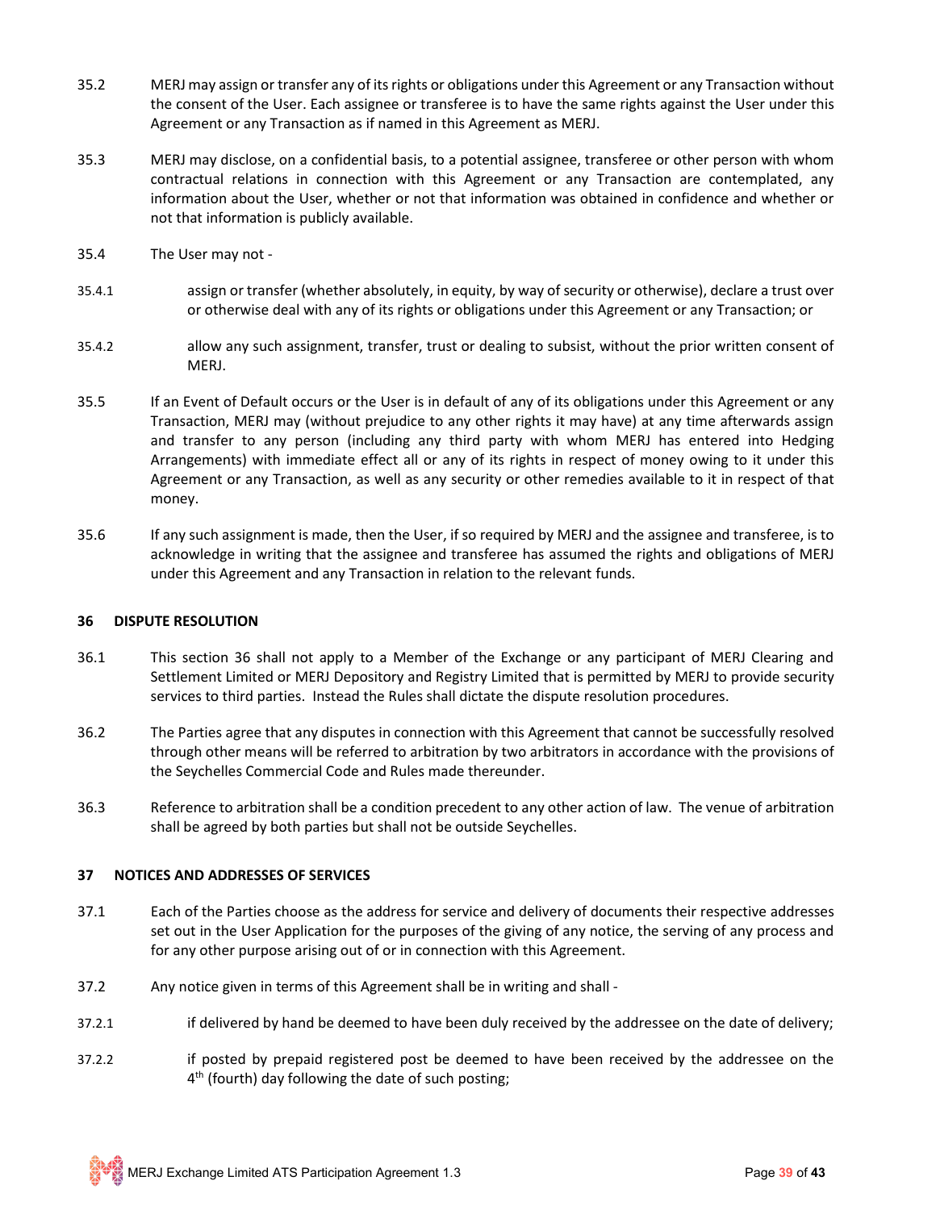35.2 MERJ may assign or transfer any of its rights or obligations under this Agreement or any Transaction without the consent of the User. Each assignee or transferee is to have the same rights against the User under this Agreement or any Transaction as if named in this Agreement as MERJ.

35.3 MERJ may disclose, on a confidential basis, to a potential assignee, transferee or other person with whom contractual relations in connection with this Agreement or any Transaction are contemplated, any information about the User, whether or not that information was obtained in confidence and whether or not that information is publicly available.

35.4 The User may not -

35.4.1 assign or transfer (whether absolutely, in equity, by way of security or otherwise), declare a trust over or otherwise deal with any of its rights or obligations under this Agreement or any Transaction; or

35.4.2 allow any such assignment, transfer, trust or dealing to subsist, without the prior written consent of MERJ.

35.5 If an Event of Default occurs or the User is in default of any of its obligations under this Agreement or any Transaction, MERJ may (without prejudice to any other rights it may have) at any time afterwards assign and transfer to any person (including any third party with whom MERJ has entered into Hedging Arrangements) with immediate effect all or any of its rights in respect of money owing to it under this Agreement or any Transaction, as well as any security or other remedies available to it in respect of that money.

35.6 If any such assignment is made, then the User, if so required by MERJ and the assignee and transferee, is to acknowledge in writing that the assignee and transferee has assumed the rights and obligations of MERJ under this Agreement and any Transaction in relation to the relevant funds.

## 36 DISPUTE RESOLUTION

36.1 This section 36 shall not apply to a Member of the Exchange or any participant of MERJ Clearing and Settlement Limited or MERJ Depository and Registry Limited that is permitted by MERJ to provide security services to third parties. Instead the Rules shall dictate the dispute resolution procedures.

36.2 The Parties agree that any disputes in connection with this Agreement that cannot be successfully resolved through other means will be referred to arbitration by two arbitrators in accordance with the provisions of the Seychelles Commercial Code and Rules made thereunder.

36.3 Reference to arbitration shall be a condition precedent to any other action of law. The venue of arbitration shall be agreed by both parties but shall not be outside Seychelles.

## 37 NOTICES AND ADDRESSES OF SERVICES

37.1 Each of the Parties choose as the address for service and delivery of documents their respective addresses set out in the User Application for the purposes of the giving of any notice, the serving of any process and for any other purpose arising out of or in connection with this Agreement.

37.2 Any notice given in terms of this Agreement shall be in writing and shall -

37.2.1 if delivered by hand be deemed to have been duly received by the addressee on the date of delivery;

37.2.2 if posted by prepaid registered post be deemed to have been received by the addressee on the 4th (fourth) day following the date of such posting;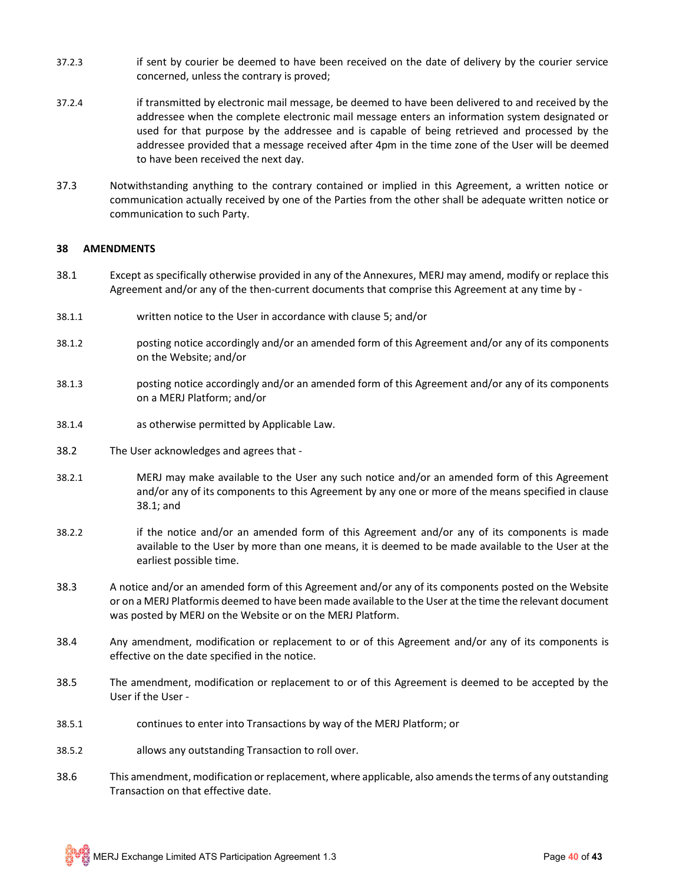37.2.3 if sent by courier be deemed to have been received on the date of delivery by the courier service concerned, unless the contrary is proved;

37.2.4 if transmitted by electronic mail message, be deemed to have been delivered to and received by the addressee when the complete electronic mail message enters an information system designated or used for that purpose by the addressee and is capable of being retrieved and processed by the addressee provided that a message received after 4pm in the time zone of the User will be deemed to have been received the next day.

37.3 Notwithstanding anything to the contrary contained or implied in this Agreement, a written notice or communication actually received by one of the Parties from the other shall be adequate written notice or communication to such Party.

**38 AMENDMENTS**

38.1 Except as specifically otherwise provided in any of the Annexures, MERJ may amend, modify or replace this Agreement and/or any of the then-current documents that comprise this Agreement at any time by -

38.1.1 written notice to the User in accordance with clause 5; and/or

38.1.2 posting notice accordingly and/or an amended form of this Agreement and/or any of its components on the Website; and/or

38.1.3 posting notice accordingly and/or an amended form of this Agreement and/or any of its components on a MERJ Platform; and/or

38.1.4 as otherwise permitted by Applicable Law.

38.2 The User acknowledges and agrees that -

38.2.1 MERJ may make available to the User any such notice and/or an amended form of this Agreement and/or any of its components to this Agreement by any one or more of the means specified in clause 38.1; and

38.2.2 if the notice and/or an amended form of this Agreement and/or any of its components is made available to the User by more than one means, it is deemed to be made available to the User at the earliest possible time.

38.3 A notice and/or an amended form of this Agreement and/or any of its components posted on the Website or on a MERJ Platformis deemed to have been made available to the User at the time the relevant document was posted by MERJ on the Website or on the MERJ Platform.

38.4 Any amendment, modification or replacement to or of this Agreement and/or any of its components is effective on the date specified in the notice.

38.5 The amendment, modification or replacement to or of this Agreement is deemed to be accepted by the User if the User -

38.5.1 continues to enter into Transactions by way of the MERJ Platform; or

38.5.2 allows any outstanding Transaction to roll over.

38.6 This amendment, modification or replacement, where applicable, also amends the terms of any outstanding Transaction on that effective date.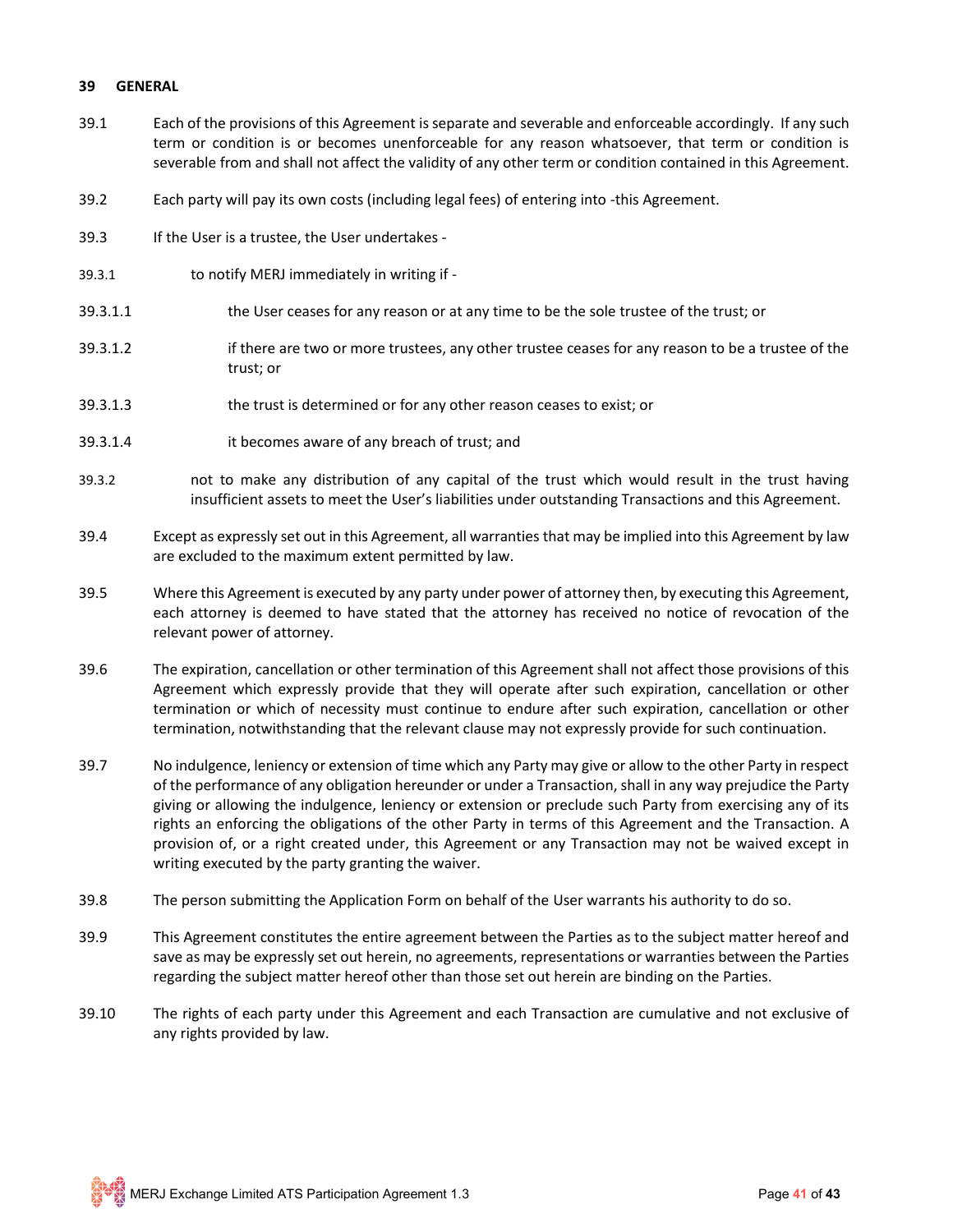## 39 GENERAL

39.1 Each of the provisions of this Agreement is separate and severable and enforceable accordingly. If any such term or condition is or becomes unenforceable for any reason whatsoever, that term or condition is severable from and shall not affect the validity of any other term or condition contained in this Agreement.

39.2 Each party will pay its own costs (including legal fees) of entering into -this Agreement.

39.3 If the User is a trustee, the User undertakes -

39.3.1 to notify MERJ immediately in writing if -

39.3.1.1 the User ceases for any reason or at any time to be the sole trustee of the trust; or

39.3.1.2 if there are two or more trustees, any other trustee ceases for any reason to be a trustee of the trust; or

39.3.1.3 the trust is determined or for any other reason ceases to exist; or

39.3.1.4 it becomes aware of any breach of trust; and

39.3.2 not to make any distribution of any capital of the trust which would result in the trust having insufficient assets to meet the User's liabilities under outstanding Transactions and this Agreement.

39.4 Except as expressly set out in this Agreement, all warranties that may be implied into this Agreement by law are excluded to the maximum extent permitted by law.

39.5 Where this Agreement is executed by any party under power of attorney then, by executing this Agreement, each attorney is deemed to have stated that the attorney has received no notice of revocation of the relevant power of attorney.

39.6 The expiration, cancellation or other termination of this Agreement shall not affect those provisions of this Agreement which expressly provide that they will operate after such expiration, cancellation or other termination or which of necessity must continue to endure after such expiration, cancellation or other termination, notwithstanding that the relevant clause may not expressly provide for such continuation.

39.7 No indulgence, leniency or extension of time which any Party may give or allow to the other Party in respect of the performance of any obligation hereunder or under a Transaction, shall in any way prejudice the Party giving or allowing the indulgence, leniency or extension or preclude such Party from exercising any of its rights an enforcing the obligations of the other Party in terms of this Agreement and the Transaction. A provision of, or a right created under, this Agreement or any Transaction may not be waived except in writing executed by the party granting the waiver.

39.8 The person submitting the Application Form on behalf of the User warrants his authority to do so.

39.9 This Agreement constitutes the entire agreement between the Parties as to the subject matter hereof and save as may be expressly set out herein, no agreements, representations or warranties between the Parties regarding the subject matter hereof other than those set out herein are binding on the Parties.

39.10 The rights of each party under this Agreement and each Transaction are cumulative and not exclusive of any rights provided by law.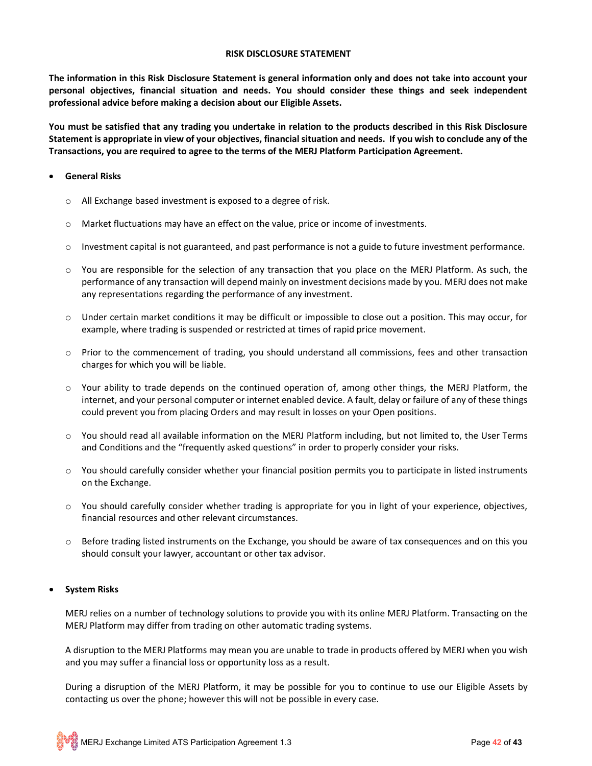# RISK DISCLOSURE STATEMENT

**The information in this Risk Disclosure Statement is general information only and does not take into account your personal objectives, financial situation and needs. You should consider these things and seek independent professional advice before making a decision about our Eligible Assets.**

**You must be satisfied that any trading you undertake in relation to the products described in this Risk Disclosure Statement is appropriate in view of your objectives, financial situation and needs. If you wish to conclude any of the Transactions, you are required to agree to the terms of the MERJ Platform Participation Agreement.**

- **General Risks**
  - All Exchange based investment is exposed to a degree of risk.
  - Market fluctuations may have an effect on the value, price or income of investments.
  - Investment capital is not guaranteed, and past performance is not a guide to future investment performance.
  - You are responsible for the selection of any transaction that you place on the MERJ Platform. As such, the performance of any transaction will depend mainly on investment decisions made by you. MERJ does not make any representations regarding the performance of any investment.
  - Under certain market conditions it may be difficult or impossible to close out a position. This may occur, for example, where trading is suspended or restricted at times of rapid price movement.
  - Prior to the commencement of trading, you should understand all commissions, fees and other transaction charges for which you will be liable.
  - Your ability to trade depends on the continued operation of, among other things, the MERJ Platform, the internet, and your personal computer or internet enabled device. A fault, delay or failure of any of these things could prevent you from placing Orders and may result in losses on your Open positions.
  - You should read all available information on the MERJ Platform including, but not limited to, the User Terms and Conditions and the "frequently asked questions" in order to properly consider your risks.
  - You should carefully consider whether your financial position permits you to participate in listed instruments on the Exchange.
  - You should carefully consider whether trading is appropriate for you in light of your experience, objectives, financial resources and other relevant circumstances.
  - Before trading listed instruments on the Exchange, you should be aware of tax consequences and on this you should consult your lawyer, accountant or other tax advisor.

- **System Risks**

  MERJ relies on a number of technology solutions to provide you with its online MERJ Platform. Transacting on the MERJ Platform may differ from trading on other automatic trading systems.

  A disruption to the MERJ Platforms may mean you are unable to trade in products offered by MERJ when you wish and you may suffer a financial loss or opportunity loss as a result.

  During a disruption of the MERJ Platform, it may be possible for you to continue to use our Eligible Assets by contacting us over the phone; however this will not be possible in every case.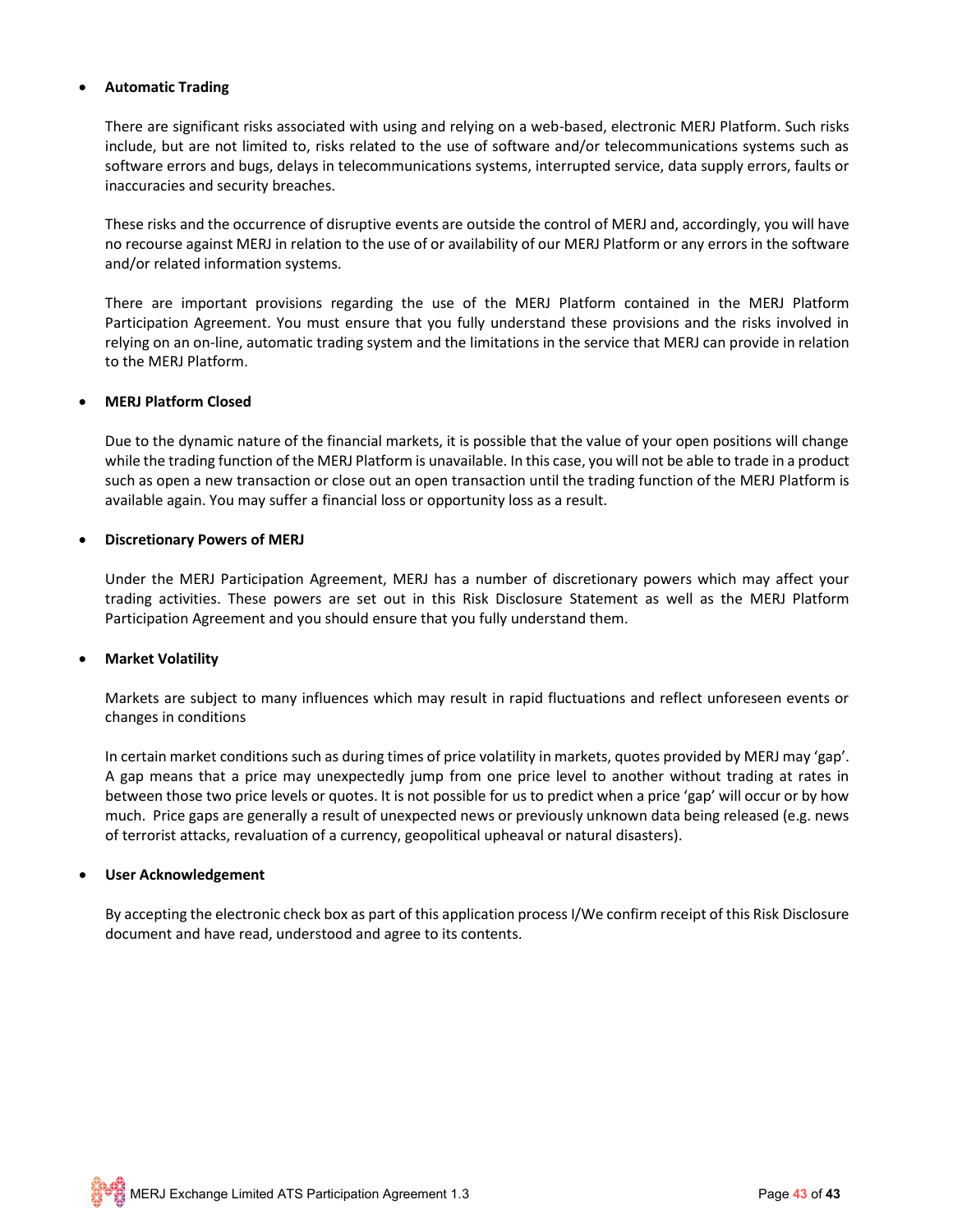- **Automatic Trading**

  There are significant risks associated with using and relying on a web-based, electronic MERJ Platform. Such risks include, but are not limited to, risks related to the use of software and/or telecommunications systems such as software errors and bugs, delays in telecommunications systems, interrupted service, data supply errors, faults or inaccuracies and security breaches.

  These risks and the occurrence of disruptive events are outside the control of MERJ and, accordingly, you will have no recourse against MERJ in relation to the use of or availability of our MERJ Platform or any errors in the software and/or related information systems.

  There are important provisions regarding the use of the MERJ Platform contained in the MERJ Platform Participation Agreement. You must ensure that you fully understand these provisions and the risks involved in relying on an on-line, automatic trading system and the limitations in the service that MERJ can provide in relation to the MERJ Platform.

- **MERJ Platform Closed**

  Due to the dynamic nature of the financial markets, it is possible that the value of your open positions will change while the trading function of the MERJ Platform is unavailable. In this case, you will not be able to trade in a product such as open a new transaction or close out an open transaction until the trading function of the MERJ Platform is available again. You may suffer a financial loss or opportunity loss as a result.

- **Discretionary Powers of MERJ**

  Under the MERJ Participation Agreement, MERJ has a number of discretionary powers which may affect your trading activities. These powers are set out in this Risk Disclosure Statement as well as the MERJ Platform Participation Agreement and you should ensure that you fully understand them.

- **Market Volatility**

  Markets are subject to many influences which may result in rapid fluctuations and reflect unforeseen events or changes in conditions

  In certain market conditions such as during times of price volatility in markets, quotes provided by MERJ may 'gap'. A gap means that a price may unexpectedly jump from one price level to another without trading at rates in between those two price levels or quotes. It is not possible for us to predict when a price 'gap' will occur or by how much. Price gaps are generally a result of unexpected news or previously unknown data being released (e.g. news of terrorist attacks, revaluation of a currency, geopolitical upheaval or natural disasters).

- **User Acknowledgement**

  By accepting the electronic check box as part of this application process I/We confirm receipt of this Risk Disclosure document and have read, understood and agree to its contents.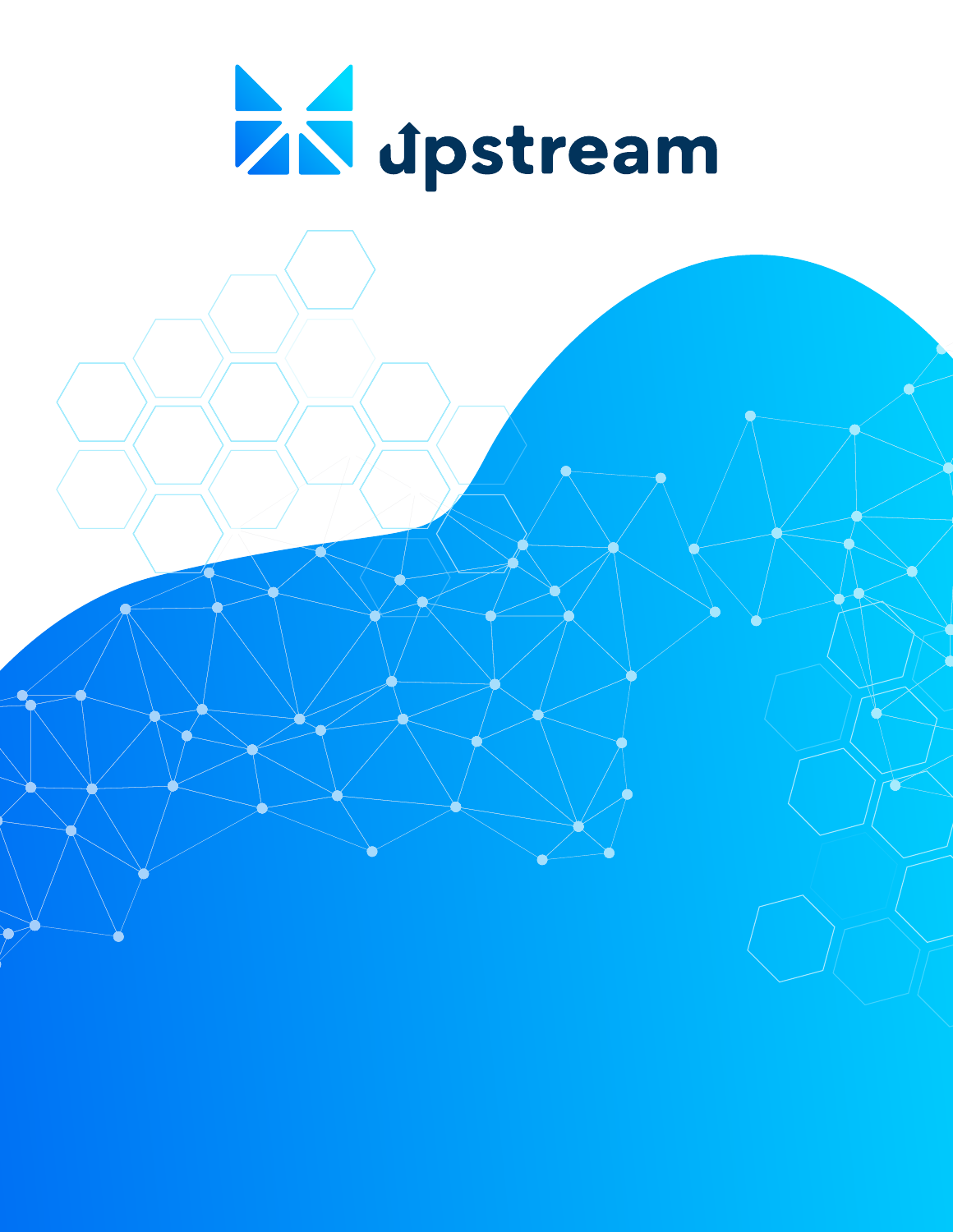upstream